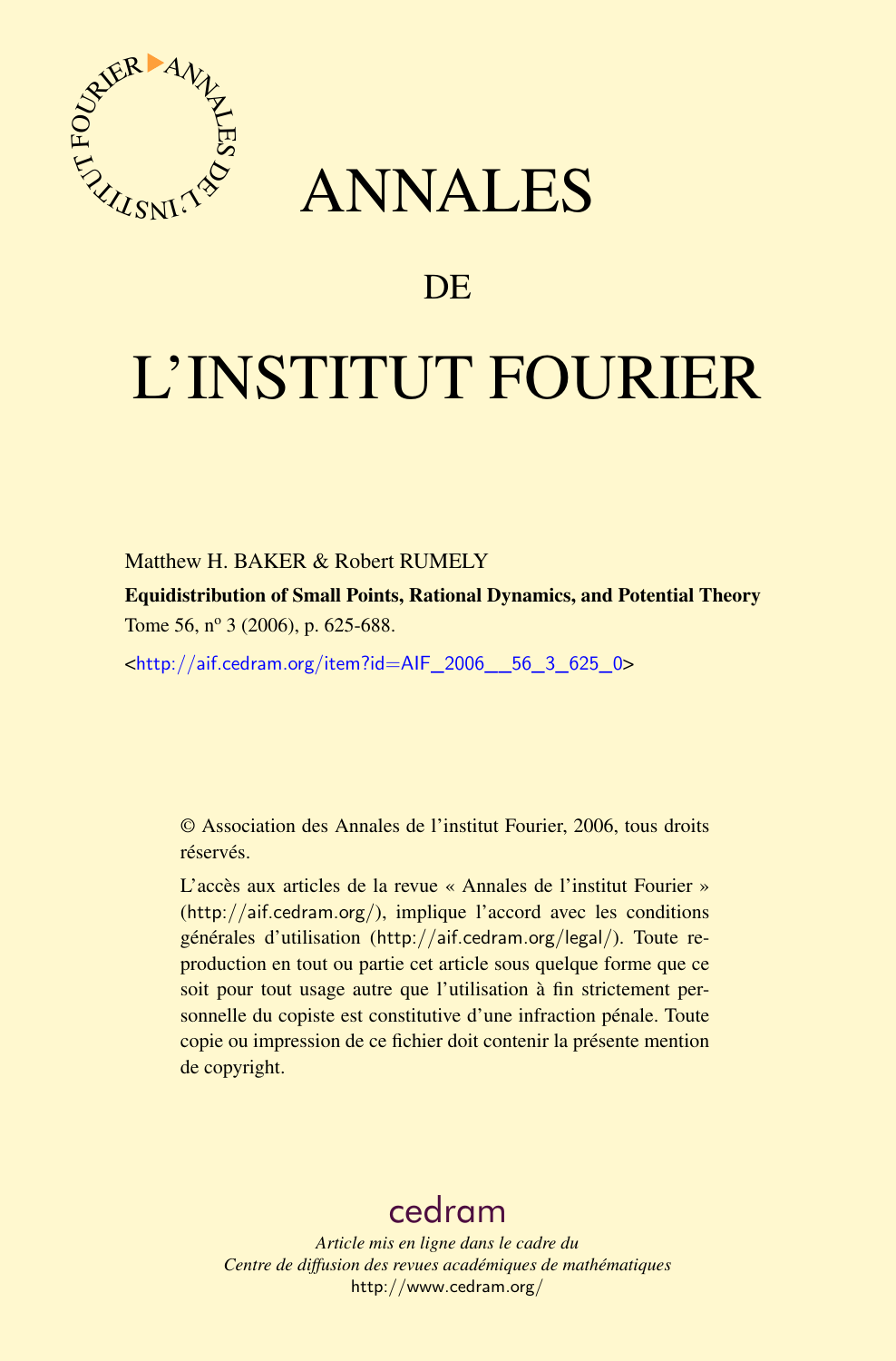# ANNALES

## DE

# L'INSTITUT FOURIER

Matthew H. BAKER & Robert RUMELY

**Equidistribution of Small Points, Rational Dynamics, and Potential Theory**

Tome 56, nº 3 (2006), p. 625-688.

<http://aif.cedram.org/item?id=AIF_2006__56_3_625_0>

© Association des Annales de l'institut Fourier, 2006, tous droits réservés.

L'accès aux articles de la revue « Annales de l'institut Fourier » (http://aif.cedram.org/), implique l'accord avec les conditions générales d'utilisation (http://aif.cedram.org/legal/). Toute reproduction en tout ou partie cet article sous quelque forme que ce soit pour tout usage autre que l'utilisation à fin strictement personnelle du copiste est constitutive d'une infraction pénale. Toute copie ou impression de ce fichier doit contenir la présente mention de copyright.

cedram

*Article mis en ligne dans le cadre du*
*Centre de diffusion des revues académiques de mathématiques*
http://www.cedram.org/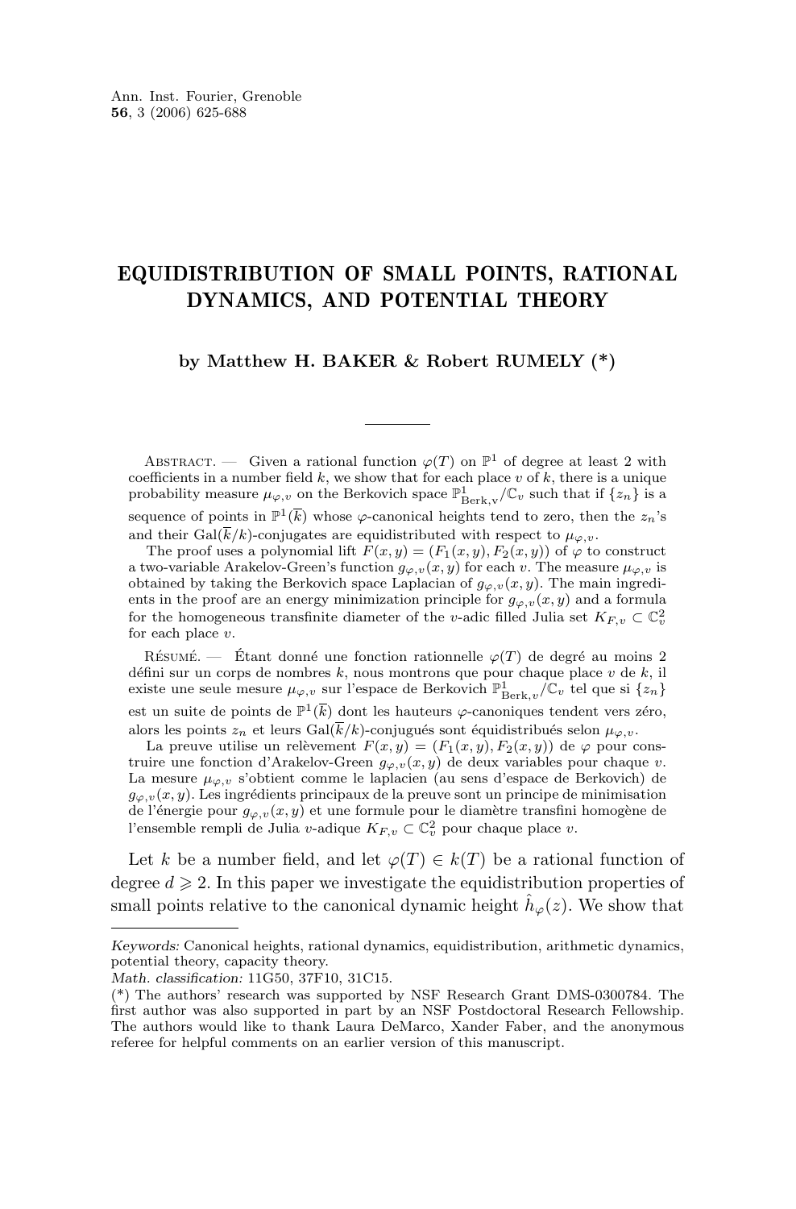# EQUIDISTRIBUTION OF SMALL POINTS, RATIONAL DYNAMICS, AND POTENTIAL THEORY

**by Matthew H. BAKER & Robert RUMELY (\*)**

Abstract. — Given a rational function $\varphi(T)$ on $\mathbb{P}^1$ of degree at least 2 with coefficients in a number field $k$, we show that for each place $v$ of $k$, there is a unique probability measure $\mu_{\varphi,v}$ on the Berkovich space $\mathbb{P}^1_{\mathrm{Berk,v}}/\mathbb{C}_v$ such that if $\{z_n\}$ is a sequence of points in $\mathbb{P}^1(\overline{k})$ whose $\varphi$-canonical heights tend to zero, then the $z_n$'s and their $\mathrm{Gal}(\overline{k}/k)$-conjugates are equidistributed with respect to $\mu_{\varphi,v}$.

The proof uses a polynomial lift $F(x,y) = (F_1(x,y), F_2(x,y))$ of $\varphi$ to construct a two-variable Arakelov-Green's function $g_{\varphi,v}(x,y)$ for each $v$. The measure $\mu_{\varphi,v}$ is obtained by taking the Berkovich space Laplacian of $g_{\varphi,v}(x,y)$. The main ingredients in the proof are an energy minimization principle for $g_{\varphi,v}(x,y)$ and a formula for the homogeneous transfinite diameter of the $v$-adic filled Julia set $K_{F,v} \subset \mathbb{C}_v^2$ for each place $v$.

Résumé. — Étant donné une fonction rationnelle $\varphi(T)$ de degré au moins 2 défini sur un corps de nombres $k$, nous montrons que pour chaque place $v$ de $k$, il existe une seule mesure $\mu_{\varphi,v}$ sur l'espace de Berkovich $\mathbb{P}^1_{\mathrm{Berk},v}/\mathbb{C}_v$ tel que si $\{z_n\}$ est un suite de points de $\mathbb{P}^1(\overline{k})$ dont les hauteurs $\varphi$-canoniques tendent vers zéro, alors les points $z_n$ et leurs $\mathrm{Gal}(\overline{k}/k)$-conjugués sont équidistribués selon $\mu_{\varphi,v}$.

La preuve utilise un relèvement $F(x,y) = (F_1(x,y), F_2(x,y))$ de $\varphi$ pour construire une fonction d'Arakelov-Green $g_{\varphi,v}(x,y)$ de deux variables pour chaque $v$. La mesure $\mu_{\varphi,v}$ s'obtient comme le laplacien (au sens d'espace de Berkovich) de $g_{\varphi,v}(x,y)$. Les ingrédients principaux de la preuve sont un principe de minimisation de l'énergie pour $g_{\varphi,v}(x,y)$ et une formule pour le diamètre transfini homogène de l'ensemble rempli de Julia $v$-adique $K_{F,v} \subset \mathbb{C}_v^2$ pour chaque place $v$.

Let $k$ be a number field, and let $\varphi(T) \in k(T)$ be a rational function of degree $d \geqslant 2$. In this paper we investigate the equidistribution properties of small points relative to the canonical dynamic height $\hat{h}_\varphi(z)$. We show that

*Keywords:* Canonical heights, rational dynamics, equidistribution, arithmetic dynamics, potential theory, capacity theory.
*Math. classification:* 11G50, 37F10, 31C15.
(\*) The authors' research was supported by NSF Research Grant DMS-0300784. The first author was also supported in part by an NSF Postdoctoral Research Fellowship. The authors would like to thank Laura DeMarco, Xander Faber, and the anonymous referee for helpful comments on an earlier version of this manuscript.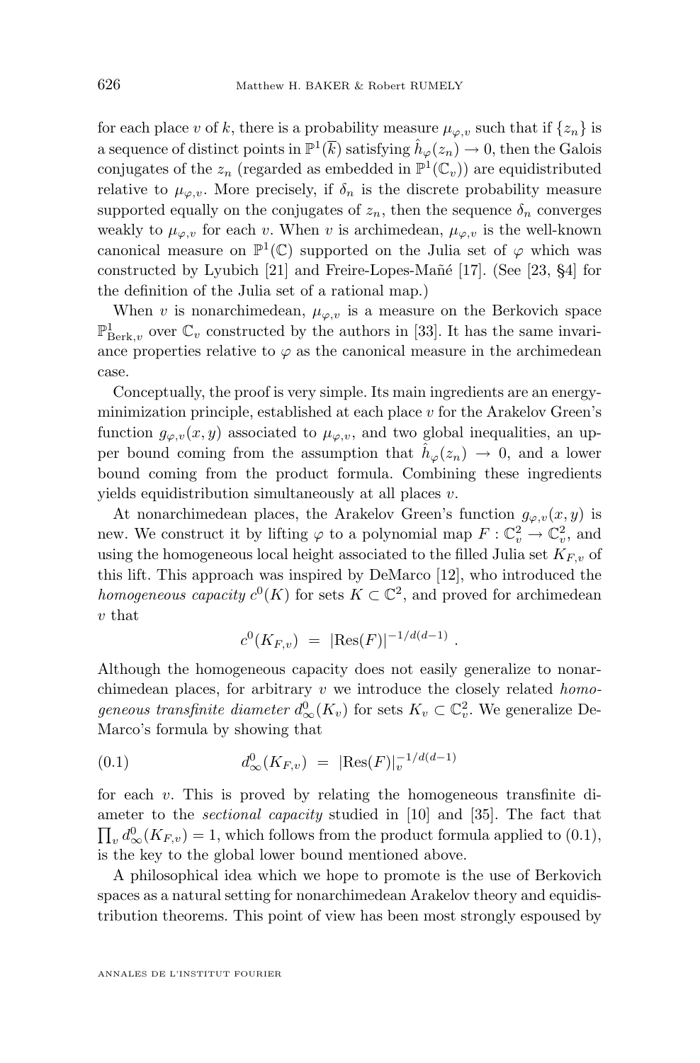for each place $v$ of $k$, there is a probability measure $\mu_{\varphi,v}$ such that if $\{z_n\}$ is a sequence of distinct points in $\mathbb{P}^1(\overline{k})$ satisfying $\hat{h}_\varphi(z_n) \to 0$, then the Galois conjugates of the $z_n$ (regarded as embedded in $\mathbb{P}^1(\mathbb{C}_v)$) are equidistributed relative to $\mu_{\varphi,v}$. More precisely, if $\delta_n$ is the discrete probability measure supported equally on the conjugates of $z_n$, then the sequence $\delta_n$ converges weakly to $\mu_{\varphi,v}$ for each $v$. When $v$ is archimedean, $\mu_{\varphi,v}$ is the well-known canonical measure on $\mathbb{P}^1(\mathbb{C})$ supported on the Julia set of $\varphi$ which was constructed by Lyubich [21] and Freire-Lopes-Mañé [17]. (See [23, §4] for the definition of the Julia set of a rational map.)

When $v$ is nonarchimedean, $\mu_{\varphi,v}$ is a measure on the Berkovich space $\mathbb{P}^1_{\mathrm{Berk},v}$ over $\mathbb{C}_v$ constructed by the authors in [33]. It has the same invariance properties relative to $\varphi$ as the canonical measure in the archimedean case.

Conceptually, the proof is very simple. Its main ingredients are an energy-minimization principle, established at each place $v$ for the Arakelov Green's function $g_{\varphi,v}(x,y)$ associated to $\mu_{\varphi,v}$, and two global inequalities, an upper bound coming from the assumption that $\hat{h}_\varphi(z_n) \to 0$, and a lower bound coming from the product formula. Combining these ingredients yields equidistribution simultaneously at all places $v$.

At nonarchimedean places, the Arakelov Green's function $g_{\varphi,v}(x,y)$ is new. We construct it by lifting $\varphi$ to a polynomial map $F : \mathbb{C}_v^2 \to \mathbb{C}_v^2$, and using the homogeneous local height associated to the filled Julia set $K_{F,v}$ of this lift. This approach was inspired by DeMarco [12], who introduced the *homogeneous capacity* $c^0(K)$ for sets $K \subset \mathbb{C}^2$, and proved for archimedean $v$ that

$$c^0(K_{F,v}) \ = \ |\mathrm{Res}(F)|^{-1/d(d-1)} \ .$$

Although the homogeneous capacity does not easily generalize to nonarchimedean places, for arbitrary $v$ we introduce the closely related *homogeneous transfinite diameter* $d^0_\infty(K_v)$ for sets $K_v \subset \mathbb{C}_v^2$. We generalize DeMarco's formula by showing that

$$d^0_\infty(K_{F,v}) \ = \ |\mathrm{Res}(F)|_v^{-1/d(d-1)} \tag{0.1}$$

for each $v$. This is proved by relating the homogeneous transfinite diameter to the *sectional capacity* studied in [10] and [35]. The fact that $\prod_v d^0_\infty(K_{F,v}) = 1$, which follows from the product formula applied to (0.1), is the key to the global lower bound mentioned above.

A philosophical idea which we hope to promote is the use of Berkovich spaces as a natural setting for nonarchimedean Arakelov theory and equidistribution theorems. This point of view has been most strongly espoused by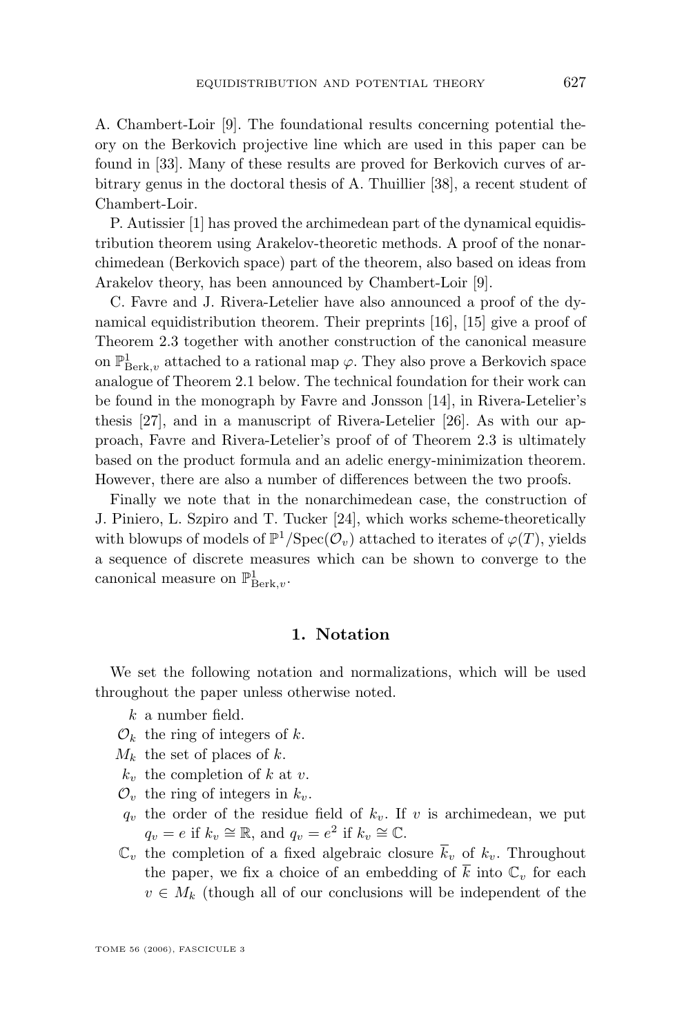A. Chambert-Loir [9]. The foundational results concerning potential theory on the Berkovich projective line which are used in this paper can be found in [33]. Many of these results are proved for Berkovich curves of arbitrary genus in the doctoral thesis of A. Thuillier [38], a recent student of Chambert-Loir.

P. Autissier [1] has proved the archimedean part of the dynamical equidistribution theorem using Arakelov-theoretic methods. A proof of the nonarchimedean (Berkovich space) part of the theorem, also based on ideas from Arakelov theory, has been announced by Chambert-Loir [9].

C. Favre and J. Rivera-Letelier have also announced a proof of the dynamical equidistribution theorem. Their preprints [16], [15] give a proof of Theorem 2.3 together with another construction of the canonical measure on $\mathbb{P}^1_{\mathrm{Berk},v}$ attached to a rational map $\varphi$. They also prove a Berkovich space analogue of Theorem 2.1 below. The technical foundation for their work can be found in the monograph by Favre and Jonsson [14], in Rivera-Letelier's thesis [27], and in a manuscript of Rivera-Letelier [26]. As with our approach, Favre and Rivera-Letelier's proof of of Theorem 2.3 is ultimately based on the product formula and an adelic energy-minimization theorem. However, there are also a number of differences between the two proofs.

Finally we note that in the nonarchimedean case, the construction of J. Piniero, L. Szpiro and T. Tucker [24], which works scheme-theoretically with blowups of models of $\mathbb{P}^1/\mathrm{Spec}(\mathcal{O}_v)$ attached to iterates of $\varphi(T)$, yields a sequence of discrete measures which can be shown to converge to the canonical measure on $\mathbb{P}^1_{\mathrm{Berk},v}$.

## 1. Notation

We set the following notation and normalizations, which will be used throughout the paper unless otherwise noted.

- $k$ a number field.
- $\mathcal{O}_k$ the ring of integers of $k$.
- $M_k$ the set of places of $k$.
- $k_v$ the completion of $k$ at $v$.
- $\mathcal{O}_v$ the ring of integers in $k_v$.
- $q_v$ the order of the residue field of $k_v$. If $v$ is archimedean, we put $q_v = e$ if $k_v \cong \mathbb{R}$, and $q_v = e^2$ if $k_v \cong \mathbb{C}$.
- $\mathbb{C}_v$ the completion of a fixed algebraic closure $\overline{k}_v$ of $k_v$. Throughout the paper, we fix a choice of an embedding of $\overline{k}$ into $\mathbb{C}_v$ for each $v \in M_k$ (though all of our conclusions will be independent of the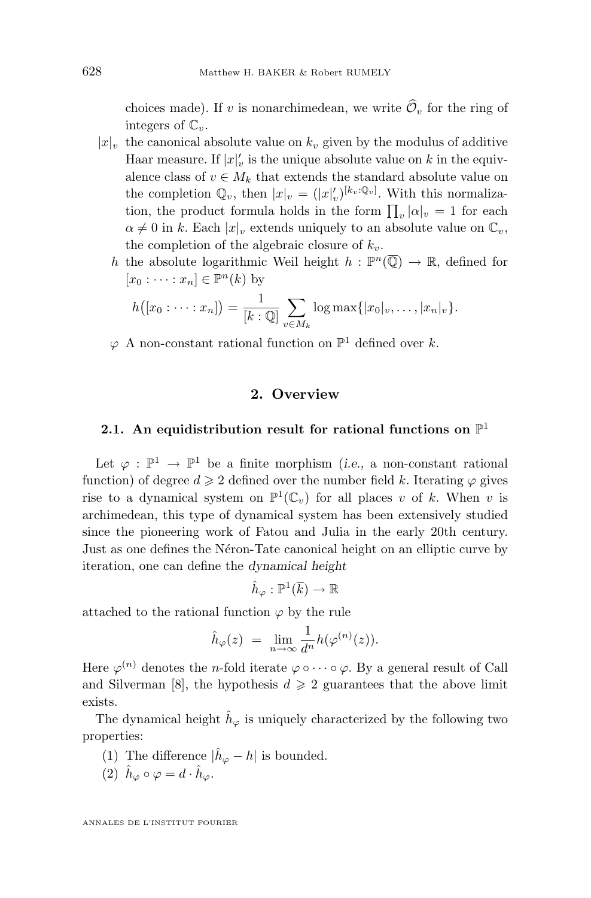choices made). If $v$ is nonarchimedean, we write $\widehat{\mathcal{O}}_v$ for the ring of integers of $\mathbb{C}_v$.

$|x|_v$ the canonical absolute value on $k_v$ given by the modulus of additive Haar measure. If $|x|'_v$ is the unique absolute value on $k$ in the equivalence class of $v \in M_k$ that extends the standard absolute value on the completion $\mathbb{Q}_v$, then $|x|_v = (|x|'_v)^{[k_v:\mathbb{Q}_v]}$. With this normalization, the product formula holds in the form $\prod_v |\alpha|_v = 1$ for each $\alpha \neq 0$ in $k$. Each $|x|_v$ extends uniquely to an absolute value on $\mathbb{C}_v$, the completion of the algebraic closure of $k_v$.

$h$ the absolute logarithmic Weil height $h : \mathbb{P}^n(\overline{\mathbb{Q}}) \to \mathbb{R}$, defined for $[x_0 : \cdots : x_n] \in \mathbb{P}^n(k)$ by

$$h\big([x_0 : \cdots : x_n]\big) = \frac{1}{[k:\mathbb{Q}]} \sum_{v \in M_k} \log \max\{|x_0|_v, \ldots, |x_n|_v\}.$$

$\varphi$ A non-constant rational function on $\mathbb{P}^1$ defined over $k$.

## 2. Overview

### 2.1. An equidistribution result for rational functions on $\mathbb{P}^1$

Let $\varphi : \mathbb{P}^1 \to \mathbb{P}^1$ be a finite morphism (*i.e.*, a non-constant rational function) of degree $d \geqslant 2$ defined over the number field $k$. Iterating $\varphi$ gives rise to a dynamical system on $\mathbb{P}^1(\mathbb{C}_v)$ for all places $v$ of $k$. When $v$ is archimedean, this type of dynamical system has been extensively studied since the pioneering work of Fatou and Julia in the early 20th century. Just as one defines the Néron-Tate canonical height on an elliptic curve by iteration, one can define the *dynamical height*

$$\hat{h}_\varphi : \mathbb{P}^1(\overline{k}) \to \mathbb{R}$$

attached to the rational function $\varphi$ by the rule

$$\hat{h}_\varphi(z) \;=\; \lim_{n\to\infty} \frac{1}{d^n} h(\varphi^{(n)}(z)).$$

Here $\varphi^{(n)}$ denotes the $n$-fold iterate $\varphi \circ \cdots \circ \varphi$. By a general result of Call and Silverman [8], the hypothesis $d \geqslant 2$ guarantees that the above limit exists.

The dynamical height $\hat{h}_\varphi$ is uniquely characterized by the following two properties:

1. The difference $|\hat{h}_\varphi - h|$ is bounded.
2. $\hat{h}_\varphi \circ \varphi = d \cdot \hat{h}_\varphi$.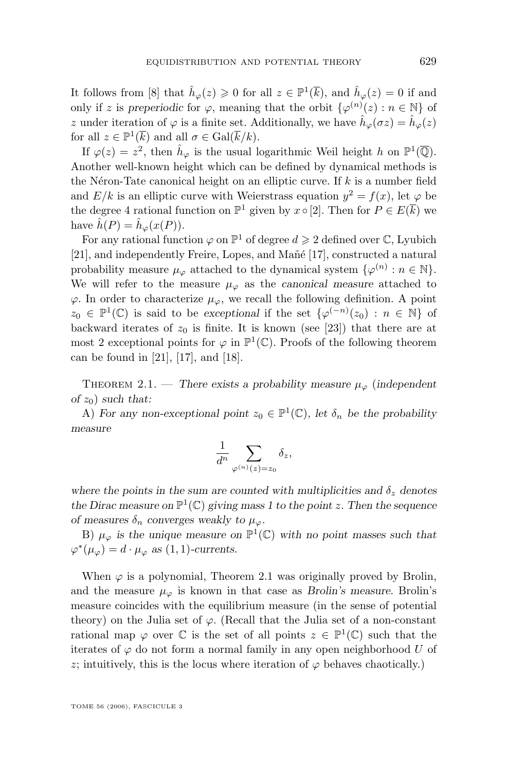It follows from [8] that $\hat{h}_\varphi(z) \geqslant 0$ for all $z \in \mathbb{P}^1(\overline{k})$, and $\hat{h}_\varphi(z) = 0$ if and only if $z$ is *preperiodic* for $\varphi$, meaning that the orbit $\{\varphi^{(n)}(z) : n \in \mathbb{N}\}$ of $z$ under iteration of $\varphi$ is a finite set. Additionally, we have $\hat{h}_\varphi(\sigma z) = \hat{h}_\varphi(z)$ for all $z \in \mathbb{P}^1(\overline{k})$ and all $\sigma \in \mathrm{Gal}(\overline{k}/k)$.

If $\varphi(z) = z^2$, then $\hat{h}_\varphi$ is the usual logarithmic Weil height $h$ on $\mathbb{P}^1(\overline{\mathbb{Q}})$. Another well-known height which can be defined by dynamical methods is the Néron-Tate canonical height on an elliptic curve. If $k$ is a number field and $E/k$ is an elliptic curve with Weierstrass equation $y^2 = f(x)$, let $\varphi$ be the degree 4 rational function on $\mathbb{P}^1$ given by $x \circ [2]$. Then for $P \in E(\overline{k})$ we have $\hat{h}(P) = \hat{h}_\varphi(x(P))$.

For any rational function $\varphi$ on $\mathbb{P}^1$ of degree $d \geqslant 2$ defined over $\mathbb{C}$, Lyubich [21], and independently Freire, Lopes, and Mañé [17], constructed a natural probability measure $\mu_\varphi$ attached to the dynamical system $\{\varphi^{(n)} : n \in \mathbb{N}\}$. We will refer to the measure $\mu_\varphi$ as the *canonical measure* attached to $\varphi$. In order to characterize $\mu_\varphi$, we recall the following definition. A point $z_0 \in \mathbb{P}^1(\mathbb{C})$ is said to be *exceptional* if the set $\{\varphi^{(-n)}(z_0) : n \in \mathbb{N}\}$ of backward iterates of $z_0$ is finite. It is known (see [23]) that there are at most 2 exceptional points for $\varphi$ in $\mathbb{P}^1(\mathbb{C})$. Proofs of the following theorem can be found in [21], [17], and [18].

Theorem 2.1. — *There exists a probability measure $\mu_\varphi$ (independent of $z_0$) such that:*

A) *For any non-exceptional point $z_0 \in \mathbb{P}^1(\mathbb{C})$, let $\delta_n$ be the probability measure*

$$\frac{1}{d^n} \sum_{\varphi^{(n)}(z) = z_0} \delta_z,$$

*where the points in the sum are counted with multiplicities and $\delta_z$ denotes the Dirac measure on $\mathbb{P}^1(\mathbb{C})$ giving mass 1 to the point $z$. Then the sequence of measures $\delta_n$ converges weakly to $\mu_\varphi$.*

B) *$\mu_\varphi$ is the unique measure on $\mathbb{P}^1(\mathbb{C})$ with no point masses such that $\varphi^*(\mu_\varphi) = d \cdot \mu_\varphi$ as $(1,1)$-currents.*

When $\varphi$ is a polynomial, Theorem 2.1 was originally proved by Brolin, and the measure $\mu_\varphi$ is known in that case as *Brolin's measure*. Brolin's measure coincides with the equilibrium measure (in the sense of potential theory) on the Julia set of $\varphi$. (Recall that the Julia set of a non-constant rational map $\varphi$ over $\mathbb{C}$ is the set of all points $z \in \mathbb{P}^1(\mathbb{C})$ such that the iterates of $\varphi$ do not form a normal family in any open neighborhood $U$ of $z$; intuitively, this is the locus where iteration of $\varphi$ behaves chaotically.)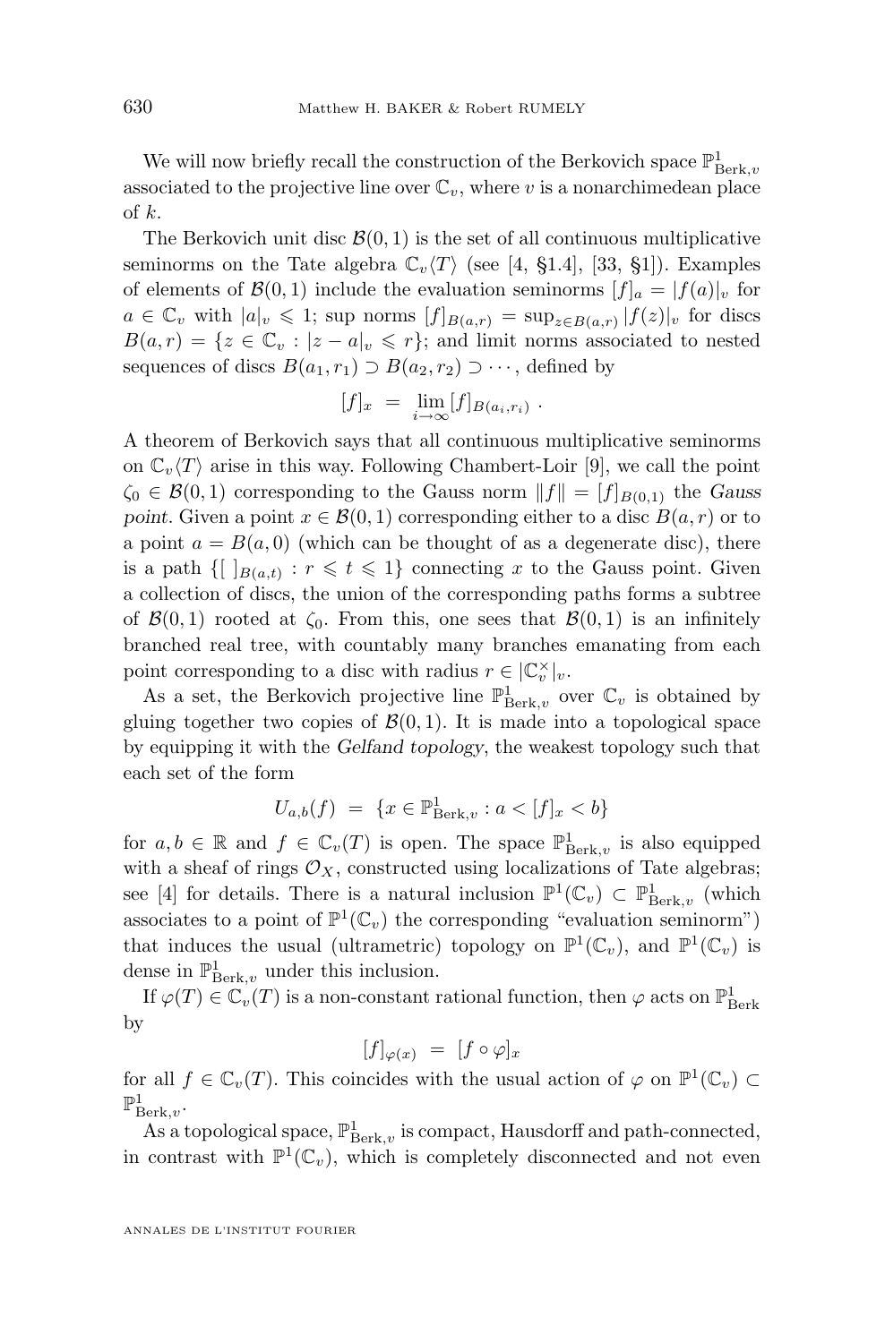We will now briefly recall the construction of the Berkovich space $\mathbb{P}^1_{\mathrm{Berk},v}$ associated to the projective line over $\mathbb{C}_v$, where $v$ is a nonarchimedean place of $k$.

The Berkovich unit disc $\mathcal{B}(0,1)$ is the set of all continuous multiplicative seminorms on the Tate algebra $\mathbb{C}_v\langle T\rangle$ (see [4, §1.4], [33, §1]). Examples of elements of $\mathcal{B}(0,1)$ include the evaluation seminorms $[f]_a = |f(a)|_v$ for $a \in \mathbb{C}_v$ with $|a|_v \leqslant 1$; sup norms $[f]_{B(a,r)} = \sup_{z\in B(a,r)} |f(z)|_v$ for discs $B(a,r) = \{z \in \mathbb{C}_v : |z-a|_v \leqslant r\}$; and limit norms associated to nested sequences of discs $B(a_1,r_1) \supset B(a_2,r_2) \supset \cdots$, defined by

$$[f]_x \;=\; \lim_{i\to\infty} [f]_{B(a_i,r_i)} \ .$$

A theorem of Berkovich says that all continuous multiplicative seminorms on $\mathbb{C}_v\langle T\rangle$ arise in this way. Following Chambert-Loir [9], we call the point $\zeta_0 \in \mathcal{B}(0,1)$ corresponding to the Gauss norm $\|f\| = [f]_{B(0,1)}$ the *Gauss point*. Given a point $x \in \mathcal{B}(0,1)$ corresponding either to a disc $B(a,r)$ or to a point $a = B(a,0)$ (which can be thought of as a degenerate disc), there is a path $\{[\ ]_{B(a,t)} : r \leqslant t \leqslant 1\}$ connecting $x$ to the Gauss point. Given a collection of discs, the union of the corresponding paths forms a subtree of $\mathcal{B}(0,1)$ rooted at $\zeta_0$. From this, one sees that $\mathcal{B}(0,1)$ is an infinitely branched real tree, with countably many branches emanating from each point corresponding to a disc with radius $r \in |\mathbb{C}_v^\times|_v$.

As a set, the Berkovich projective line $\mathbb{P}^1_{\mathrm{Berk},v}$ over $\mathbb{C}_v$ is obtained by gluing together two copies of $\mathcal{B}(0,1)$. It is made into a topological space by equipping it with the *Gelfand topology*, the weakest topology such that each set of the form

$$U_{a,b}(f) \;=\; \{x \in \mathbb{P}^1_{\mathrm{Berk},v} : a < [f]_x < b\}$$

for $a,b \in \mathbb{R}$ and $f \in \mathbb{C}_v(T)$ is open. The space $\mathbb{P}^1_{\mathrm{Berk},v}$ is also equipped with a sheaf of rings $\mathcal{O}_X$, constructed using localizations of Tate algebras; see [4] for details. There is a natural inclusion $\mathbb{P}^1(\mathbb{C}_v) \subset \mathbb{P}^1_{\mathrm{Berk},v}$ (which associates to a point of $\mathbb{P}^1(\mathbb{C}_v)$ the corresponding "evaluation seminorm") that induces the usual (ultrametric) topology on $\mathbb{P}^1(\mathbb{C}_v)$, and $\mathbb{P}^1(\mathbb{C}_v)$ is dense in $\mathbb{P}^1_{\mathrm{Berk},v}$ under this inclusion.

If $\varphi(T) \in \mathbb{C}_v(T)$ is a non-constant rational function, then $\varphi$ acts on $\mathbb{P}^1_{\mathrm{Berk}}$ by

$$[f]_{\varphi(x)} \;=\; [f\circ\varphi]_x$$

for all $f \in \mathbb{C}_v(T)$. This coincides with the usual action of $\varphi$ on $\mathbb{P}^1(\mathbb{C}_v) \subset \mathbb{P}^1_{\mathrm{Berk},v}$.

As a topological space, $\mathbb{P}^1_{\mathrm{Berk},v}$ is compact, Hausdorff and path-connected, in contrast with $\mathbb{P}^1(\mathbb{C}_v)$, which is completely disconnected and not even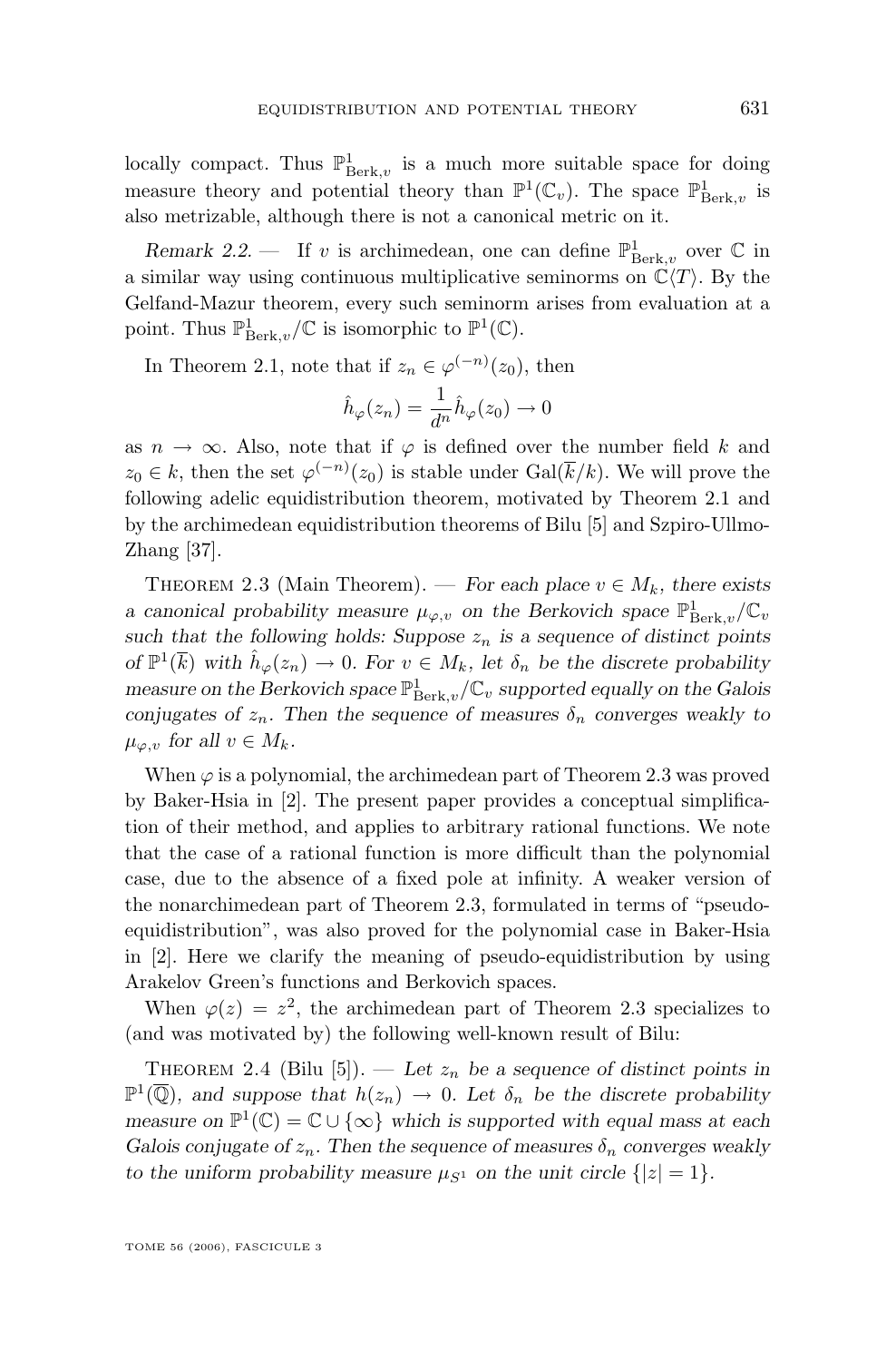locally compact. Thus $\mathbb{P}^1_{\mathrm{Berk},v}$ is a much more suitable space for doing measure theory and potential theory than $\mathbb{P}^1(\mathbb{C}_v)$. The space $\mathbb{P}^1_{\mathrm{Berk},v}$ is also metrizable, although there is not a canonical metric on it.

*Remark 2.2.* — If $v$ is archimedean, one can define $\mathbb{P}^1_{\mathrm{Berk},v}$ over $\mathbb{C}$ in a similar way using continuous multiplicative seminorms on $\mathbb{C}\langle T\rangle$. By the Gelfand-Mazur theorem, every such seminorm arises from evaluation at a point. Thus $\mathbb{P}^1_{\mathrm{Berk},v}/\mathbb{C}$ is isomorphic to $\mathbb{P}^1(\mathbb{C})$.

In Theorem 2.1, note that if $z_n \in \varphi^{(-n)}(z_0)$, then

$$\hat{h}_\varphi(z_n) = \frac{1}{d^n}\hat{h}_\varphi(z_0) \to 0$$

as $n \to \infty$. Also, note that if $\varphi$ is defined over the number field $k$ and $z_0 \in k$, then the set $\varphi^{(-n)}(z_0)$ is stable under $\mathrm{Gal}(\overline{k}/k)$. We will prove the following adelic equidistribution theorem, motivated by Theorem 2.1 and by the archimedean equidistribution theorems of Bilu [5] and Szpiro-Ullmo-Zhang [37].

Theorem 2.3 (Main Theorem). — *For each place $v \in M_k$, there exists a canonical probability measure $\mu_{\varphi,v}$ on the Berkovich space $\mathbb{P}^1_{\mathrm{Berk},v}/\mathbb{C}_v$ such that the following holds: Suppose $z_n$ is a sequence of distinct points of $\mathbb{P}^1(\overline{k})$ with $\hat{h}_\varphi(z_n) \to 0$. For $v \in M_k$, let $\delta_n$ be the discrete probability measure on the Berkovich space $\mathbb{P}^1_{\mathrm{Berk},v}/\mathbb{C}_v$ supported equally on the Galois conjugates of $z_n$. Then the sequence of measures $\delta_n$ converges weakly to $\mu_{\varphi,v}$ for all $v \in M_k$.*

When $\varphi$ is a polynomial, the archimedean part of Theorem 2.3 was proved by Baker-Hsia in [2]. The present paper provides a conceptual simplification of their method, and applies to arbitrary rational functions. We note that the case of a rational function is more difficult than the polynomial case, due to the absence of a fixed pole at infinity. A weaker version of the nonarchimedean part of Theorem 2.3, formulated in terms of "pseudo-equidistribution", was also proved for the polynomial case in Baker-Hsia in [2]. Here we clarify the meaning of pseudo-equidistribution by using Arakelov Green's functions and Berkovich spaces.

When $\varphi(z) = z^2$, the archimedean part of Theorem 2.3 specializes to (and was motivated by) the following well-known result of Bilu:

Theorem 2.4 (Bilu [5]). — *Let $z_n$ be a sequence of distinct points in $\mathbb{P}^1(\overline{\mathbb{Q}})$, and suppose that $h(z_n) \to 0$. Let $\delta_n$ be the discrete probability measure on $\mathbb{P}^1(\mathbb{C}) = \mathbb{C} \cup \{\infty\}$ which is supported with equal mass at each Galois conjugate of $z_n$. Then the sequence of measures $\delta_n$ converges weakly to the uniform probability measure $\mu_{S^1}$ on the unit circle $\{|z| = 1\}$.*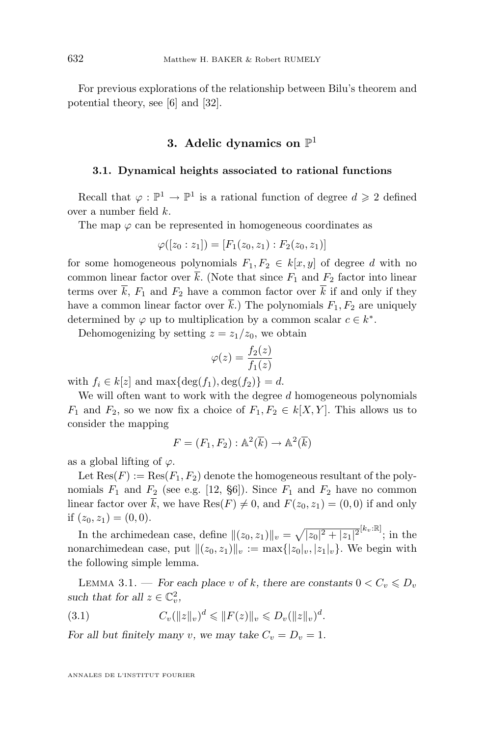For previous explorations of the relationship between Bilu's theorem and potential theory, see [6] and [32].

## 3. Adelic dynamics on $\mathbb{P}^1$

### 3.1. Dynamical heights associated to rational functions

Recall that $\varphi : \mathbb{P}^1 \to \mathbb{P}^1$ is a rational function of degree $d \geqslant 2$ defined over a number field $k$.

The map $\varphi$ can be represented in homogeneous coordinates as

$$\varphi([z_0 : z_1]) = [F_1(z_0, z_1) : F_2(z_0, z_1)]$$

for some homogeneous polynomials $F_1, F_2 \in k[x, y]$ of degree $d$ with no common linear factor over $\overline{k}$. (Note that since $F_1$ and $F_2$ factor into linear terms over $\overline{k}$, $F_1$ and $F_2$ have a common factor over $\overline{k}$ if and only if they have a common linear factor over $\overline{k}$.) The polynomials $F_1, F_2$ are uniquely determined by $\varphi$ up to multiplication by a common scalar $c \in k^*$.

Dehomogenizing by setting $z = z_1/z_0$, we obtain

$$\varphi(z) = \frac{f_2(z)}{f_1(z)}$$

with $f_i \in k[z]$ and $\max\{\deg(f_1), \deg(f_2)\} = d$.

We will often want to work with the degree $d$ homogeneous polynomials $F_1$ and $F_2$, so we now fix a choice of $F_1, F_2 \in k[X, Y]$. This allows us to consider the mapping

$$F = (F_1, F_2) : \mathbb{A}^2(\overline{k}) \to \mathbb{A}^2(\overline{k})$$

as a global lifting of $\varphi$.

Let $\mathrm{Res}(F) := \mathrm{Res}(F_1, F_2)$ denote the homogeneous resultant of the polynomials $F_1$ and $F_2$ (see e.g. [12, §6]). Since $F_1$ and $F_2$ have no common linear factor over $\overline{k}$, we have $\mathrm{Res}(F) \neq 0$, and $F(z_0, z_1) = (0, 0)$ if and only if $(z_0, z_1) = (0, 0)$.

In the archimedean case, define $\|(z_0, z_1)\|_v = \sqrt{|z_0|^2 + |z_1|^2}^{[k_v:\mathbb{R}]}$; in the nonarchimedean case, put $\|(z_0, z_1)\|_v := \max\{|z_0|_v, |z_1|_v\}$. We begin with the following simple lemma.

Lemma 3.1. — *For each place $v$ of $k$, there are constants $0 < C_v \leqslant D_v$ such that for all $z \in \mathbb{C}_v^2$,*

$$C_v(\|z\|_v)^d \leqslant \|F(z)\|_v \leqslant D_v(\|z\|_v)^d. \tag{3.1}$$

*For all but finitely many $v$, we may take $C_v = D_v = 1$.*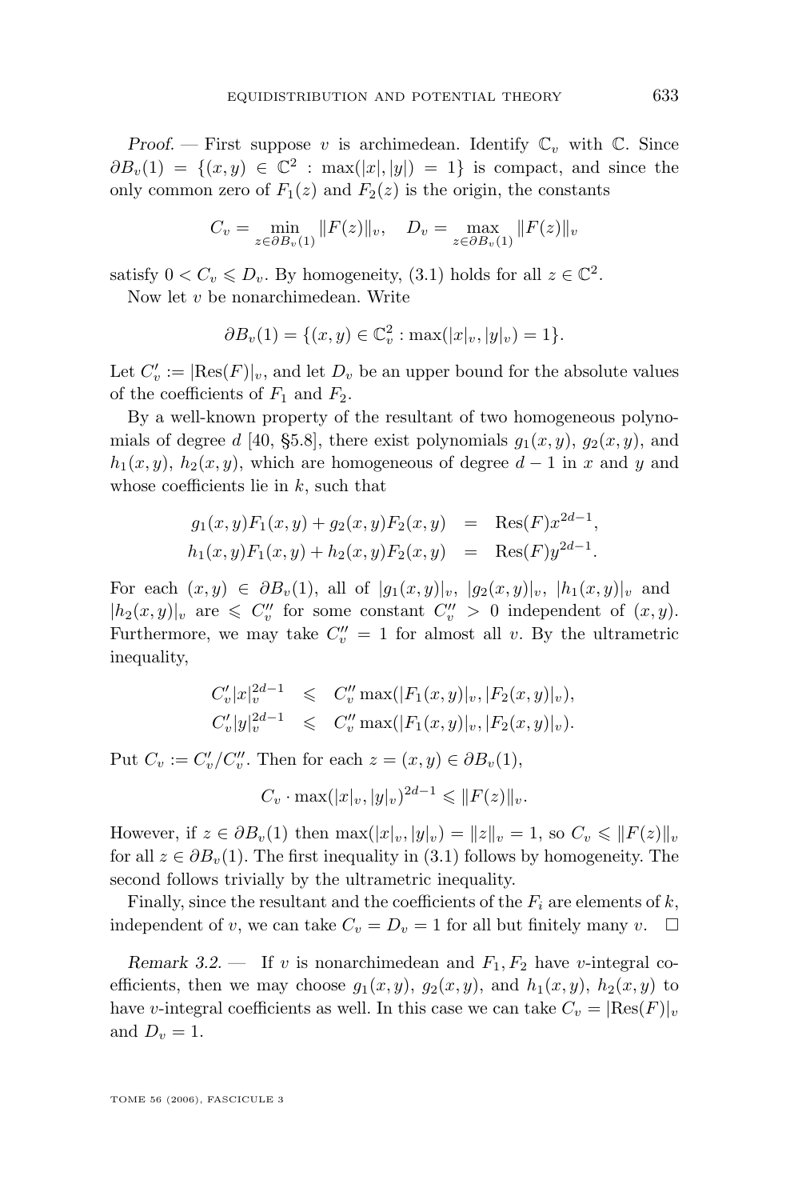*Proof.* — First suppose $v$ is archimedean. Identify $\mathbb{C}_v$ with $\mathbb{C}$. Since $\partial B_v(1) = \{(x,y) \in \mathbb{C}^2 : \max(|x|,|y|) = 1\}$ is compact, and since the only common zero of $F_1(z)$ and $F_2(z)$ is the origin, the constants

$$C_v = \min_{z \in \partial B_v(1)} \|F(z)\|_v, \quad D_v = \max_{z \in \partial B_v(1)} \|F(z)\|_v$$

satisfy $0 < C_v \leqslant D_v$. By homogeneity, (3.1) holds for all $z \in \mathbb{C}^2$.

Now let $v$ be nonarchimedean. Write

$$\partial B_v(1) = \{(x,y) \in \mathbb{C}_v^2 : \max(|x|_v, |y|_v) = 1\}.$$

Let $C_v' := |\mathrm{Res}(F)|_v$, and let $D_v$ be an upper bound for the absolute values of the coefficients of $F_1$ and $F_2$.

By a well-known property of the resultant of two homogeneous polynomials of degree $d$ [40, §5.8], there exist polynomials $g_1(x,y)$, $g_2(x,y)$, and $h_1(x,y)$, $h_2(x,y)$, which are homogeneous of degree $d-1$ in $x$ and $y$ and whose coefficients lie in $k$, such that

$$\begin{aligned} g_1(x,y)F_1(x,y) + g_2(x,y)F_2(x,y) &= \mathrm{Res}(F)x^{2d-1}, \\ h_1(x,y)F_1(x,y) + h_2(x,y)F_2(x,y) &= \mathrm{Res}(F)y^{2d-1}. \end{aligned}$$

For each $(x,y) \in \partial B_v(1)$, all of $|g_1(x,y)|_v$, $|g_2(x,y)|_v$, $|h_1(x,y)|_v$ and $|h_2(x,y)|_v$ are $\leqslant C_v''$ for some constant $C_v'' > 0$ independent of $(x,y)$. Furthermore, we may take $C_v'' = 1$ for almost all $v$. By the ultrametric inequality,

$$\begin{aligned} C_v'|x|_v^{2d-1} &\leqslant C_v'' \max(|F_1(x,y)|_v, |F_2(x,y)|_v), \\ C_v'|y|_v^{2d-1} &\leqslant C_v'' \max(|F_1(x,y)|_v, |F_2(x,y)|_v). \end{aligned}$$

Put $C_v := C_v'/C_v''$. Then for each $z = (x,y) \in \partial B_v(1)$,

$$C_v \cdot \max(|x|_v, |y|_v)^{2d-1} \leqslant \|F(z)\|_v.$$

However, if $z \in \partial B_v(1)$ then $\max(|x|_v, |y|_v) = \|z\|_v = 1$, so $C_v \leqslant \|F(z)\|_v$ for all $z \in \partial B_v(1)$. The first inequality in (3.1) follows by homogeneity. The second follows trivially by the ultrametric inequality.

Finally, since the resultant and the coefficients of the $F_i$ are elements of $k$, independent of $v$, we can take $C_v = D_v = 1$ for all but finitely many $v$. $\square$

*Remark 3.2.* — If $v$ is nonarchimedean and $F_1, F_2$ have $v$-integral coefficients, then we may choose $g_1(x,y)$, $g_2(x,y)$, and $h_1(x,y)$, $h_2(x,y)$ to have $v$-integral coefficients as well. In this case we can take $C_v = |\mathrm{Res}(F)|_v$ and $D_v = 1$.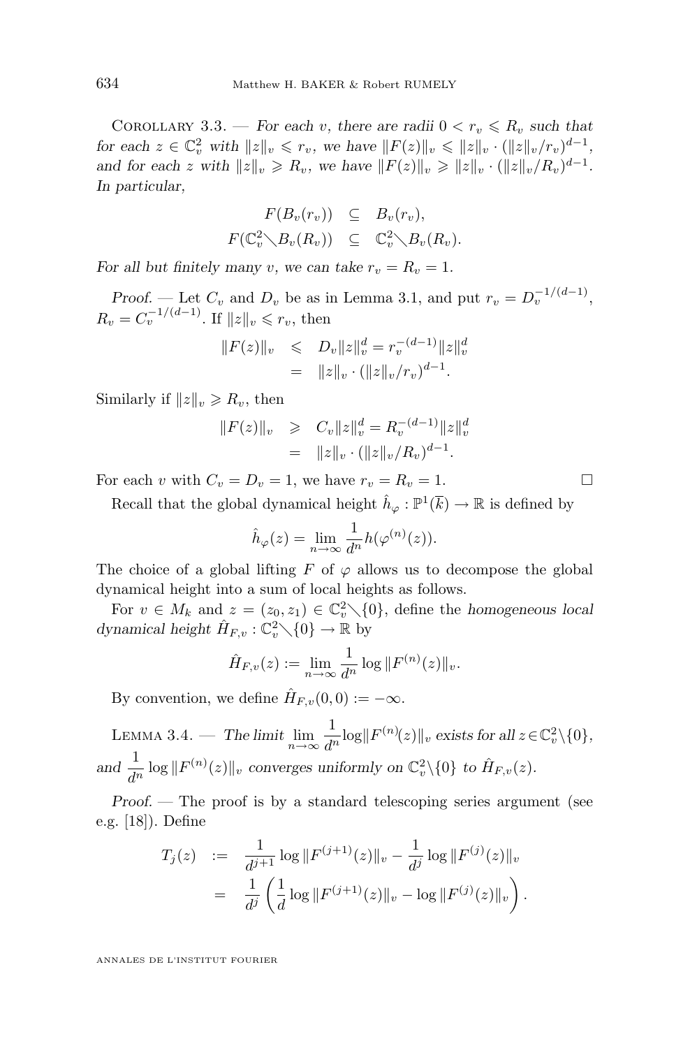Corollary 3.3. — *For each $v$, there are radii $0 < r_v \leqslant R_v$ such that for each $z \in \mathbb{C}_v^2$ with $\|z\|_v \leqslant r_v$, we have $\|F(z)\|_v \leqslant \|z\|_v \cdot (\|z\|_v/r_v)^{d-1}$, and for each $z$ with $\|z\|_v \geqslant R_v$, we have $\|F(z)\|_v \geqslant \|z\|_v \cdot (\|z\|_v/R_v)^{d-1}$. In particular,*

$$\begin{aligned} F(B_v(r_v)) &\subseteq B_v(r_v), \\ F(\mathbb{C}_v^2 \setminus B_v(R_v)) &\subseteq \mathbb{C}_v^2 \setminus B_v(R_v). \end{aligned}$$

*For all but finitely many $v$, we can take $r_v = R_v = 1$.*

*Proof.* — Let $C_v$ and $D_v$ be as in Lemma 3.1, and put $r_v = D_v^{-1/(d-1)}$, $R_v = C_v^{-1/(d-1)}$. If $\|z\|_v \leqslant r_v$, then

$$\begin{aligned} \|F(z)\|_v &\leqslant D_v \|z\|_v^d = r_v^{-(d-1)} \|z\|_v^d \\ &= \|z\|_v \cdot (\|z\|_v/r_v)^{d-1}. \end{aligned}$$

Similarly if $\|z\|_v \geqslant R_v$, then

$$\begin{aligned} \|F(z)\|_v &\geqslant C_v \|z\|_v^d = R_v^{-(d-1)} \|z\|_v^d \\ &= \|z\|_v \cdot (\|z\|_v/R_v)^{d-1}. \end{aligned}$$

For each $v$ with $C_v = D_v = 1$, we have $r_v = R_v = 1$. □

Recall that the global dynamical height $\hat{h}_\varphi : \mathbb{P}^1(\overline{k}) \to \mathbb{R}$ is defined by

$$\hat{h}_\varphi(z) = \lim_{n \to \infty} \frac{1}{d^n} h(\varphi^{(n)}(z)).$$

The choice of a global lifting $F$ of $\varphi$ allows us to decompose the global dynamical height into a sum of local heights as follows.

For $v \in M_k$ and $z = (z_0, z_1) \in \mathbb{C}_v^2 \setminus \{0\}$, define the *homogeneous local dynamical height* $\hat{H}_{F,v} : \mathbb{C}_v^2 \setminus \{0\} \to \mathbb{R}$ by

$$\hat{H}_{F,v}(z) := \lim_{n \to \infty} \frac{1}{d^n} \log \|F^{(n)}(z)\|_v.$$

By convention, we define $\hat{H}_{F,v}(0,0) := -\infty$.

Lemma 3.4. — *The limit $\displaystyle\lim_{n \to \infty} \frac{1}{d^n} \log \|F^{(n)}(z)\|_v$ exists for all $z \in \mathbb{C}_v^2 \setminus \{0\}$, and $\dfrac{1}{d^n} \log \|F^{(n)}(z)\|_v$ converges uniformly on $\mathbb{C}_v^2 \setminus \{0\}$ to $\hat{H}_{F,v}(z)$.*

*Proof.* — The proof is by a standard telescoping series argument (see e.g. [18]). Define

$$\begin{aligned} T_j(z) &:= \frac{1}{d^{j+1}} \log \|F^{(j+1)}(z)\|_v - \frac{1}{d^j} \log \|F^{(j)}(z)\|_v \\ &= \frac{1}{d^j} \left( \frac{1}{d} \log \|F^{(j+1)}(z)\|_v - \log \|F^{(j)}(z)\|_v \right). \end{aligned}$$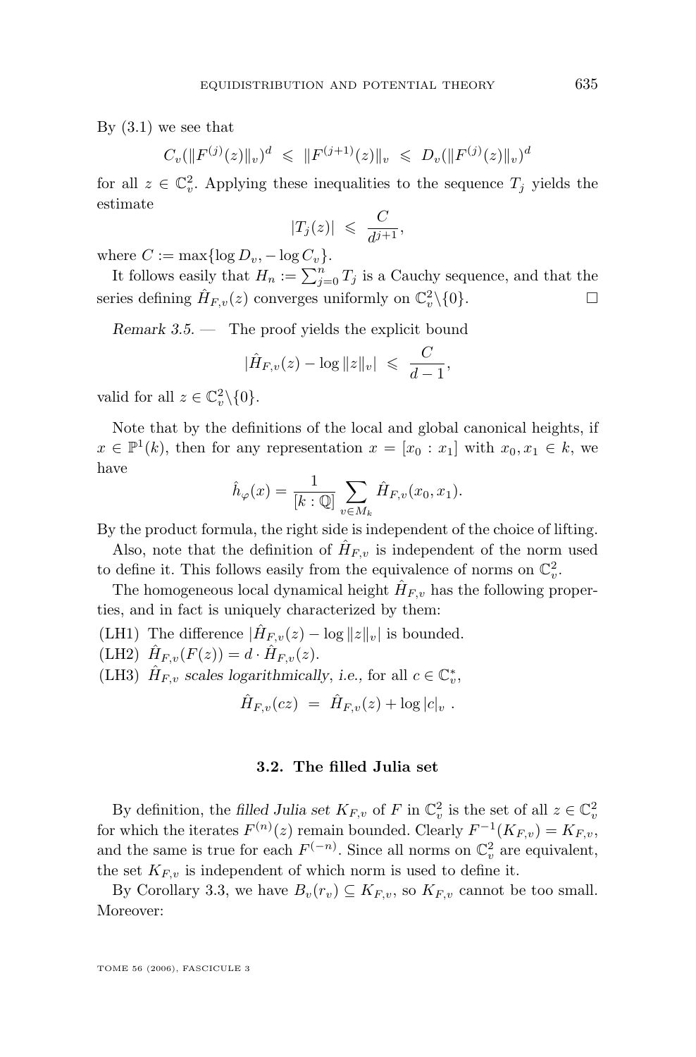By (3.1) we see that

$$C_v(\|F^{(j)}(z)\|_v)^d \leqslant \|F^{(j+1)}(z)\|_v \leqslant D_v(\|F^{(j)}(z)\|_v)^d$$

for all $z \in \mathbb{C}_v^2$. Applying these inequalities to the sequence $T_j$ yields the estimate

$$|T_j(z)| \leqslant \frac{C}{d^{j+1}},$$

where $C := \max\{\log D_v, -\log C_v\}$.

It follows easily that $H_n := \sum_{j=0}^n T_j$ is a Cauchy sequence, and that the series defining $\hat{H}_{F,v}(z)$ converges uniformly on $\mathbb{C}_v^2\backslash\{0\}$. □

*Remark 3.5.* — The proof yields the explicit bound

$$|\hat{H}_{F,v}(z) - \log\|z\|_v| \leqslant \frac{C}{d-1},$$

valid for all $z \in \mathbb{C}_v^2\backslash\{0\}$.

Note that by the definitions of the local and global canonical heights, if $x \in \mathbb{P}^1(k)$, then for any representation $x = [x_0 : x_1]$ with $x_0, x_1 \in k$, we have

$$\hat{h}_\varphi(x) = \frac{1}{[k:\mathbb{Q}]}\sum_{v \in M_k} \hat{H}_{F,v}(x_0, x_1).$$

By the product formula, the right side is independent of the choice of lifting.

Also, note that the definition of $\hat{H}_{F,v}$ is independent of the norm used to define it. This follows easily from the equivalence of norms on $\mathbb{C}_v^2$.

The homogeneous local dynamical height $\hat{H}_{F,v}$ has the following properties, and in fact is uniquely characterized by them:

(LH1) The difference $|\hat{H}_{F,v}(z) - \log\|z\|_v|$ is bounded.

(LH2) $\hat{H}_{F,v}(F(z)) = d \cdot \hat{H}_{F,v}(z)$.

(LH3) $\hat{H}_{F,v}$ *scales logarithmically*, *i.e.*, for all $c \in \mathbb{C}_v^*$,

$$\hat{H}_{F,v}(cz) = \hat{H}_{F,v}(z) + \log|c|_v .$$

### 3.2. The filled Julia set

By definition, the *filled Julia set* $K_{F,v}$ of $F$ in $\mathbb{C}_v^2$ is the set of all $z \in \mathbb{C}_v^2$ for which the iterates $F^{(n)}(z)$ remain bounded. Clearly $F^{-1}(K_{F,v}) = K_{F,v}$, and the same is true for each $F^{(-n)}$. Since all norms on $\mathbb{C}_v^2$ are equivalent, the set $K_{F,v}$ is independent of which norm is used to define it.

By Corollary 3.3, we have $B_v(r_v) \subseteq K_{F,v}$, so $K_{F,v}$ cannot be too small. Moreover: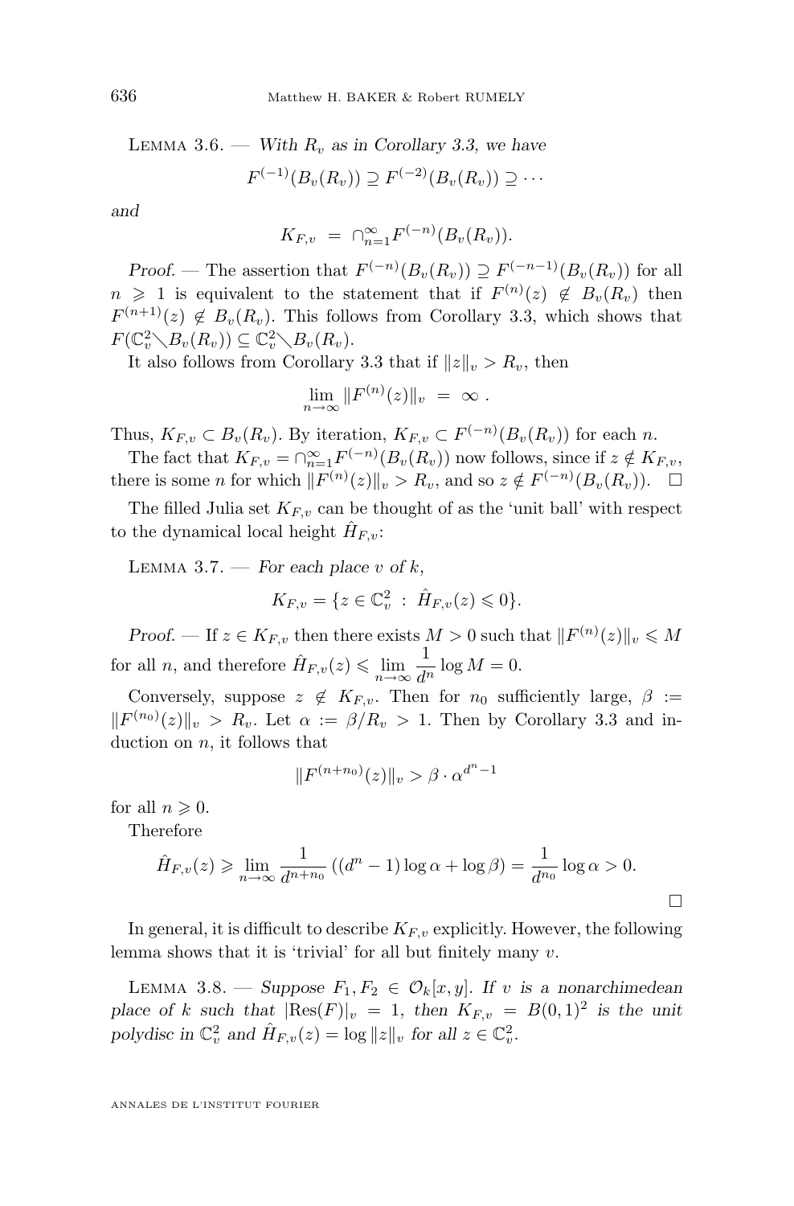Lemma 3.6. — *With $R_v$ as in Corollary 3.3, we have*

$$F^{(-1)}(B_v(R_v)) \supseteq F^{(-2)}(B_v(R_v)) \supseteq \cdots$$

*and*

$$K_{F,v} \ = \ \cap_{n=1}^{\infty} F^{(-n)}(B_v(R_v)).$$

*Proof.* — The assertion that $F^{(-n)}(B_v(R_v)) \supseteq F^{(-n-1)}(B_v(R_v))$ for all $n \geqslant 1$ is equivalent to the statement that if $F^{(n)}(z) \notin B_v(R_v)$ then $F^{(n+1)}(z) \notin B_v(R_v)$. This follows from Corollary 3.3, which shows that $F(\mathbb{C}_v^2 \setminus B_v(R_v)) \subseteq \mathbb{C}_v^2 \setminus B_v(R_v)$.

It also follows from Corollary 3.3 that if $\|z\|_v > R_v$, then

$$\lim_{n\to\infty} \|F^{(n)}(z)\|_v \ = \ \infty \ .$$

Thus, $K_{F,v} \subset B_v(R_v)$. By iteration, $K_{F,v} \subset F^{(-n)}(B_v(R_v))$ for each $n$.

The fact that $K_{F,v} = \cap_{n=1}^{\infty} F^{(-n)}(B_v(R_v))$ now follows, since if $z \notin K_{F,v}$, there is some $n$ for which $\|F^{(n)}(z)\|_v > R_v$, and so $z \notin F^{(-n)}(B_v(R_v))$. □

The filled Julia set $K_{F,v}$ can be thought of as the 'unit ball' with respect to the dynamical local height $\hat{H}_{F,v}$:

Lemma 3.7. — *For each place $v$ of $k$,*

$$K_{F,v} = \{z \in \mathbb{C}_v^2 \ : \ \hat{H}_{F,v}(z) \leqslant 0\}.$$

*Proof.* — If $z \in K_{F,v}$ then there exists $M > 0$ such that $\|F^{(n)}(z)\|_v \leqslant M$ for all $n$, and therefore $\hat{H}_{F,v}(z) \leqslant \lim\limits_{n\to\infty} \dfrac{1}{d^n} \log M = 0$.

Conversely, suppose $z \notin K_{F,v}$. Then for $n_0$ sufficiently large, $\beta := \|F^{(n_0)}(z)\|_v > R_v$. Let $\alpha := \beta/R_v > 1$. Then by Corollary 3.3 and induction on $n$, it follows that

$$\|F^{(n+n_0)}(z)\|_v > \beta \cdot \alpha^{d^n - 1}$$

for all $n \geqslant 0$.

Therefore

$$\hat{H}_{F,v}(z) \geqslant \lim_{n\to\infty} \frac{1}{d^{n+n_0}} \left((d^n-1)\log\alpha + \log\beta\right) = \frac{1}{d^{n_0}} \log\alpha > 0.$$

□

In general, it is difficult to describe $K_{F,v}$ explicitly. However, the following lemma shows that it is 'trivial' for all but finitely many $v$.

Lemma 3.8. — *Suppose $F_1, F_2 \in \mathcal{O}_k[x,y]$. If $v$ is a nonarchimedean place of $k$ such that $|\mathrm{Res}(F)|_v = 1$, then $K_{F,v} = B(0,1)^2$ is the unit polydisc in $\mathbb{C}_v^2$ and $\hat{H}_{F,v}(z) = \log \|z\|_v$ for all $z \in \mathbb{C}_v^2$.*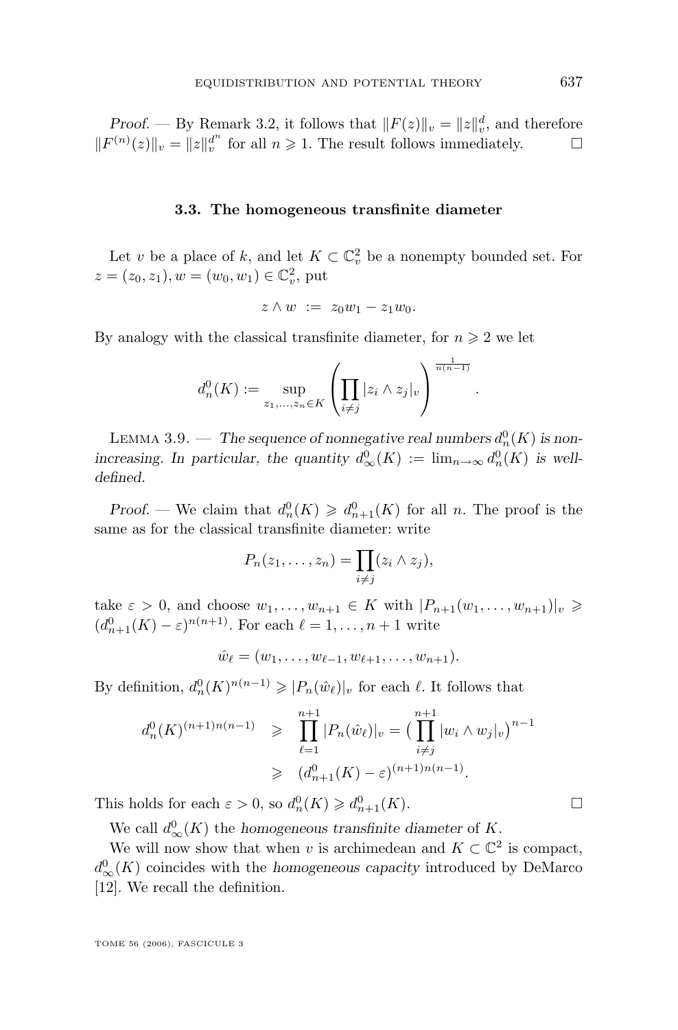*Proof.* — By Remark 3.2, it follows that $\|F(z)\|_v = \|z\|_v^d$, and therefore $\|F^{(n)}(z)\|_v = \|z\|_v^{d^n}$ for all $n \geqslant 1$. The result follows immediately. □

### 3.3. The homogeneous transfinite diameter

Let $v$ be a place of $k$, and let $K \subset \mathbb{C}_v^2$ be a nonempty bounded set. For $z = (z_0, z_1), w = (w_0, w_1) \in \mathbb{C}_v^2$, put

$$z \wedge w \ := \ z_0 w_1 - z_1 w_0.$$

By analogy with the classical transfinite diameter, for $n \geqslant 2$ we let

$$d_n^0(K) := \sup_{z_1, \ldots, z_n \in K} \left( \prod_{i \neq j} |z_i \wedge z_j|_v \right)^{\frac{1}{n(n-1)}}.$$

Lemma 3.9. — *The sequence of nonnegative real numbers $d_n^0(K)$ is non-increasing. In particular, the quantity $d_\infty^0(K) := \lim_{n\to\infty} d_n^0(K)$ is well-defined.*

*Proof.* — We claim that $d_n^0(K) \geqslant d_{n+1}^0(K)$ for all $n$. The proof is the same as for the classical transfinite diameter: write

$$P_n(z_1, \ldots, z_n) = \prod_{i \neq j} (z_i \wedge z_j),$$

take $\varepsilon > 0$, and choose $w_1, \ldots, w_{n+1} \in K$ with $|P_{n+1}(w_1, \ldots, w_{n+1})|_v \geqslant (d_{n+1}^0(K) - \varepsilon)^{n(n+1)}$. For each $\ell = 1, \ldots, n+1$ write

$$\hat{w}_\ell = (w_1, \ldots, w_{\ell-1}, w_{\ell+1}, \ldots, w_{n+1}).$$

By definition, $d_n^0(K)^{n(n-1)} \geqslant |P_n(\hat{w}_\ell)|_v$ for each $\ell$. It follows that

$$\begin{aligned} d_n^0(K)^{(n+1)n(n-1)} &\geqslant \prod_{\ell=1}^{n+1} |P_n(\hat{w}_\ell)|_v = \big( \prod_{i\neq j}^{n+1} |w_i \wedge w_j|_v \big)^{n-1} \\ &\geqslant (d_{n+1}^0(K) - \varepsilon)^{(n+1)n(n-1)}. \end{aligned}$$

This holds for each $\varepsilon > 0$, so $d_n^0(K) \geqslant d_{n+1}^0(K)$. □

We call $d_\infty^0(K)$ the *homogeneous transfinite diameter* of $K$.

We will now show that when $v$ is archimedean and $K \subset \mathbb{C}^2$ is compact, $d_\infty^0(K)$ coincides with the *homogeneous capacity* introduced by DeMarco [12]. We recall the definition.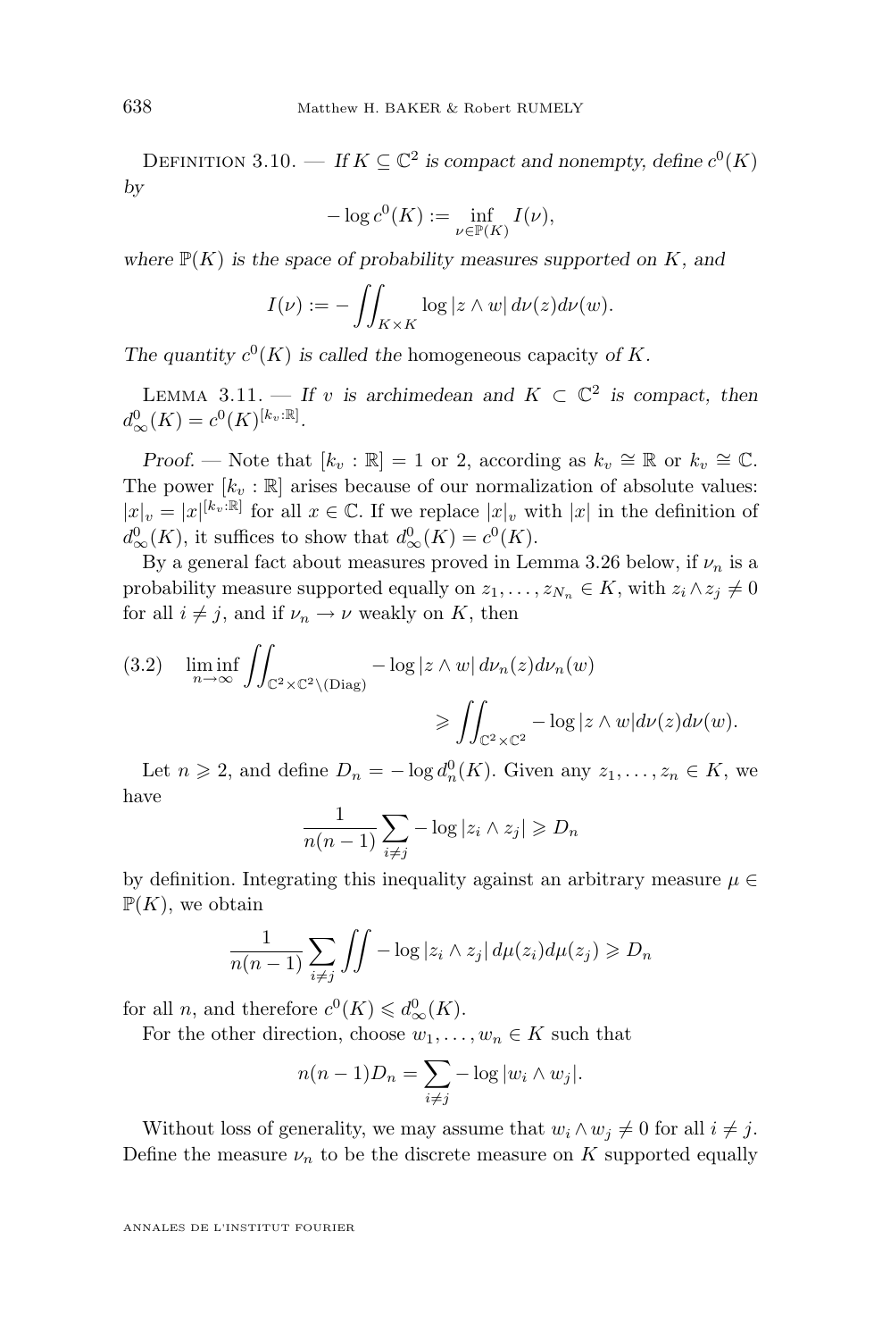Definition 3.10. — *If $K \subseteq \mathbb{C}^2$ is compact and nonempty, define $c^0(K)$ by*

$$-\log c^0(K) := \inf_{\nu \in \mathbb{P}(K)} I(\nu),$$

*where $\mathbb{P}(K)$ is the space of probability measures supported on $K$, and*

$$I(\nu) := -\iint_{K \times K} \log |z \wedge w| \, d\nu(z) d\nu(w).$$

*The quantity $c^0(K)$ is called the* homogeneous capacity *of $K$.*

Lemma 3.11. — *If $v$ is archimedean and $K \subset \mathbb{C}^2$ is compact, then $d^0_\infty(K) = c^0(K)^{[k_v:\mathbb{R}]}$.*

*Proof.* — Note that $[k_v : \mathbb{R}] = 1$ or $2$, according as $k_v \cong \mathbb{R}$ or $k_v \cong \mathbb{C}$. The power $[k_v : \mathbb{R}]$ arises because of our normalization of absolute values: $|x|_v = |x|^{[k_v:\mathbb{R}]}$ for all $x \in \mathbb{C}$. If we replace $|x|_v$ with $|x|$ in the definition of $d^0_\infty(K)$, it suffices to show that $d^0_\infty(K) = c^0(K)$.

By a general fact about measures proved in Lemma 3.26 below, if $\nu_n$ is a probability measure supported equally on $z_1, \ldots, z_{N_n} \in K$, with $z_i \wedge z_j \neq 0$ for all $i \neq j$, and if $\nu_n \to \nu$ weakly on $K$, then

$$\liminf_{n\to\infty} \iint_{\mathbb{C}^2 \times \mathbb{C}^2 \setminus (\mathrm{Diag})} -\log |z \wedge w| \, d\nu_n(z) d\nu_n(w) \geqslant \iint_{\mathbb{C}^2 \times \mathbb{C}^2} -\log |z \wedge w| d\nu(z) d\nu(w). \tag{3.2}$$

Let $n \geqslant 2$, and define $D_n = -\log d^0_n(K)$. Given any $z_1, \ldots, z_n \in K$, we have

$$\frac{1}{n(n-1)} \sum_{i \neq j} -\log |z_i \wedge z_j| \geqslant D_n$$

by definition. Integrating this inequality against an arbitrary measure $\mu \in \mathbb{P}(K)$, we obtain

$$\frac{1}{n(n-1)} \sum_{i \neq j} \iint -\log |z_i \wedge z_j| \, d\mu(z_i) d\mu(z_j) \geqslant D_n$$

for all $n$, and therefore $c^0(K) \leqslant d^0_\infty(K)$.

For the other direction, choose $w_1, \ldots, w_n \in K$ such that

$$n(n-1) D_n = \sum_{i \neq j} -\log |w_i \wedge w_j|.$$

Without loss of generality, we may assume that $w_i \wedge w_j \neq 0$ for all $i \neq j$. Define the measure $\nu_n$ to be the discrete measure on $K$ supported equally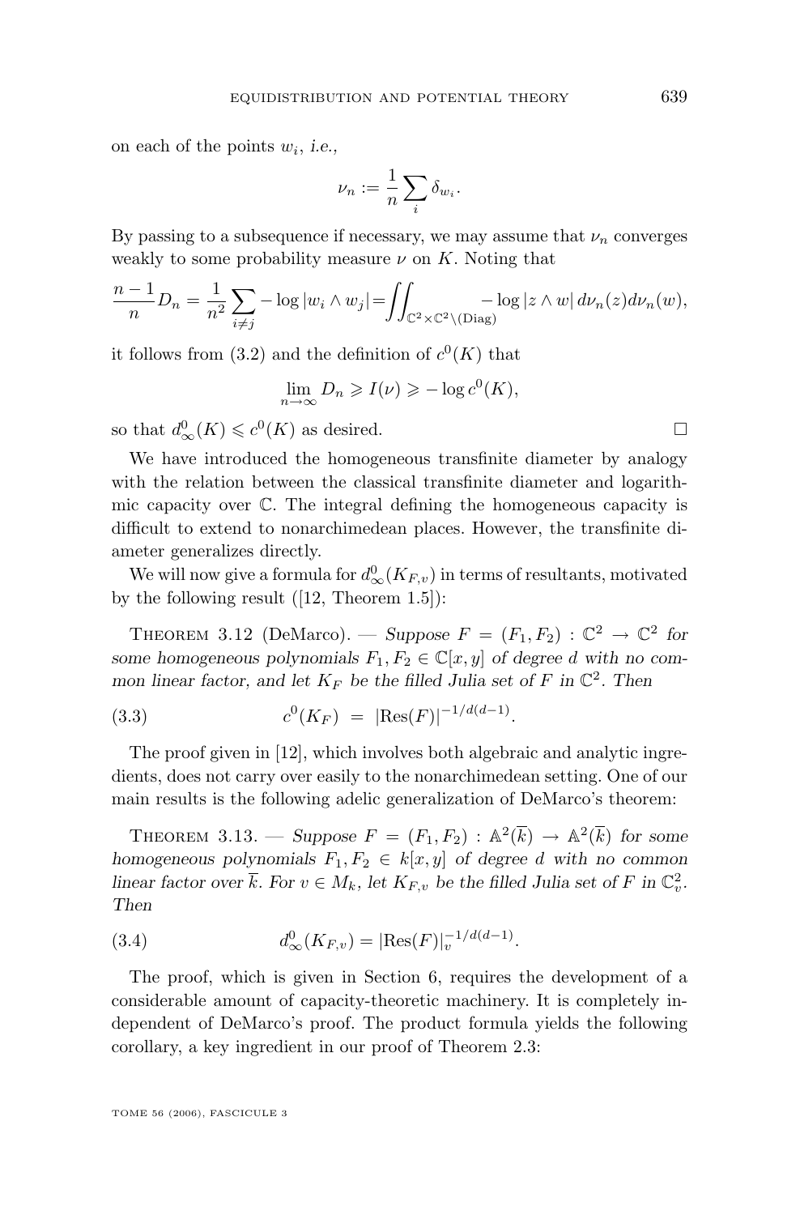on each of the points $w_i$, *i.e.*,

$$\nu_n := \frac{1}{n} \sum_i \delta_{w_i}.$$

By passing to a subsequence if necessary, we may assume that $\nu_n$ converges weakly to some probability measure $\nu$ on $K$. Noting that

$$\frac{n-1}{n} D_n = \frac{1}{n^2} \sum_{i \neq j} -\log |w_i \wedge w_j| = \iint_{\mathbb{C}^2 \times \mathbb{C}^2 \setminus (\mathrm{Diag})} -\log |z \wedge w| \, d\nu_n(z) d\nu_n(w),$$

it follows from (3.2) and the definition of $c^0(K)$ that

$$\lim_{n \to \infty} D_n \geqslant I(\nu) \geqslant -\log c^0(K),$$

so that $d^0_\infty(K) \leqslant c^0(K)$ as desired. □

We have introduced the homogeneous transfinite diameter by analogy with the relation between the classical transfinite diameter and logarithmic capacity over $\mathbb{C}$. The integral defining the homogeneous capacity is difficult to extend to nonarchimedean places. However, the transfinite diameter generalizes directly.

We will now give a formula for $d^0_\infty(K_{F,v})$ in terms of resultants, motivated by the following result ([12, Theorem 1.5]):

THEOREM 3.12 (DeMarco). — *Suppose $F = (F_1, F_2) : \mathbb{C}^2 \to \mathbb{C}^2$ for some homogeneous polynomials $F_1, F_2 \in \mathbb{C}[x, y]$ of degree $d$ with no common linear factor, and let $K_F$ be the filled Julia set of $F$ in $\mathbb{C}^2$. Then*

$$c^0(K_F) = |\mathrm{Res}(F)|^{-1/d(d-1)}. \tag{3.3}$$

The proof given in [12], which involves both algebraic and analytic ingredients, does not carry over easily to the nonarchimedean setting. One of our main results is the following adelic generalization of DeMarco's theorem:

THEOREM 3.13. — *Suppose $F = (F_1, F_2) : \mathbb{A}^2(\overline{k}) \to \mathbb{A}^2(\overline{k})$ for some homogeneous polynomials $F_1, F_2 \in k[x, y]$ of degree $d$ with no common linear factor over $\overline{k}$. For $v \in M_k$, let $K_{F,v}$ be the filled Julia set of $F$ in $\mathbb{C}_v^2$. Then*

$$d^0_\infty(K_{F,v}) = |\mathrm{Res}(F)|_v^{-1/d(d-1)}. \tag{3.4}$$

The proof, which is given in Section 6, requires the development of a considerable amount of capacity-theoretic machinery. It is completely independent of DeMarco's proof. The product formula yields the following corollary, a key ingredient in our proof of Theorem 2.3: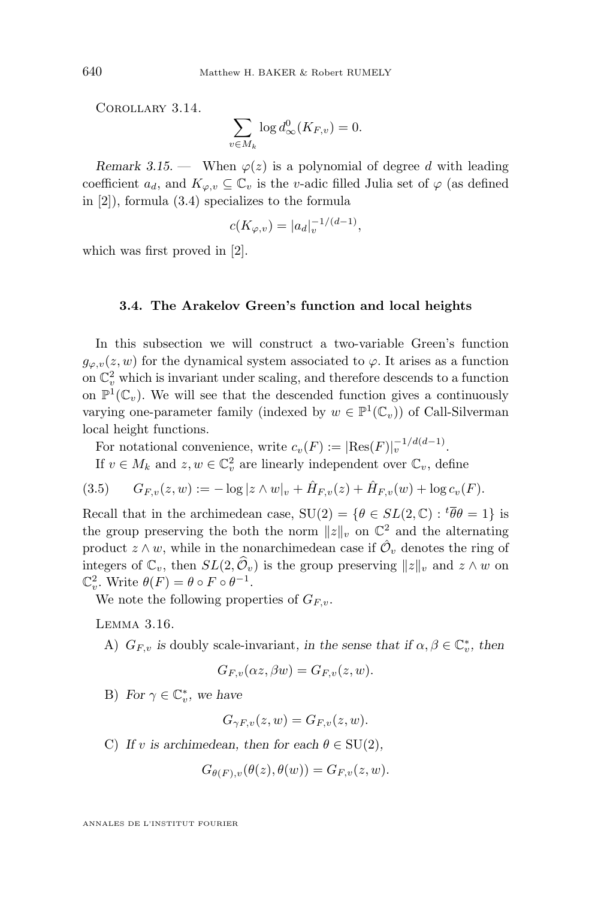Corollary 3.14.

$$\sum_{v \in M_k} \log d_\infty^0(K_{F,v}) = 0.$$

*Remark 3.15.* — When $\varphi(z)$ is a polynomial of degree $d$ with leading coefficient $a_d$, and $K_{\varphi,v} \subseteq \mathbb{C}_v$ is the $v$-adic filled Julia set of $\varphi$ (as defined in [2]), formula (3.4) specializes to the formula

$$c(K_{\varphi,v}) = |a_d|_v^{-1/(d-1)},$$

which was first proved in [2].

### 3.4. The Arakelov Green's function and local heights

In this subsection we will construct a two-variable Green's function $g_{\varphi,v}(z,w)$ for the dynamical system associated to $\varphi$. It arises as a function on $\mathbb{C}_v^2$ which is invariant under scaling, and therefore descends to a function on $\mathbb{P}^1(\mathbb{C}_v)$. We will see that the descended function gives a continuously varying one-parameter family (indexed by $w \in \mathbb{P}^1(\mathbb{C}_v)$) of Call-Silverman local height functions.

For notational convenience, write $c_v(F) := |\mathrm{Res}(F)|_v^{-1/d(d-1)}$.

If $v \in M_k$ and $z, w \in \mathbb{C}_v^2$ are linearly independent over $\mathbb{C}_v$, define

$$G_{F,v}(z,w) := -\log|z \wedge w|_v + \hat{H}_{F,v}(z) + \hat{H}_{F,v}(w) + \log c_v(F). \tag{3.5}$$

Recall that in the archimedean case, $\mathrm{SU}(2) = \{\theta \in SL(2,\mathbb{C}) : {}^t\overline{\theta}\theta = 1\}$ is the group preserving the both the norm $\|z\|_v$ on $\mathbb{C}^2$ and the alternating product $z \wedge w$, while in the nonarchimedean case if $\hat{\mathcal{O}}_v$ denotes the ring of integers of $\mathbb{C}_v$, then $SL(2,\widehat{\mathcal{O}}_v)$ is the group preserving $\|z\|_v$ and $z \wedge w$ on $\mathbb{C}_v^2$. Write $\theta(F) = \theta \circ F \circ \theta^{-1}$.

We note the following properties of $G_{F,v}$.

Lemma 3.16.

A) $G_{F,v}$ *is* doubly scale-invariant, *in the sense that if $\alpha, \beta \in \mathbb{C}_v^*$, then*

$$G_{F,v}(\alpha z, \beta w) = G_{F,v}(z,w).$$

B) *For $\gamma \in \mathbb{C}_v^*$, we have*

$$G_{\gamma F,v}(z,w) = G_{F,v}(z,w).$$

C) *If $v$ is archimedean, then for each $\theta \in \mathrm{SU}(2)$,*

$$G_{\theta(F),v}(\theta(z),\theta(w)) = G_{F,v}(z,w).$$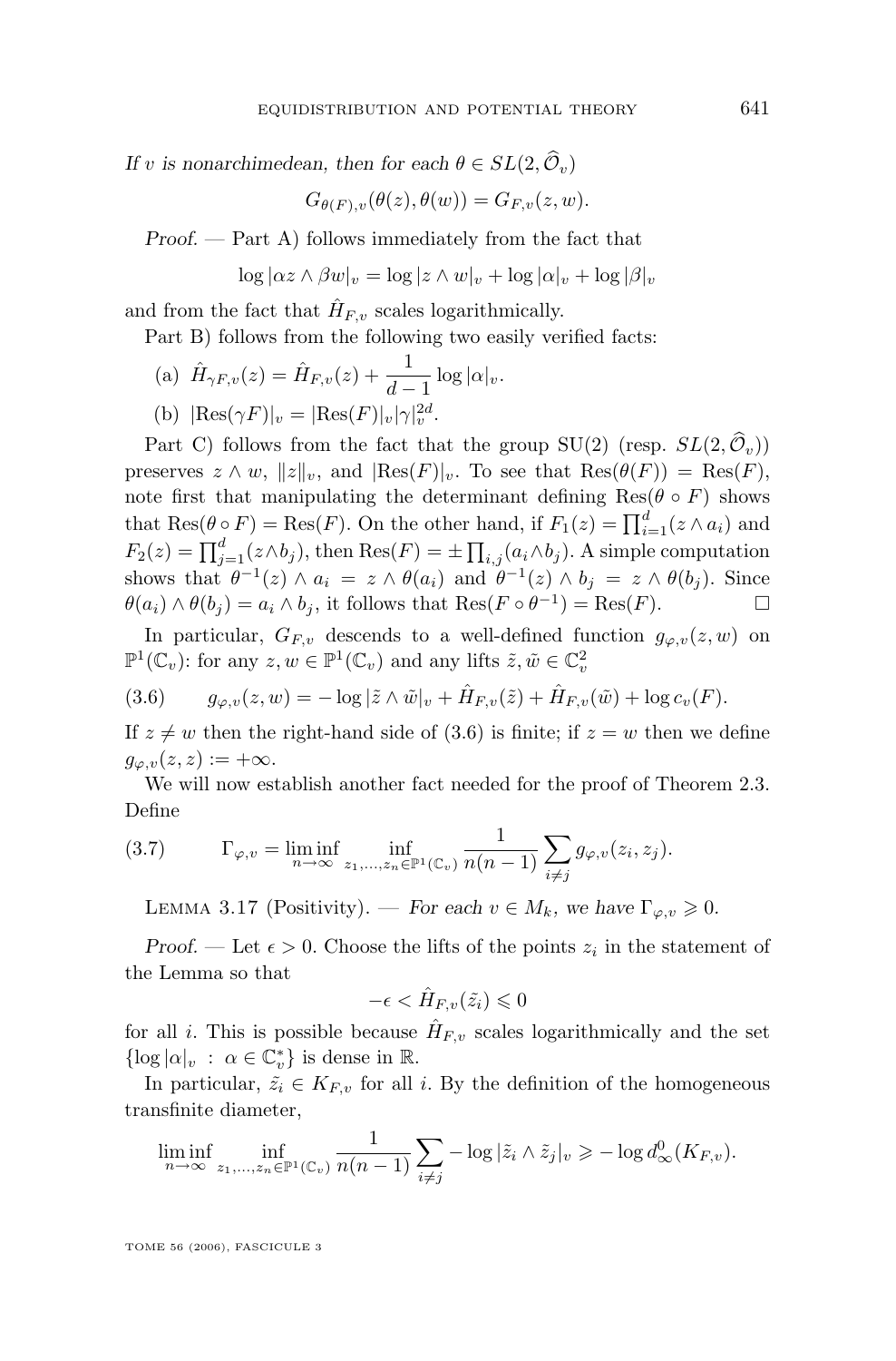*If $v$ is nonarchimedean, then for each $\theta \in SL(2, \widehat{\mathcal{O}}_v)$*

$$G_{\theta(F),v}(\theta(z), \theta(w)) = G_{F,v}(z, w).$$

*Proof.* — Part A) follows immediately from the fact that

$$\log |\alpha z \wedge \beta w|_v = \log |z \wedge w|_v + \log |\alpha|_v + \log |\beta|_v$$

and from the fact that $\hat{H}_{F,v}$ scales logarithmically.

Part B) follows from the following two easily verified facts:

(a) $\hat{H}_{\gamma F,v}(z) = \hat{H}_{F,v}(z) + \dfrac{1}{d-1} \log |\alpha|_v$.

(b) $|\mathrm{Res}(\gamma F)|_v = |\mathrm{Res}(F)|_v |\gamma|_v^{2d}$.

Part C) follows from the fact that the group SU(2) (resp. $SL(2, \widehat{\mathcal{O}}_v)$) preserves $z \wedge w$, $\|z\|_v$, and $|\mathrm{Res}(F)|_v$. To see that $\mathrm{Res}(\theta(F)) = \mathrm{Res}(F)$, note first that manipulating the determinant defining $\mathrm{Res}(\theta \circ F)$ shows that $\mathrm{Res}(\theta \circ F) = \mathrm{Res}(F)$. On the other hand, if $F_1(z) = \prod_{i=1}^{d} (z \wedge a_i)$ and $F_2(z) = \prod_{j=1}^{d} (z \wedge b_j)$, then $\mathrm{Res}(F) = \pm \prod_{i,j} (a_i \wedge b_j)$. A simple computation shows that $\theta^{-1}(z) \wedge a_i = z \wedge \theta(a_i)$ and $\theta^{-1}(z) \wedge b_j = z \wedge \theta(b_j)$. Since $\theta(a_i) \wedge \theta(b_j) = a_i \wedge b_j$, it follows that $\mathrm{Res}(F \circ \theta^{-1}) = \mathrm{Res}(F)$. $\square$

In particular, $G_{F,v}$ descends to a well-defined function $g_{\varphi,v}(z, w)$ on $\mathbb{P}^1(\mathbb{C}_v)$: for any $z, w \in \mathbb{P}^1(\mathbb{C}_v)$ and any lifts $\tilde{z}, \tilde{w} \in \mathbb{C}_v^2$

$$g_{\varphi,v}(z, w) = -\log |\tilde{z} \wedge \tilde{w}|_v + \hat{H}_{F,v}(\tilde{z}) + \hat{H}_{F,v}(\tilde{w}) + \log c_v(F). \tag{3.6}$$

If $z \neq w$ then the right-hand side of (3.6) is finite; if $z = w$ then we define $g_{\varphi,v}(z, z) := +\infty$.

We will now establish another fact needed for the proof of Theorem 2.3. Define

$$\Gamma_{\varphi,v} = \liminf_{n \to \infty} \inf_{z_1, \ldots, z_n \in \mathbb{P}^1(\mathbb{C}_v)} \frac{1}{n(n-1)} \sum_{i \neq j} g_{\varphi,v}(z_i, z_j). \tag{3.7}$$

Lemma 3.17 (Positivity). — *For each $v \in M_k$, we have $\Gamma_{\varphi,v} \geqslant 0$.*

*Proof.* — Let $\epsilon > 0$. Choose the lifts of the points $z_i$ in the statement of the Lemma so that

$$-\epsilon < \hat{H}_{F,v}(\tilde{z}_i) \leqslant 0$$

for all $i$. This is possible because $\hat{H}_{F,v}$ scales logarithmically and the set $\{\log |\alpha|_v \ : \ \alpha \in \mathbb{C}_v^*\}$ is dense in $\mathbb{R}$.

In particular, $\tilde{z}_i \in K_{F,v}$ for all $i$. By the definition of the homogeneous transfinite diameter,

$$\liminf_{n \to \infty} \inf_{z_1, \ldots, z_n \in \mathbb{P}^1(\mathbb{C}_v)} \frac{1}{n(n-1)} \sum_{i \neq j} -\log |\tilde{z}_i \wedge \tilde{z}_j|_v \geqslant -\log d_\infty^0(K_{F,v}).$$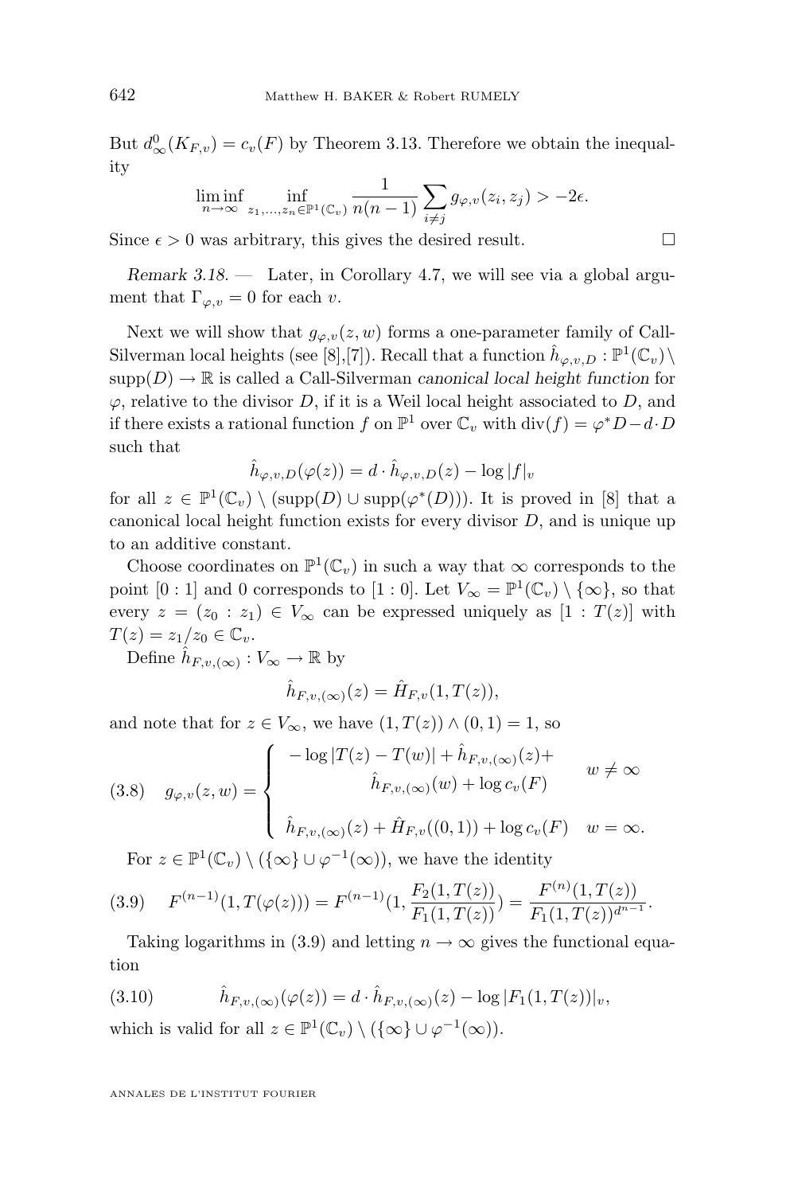But $d^0_\infty(K_{F,v}) = c_v(F)$ by Theorem 3.13. Therefore we obtain the inequality

$$\liminf_{n\to\infty} \inf_{z_1,\ldots,z_n \in \mathbb{P}^1(\mathbb{C}_v)} \frac{1}{n(n-1)} \sum_{i\neq j} g_{\varphi,v}(z_i,z_j) > -2\epsilon.$$

Since $\epsilon > 0$ was arbitrary, this gives the desired result. □

*Remark 3.18.* — Later, in Corollary 4.7, we will see via a global argument that $\Gamma_{\varphi,v} = 0$ for each $v$.

Next we will show that $g_{\varphi,v}(z,w)$ forms a one-parameter family of Call-Silverman local heights (see [8],[7]). Recall that a function $\hat{h}_{\varphi,v,D} : \mathbb{P}^1(\mathbb{C}_v) \setminus \mathrm{supp}(D) \to \mathbb{R}$ is called a Call-Silverman *canonical local height function* for $\varphi$, relative to the divisor $D$, if it is a Weil local height associated to $D$, and if there exists a rational function $f$ on $\mathbb{P}^1$ over $\mathbb{C}_v$ with $\mathrm{div}(f) = \varphi^*D - d\cdot D$ such that

$$\hat{h}_{\varphi,v,D}(\varphi(z)) = d \cdot \hat{h}_{\varphi,v,D}(z) - \log|f|_v$$

for all $z \in \mathbb{P}^1(\mathbb{C}_v) \setminus (\mathrm{supp}(D) \cup \mathrm{supp}(\varphi^*(D)))$. It is proved in [8] that a canonical local height function exists for every divisor $D$, and is unique up to an additive constant.

Choose coordinates on $\mathbb{P}^1(\mathbb{C}_v)$ in such a way that $\infty$ corresponds to the point $[0:1]$ and $0$ corresponds to $[1:0]$. Let $V_\infty = \mathbb{P}^1(\mathbb{C}_v) \setminus \{\infty\}$, so that every $z = (z_0 : z_1) \in V_\infty$ can be expressed uniquely as $[1 : T(z)]$ with $T(z) = z_1/z_0 \in \mathbb{C}_v$.

Define $\hat{h}_{F,v,(\infty)} : V_\infty \to \mathbb{R}$ by

$$\hat{h}_{F,v,(\infty)}(z) = \hat{H}_{F,v}(1, T(z)),$$

and note that for $z \in V_\infty$, we have $(1,T(z)) \wedge (0,1) = 1$, so

$$g_{\varphi,v}(z,w) = \begin{cases} -\log|T(z)-T(w)| + \hat{h}_{F,v,(\infty)}(z) + \hat{h}_{F,v,(\infty)}(w) + \log c_v(F) & w \neq \infty \\ \hat{h}_{F,v,(\infty)}(z) + \hat{H}_{F,v}((0,1)) + \log c_v(F) & w = \infty. \end{cases} \tag{3.8}$$

For $z \in \mathbb{P}^1(\mathbb{C}_v) \setminus (\{\infty\} \cup \varphi^{-1}(\infty))$, we have the identity

$$F^{(n-1)}(1, T(\varphi(z))) = F^{(n-1)}(1, \frac{F_2(1,T(z))}{F_1(1,T(z))}) = \frac{F^{(n)}(1,T(z))}{F_1(1,T(z))^{d^{n-1}}}. \tag{3.9}$$

Taking logarithms in (3.9) and letting $n \to \infty$ gives the functional equation

$$\hat{h}_{F,v,(\infty)}(\varphi(z)) = d \cdot \hat{h}_{F,v,(\infty)}(z) - \log|F_1(1,T(z))|_v, \tag{3.10}$$

which is valid for all $z \in \mathbb{P}^1(\mathbb{C}_v) \setminus (\{\infty\} \cup \varphi^{-1}(\infty))$.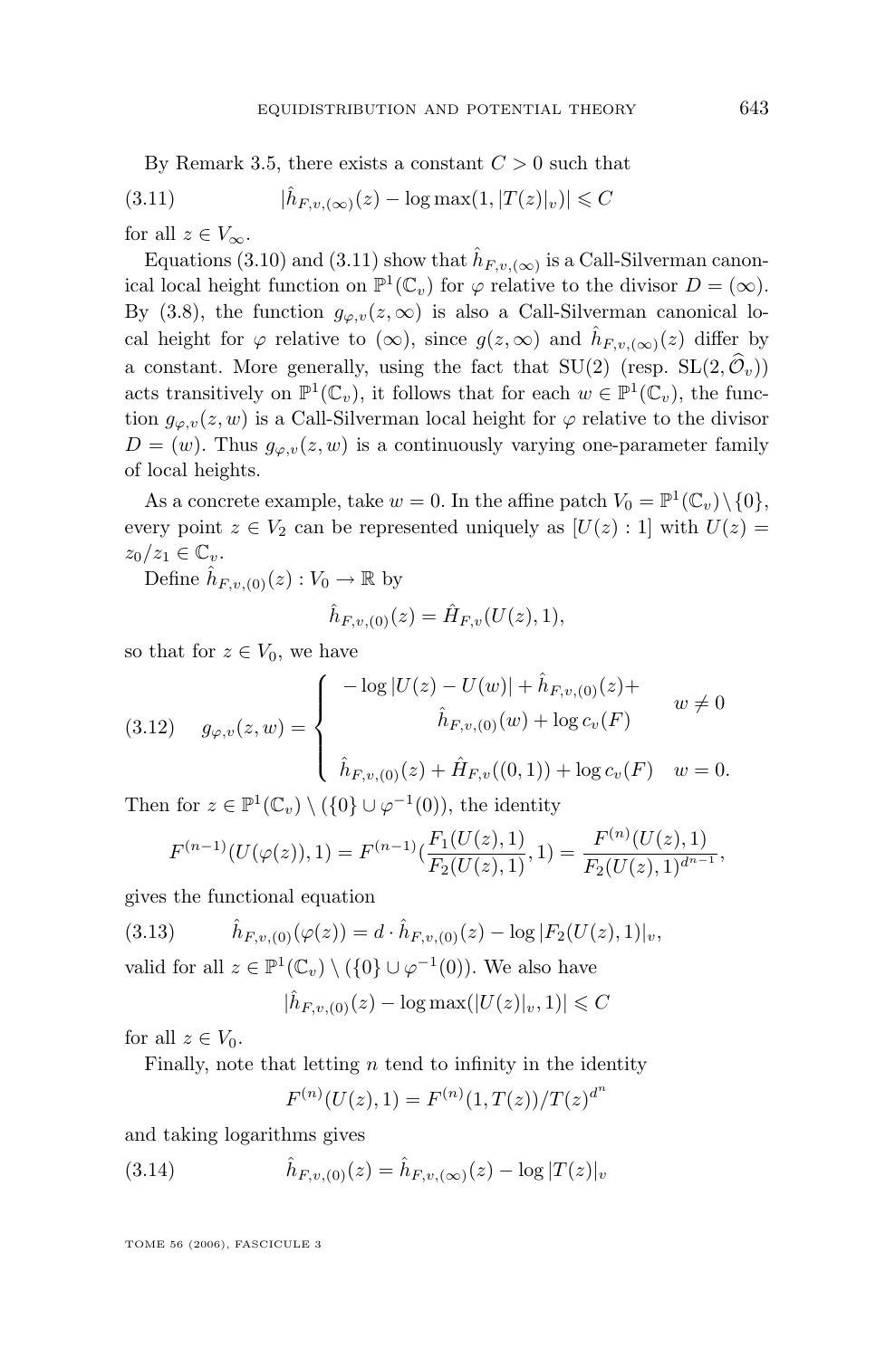By Remark 3.5, there exists a constant $C > 0$ such that

$$
|\hat{h}_{F,v,(\infty)}(z) - \log\max(1, |T(z)|_v)| \leqslant C \tag{3.11}
$$

for all $z \in V_\infty$.

Equations (3.10) and (3.11) show that $\hat{h}_{F,v,(\infty)}$ is a Call-Silverman canonical local height function on $\mathbb{P}^1(\mathbb{C}_v)$ for $\varphi$ relative to the divisor $D = (\infty)$. By (3.8), the function $g_{\varphi,v}(z,\infty)$ is also a Call-Silverman canonical local height for $\varphi$ relative to $(\infty)$, since $g(z,\infty)$ and $\hat{h}_{F,v,(\infty)}(z)$ differ by a constant. More generally, using the fact that $\mathrm{SU}(2)$ (resp. $\mathrm{SL}(2, \widehat{\mathcal{O}}_v)$) acts transitively on $\mathbb{P}^1(\mathbb{C}_v)$, it follows that for each $w \in \mathbb{P}^1(\mathbb{C}_v)$, the function $g_{\varphi,v}(z,w)$ is a Call-Silverman local height for $\varphi$ relative to the divisor $D = (w)$. Thus $g_{\varphi,v}(z,w)$ is a continuously varying one-parameter family of local heights.

As a concrete example, take $w = 0$. In the affine patch $V_0 = \mathbb{P}^1(\mathbb{C}_v) \setminus \{0\}$, every point $z \in V_2$ can be represented uniquely as $[U(z) : 1]$ with $U(z) = z_0/z_1 \in \mathbb{C}_v$.

Define $\hat{h}_{F,v,(0)}(z) : V_0 \to \mathbb{R}$ by

$$
\hat{h}_{F,v,(0)}(z) = \hat{H}_{F,v}(U(z), 1),
$$

so that for $z \in V_0$, we have

$$
g_{\varphi,v}(z,w) = \begin{cases} -\log|U(z) - U(w)| + \hat{h}_{F,v,(0)}(z) + \hat{h}_{F,v,(0)}(w) + \log c_v(F) & w \neq 0 \\ \hat{h}_{F,v,(0)}(z) + \hat{H}_{F,v}((0,1)) + \log c_v(F) & w = 0. \end{cases} \tag{3.12}
$$

Then for $z \in \mathbb{P}^1(\mathbb{C}_v) \setminus (\{0\} \cup \varphi^{-1}(0))$, the identity

$$
F^{(n-1)}(U(\varphi(z)), 1) = F^{(n-1)}\left(\frac{F_1(U(z),1)}{F_2(U(z),1)}, 1\right) = \frac{F^{(n)}(U(z),1)}{F_2(U(z),1)^{d^{n-1}}},
$$

gives the functional equation

$$
\hat{h}_{F,v,(0)}(\varphi(z)) = d \cdot \hat{h}_{F,v,(0)}(z) - \log|F_2(U(z),1)|_v, \tag{3.13}
$$

valid for all $z \in \mathbb{P}^1(\mathbb{C}_v) \setminus (\{0\} \cup \varphi^{-1}(0))$. We also have

$$
|\hat{h}_{F,v,(0)}(z) - \log\max(|U(z)|_v, 1)| \leqslant C
$$

for all $z \in V_0$.

Finally, note that letting $n$ tend to infinity in the identity

$$
F^{(n)}(U(z), 1) = F^{(n)}(1, T(z))/T(z)^{d^n}
$$

and taking logarithms gives

$$
\hat{h}_{F,v,(0)}(z) = \hat{h}_{F,v,(\infty)}(z) - \log|T(z)|_v \tag{3.14}
$$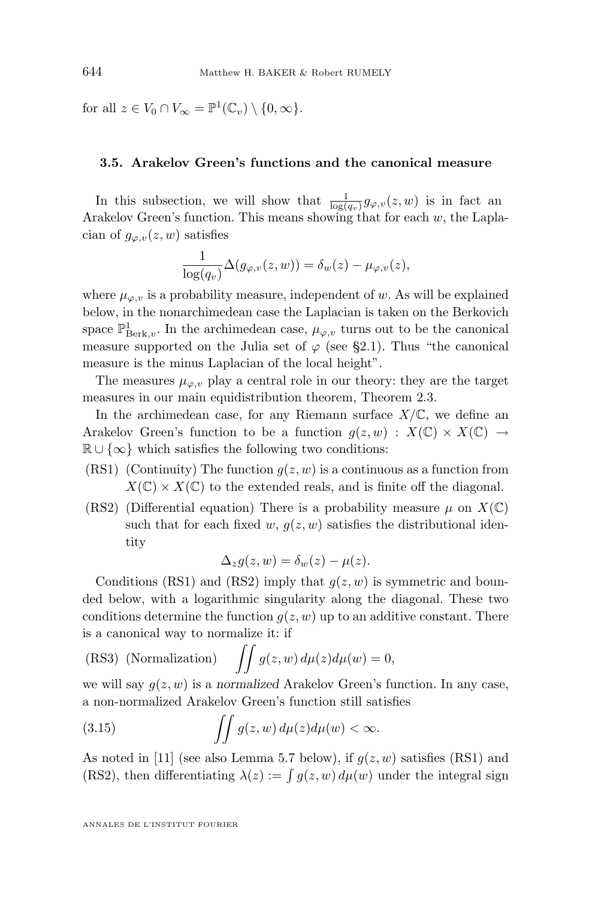for all $z \in V_0 \cap V_\infty = \mathbb{P}^1(\mathbb{C}_v) \setminus \{0, \infty\}$.

### 3.5. Arakelov Green's functions and the canonical measure

In this subsection, we will show that $\frac{1}{\log(q_v)} g_{\varphi,v}(z,w)$ is in fact an Arakelov Green's function. This means showing that for each $w$, the Laplacian of $g_{\varphi,v}(z,w)$ satisfies

$$\frac{1}{\log(q_v)} \Delta(g_{\varphi,v}(z,w)) = \delta_w(z) - \mu_{\varphi,v}(z),$$

where $\mu_{\varphi,v}$ is a probability measure, independent of $w$. As will be explained below, in the nonarchimedean case the Laplacian is taken on the Berkovich space $\mathbb{P}^1_{\mathrm{Berk},v}$. In the archimedean case, $\mu_{\varphi,v}$ turns out to be the canonical measure supported on the Julia set of $\varphi$ (see §2.1). Thus "the canonical measure is the minus Laplacian of the local height".

The measures $\mu_{\varphi,v}$ play a central role in our theory: they are the target measures in our main equidistribution theorem, Theorem 2.3.

In the archimedean case, for any Riemann surface $X/\mathbb{C}$, we define an Arakelov Green's function to be a function $g(z,w) : X(\mathbb{C}) \times X(\mathbb{C}) \to \mathbb{R} \cup \{\infty\}$ which satisfies the following two conditions:

- (RS1) (Continuity) The function $g(z,w)$ is a continuous as a function from $X(\mathbb{C}) \times X(\mathbb{C})$ to the extended reals, and is finite off the diagonal.
- (RS2) (Differential equation) There is a probability measure $\mu$ on $X(\mathbb{C})$ such that for each fixed $w$, $g(z,w)$ satisfies the distributional identity

$$\Delta_z g(z,w) = \delta_w(z) - \mu(z).$$

Conditions (RS1) and (RS2) imply that $g(z,w)$ is symmetric and bounded below, with a logarithmic singularity along the diagonal. These two conditions determine the function $g(z,w)$ up to an additive constant. There is a canonical way to normalize it: if

(RS3) (Normalization) $$\iint g(z,w)\, d\mu(z) d\mu(w) = 0,$$

we will say $g(z,w)$ is a *normalized* Arakelov Green's function. In any case, a non-normalized Arakelov Green's function still satisfies

$$\iint g(z,w)\, d\mu(z) d\mu(w) < \infty. \tag{3.15}$$

As noted in [11] (see also Lemma 5.7 below), if $g(z,w)$ satisfies (RS1) and (RS2), then differentiating $\lambda(z) := \int g(z,w)\, d\mu(w)$ under the integral sign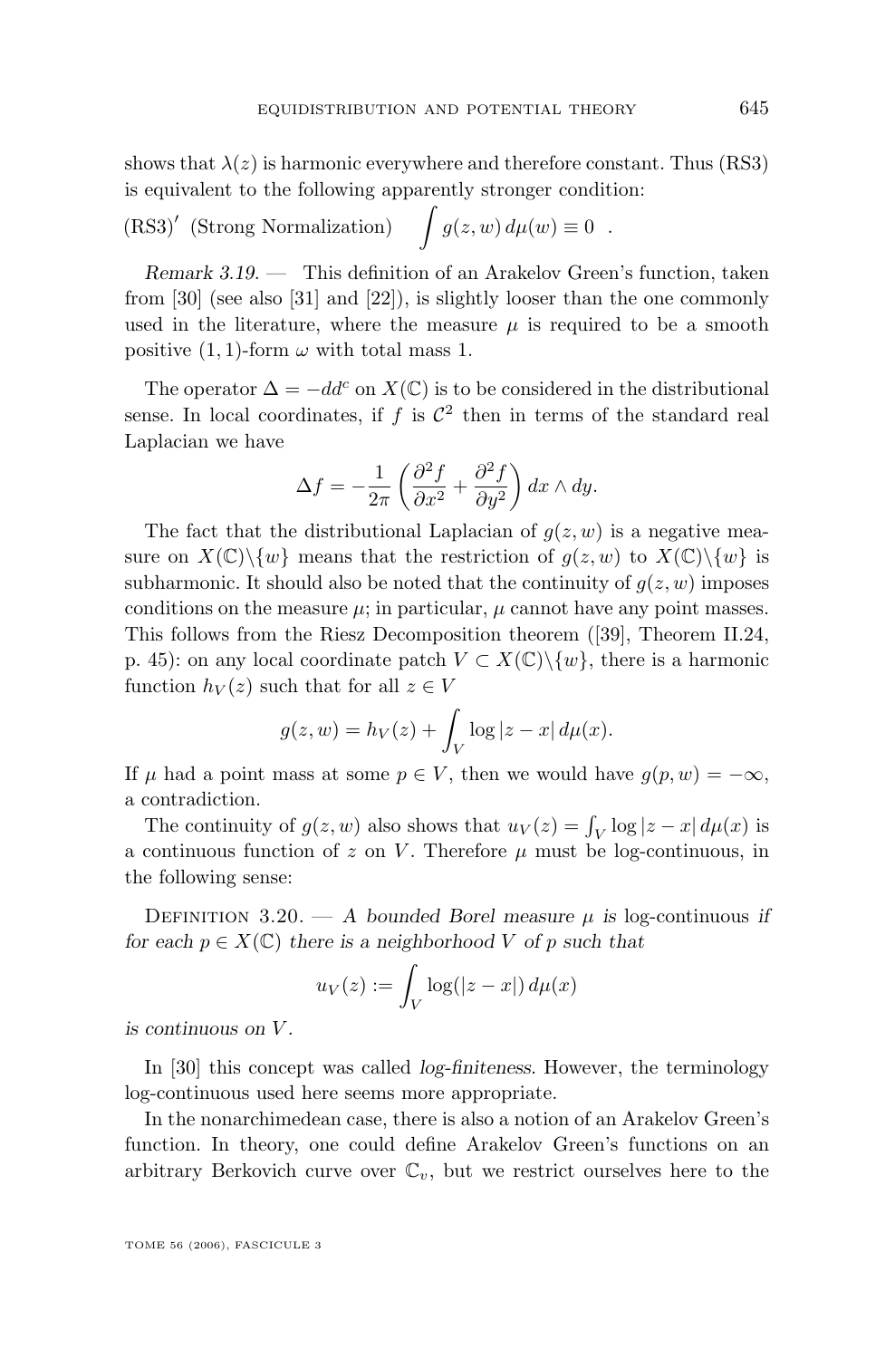shows that $\lambda(z)$ is harmonic everywhere and therefore constant. Thus (RS3) is equivalent to the following apparently stronger condition:

(RS3)$'$ (Strong Normalization) $\displaystyle\int g(z,w)\,d\mu(w) \equiv 0$ .

*Remark 3.19.* — This definition of an Arakelov Green's function, taken from [30] (see also [31] and [22]), is slightly looser than the one commonly used in the literature, where the measure $\mu$ is required to be a smooth positive $(1,1)$-form $\omega$ with total mass 1.

The operator $\Delta = -dd^c$ on $X(\mathbb{C})$ is to be considered in the distributional sense. In local coordinates, if $f$ is $\mathcal{C}^2$ then in terms of the standard real Laplacian we have

$$\Delta f = -\frac{1}{2\pi}\left(\frac{\partial^2 f}{\partial x^2} + \frac{\partial^2 f}{\partial y^2}\right) dx \wedge dy.$$

The fact that the distributional Laplacian of $g(z,w)$ is a negative measure on $X(\mathbb{C})\backslash\{w\}$ means that the restriction of $g(z,w)$ to $X(\mathbb{C})\backslash\{w\}$ is subharmonic. It should also be noted that the continuity of $g(z,w)$ imposes conditions on the measure $\mu$; in particular, $\mu$ cannot have any point masses. This follows from the Riesz Decomposition theorem ([39], Theorem II.24, p. 45): on any local coordinate patch $V \subset X(\mathbb{C})\backslash\{w\}$, there is a harmonic function $h_V(z)$ such that for all $z \in V$

$$g(z,w) = h_V(z) + \int_V \log|z-x|\,d\mu(x).$$

If $\mu$ had a point mass at some $p \in V$, then we would have $g(p,w) = -\infty$, a contradiction.

The continuity of $g(z,w)$ also shows that $u_V(z) = \int_V \log|z-x|\,d\mu(x)$ is a continuous function of $z$ on $V$. Therefore $\mu$ must be log-continuous, in the following sense:

Definition 3.20. — *A bounded Borel measure $\mu$ is* log-continuous *if for each $p \in X(\mathbb{C})$ there is a neighborhood $V$ of $p$ such that*

$$u_V(z) := \int_V \log(|z-x|)\,d\mu(x)$$

*is continuous on $V$.*

In [30] this concept was called *log-finiteness*. However, the terminology log-continuous used here seems more appropriate.

In the nonarchimedean case, there is also a notion of an Arakelov Green's function. In theory, one could define Arakelov Green's functions on an arbitrary Berkovich curve over $\mathbb{C}_v$, but we restrict ourselves here to the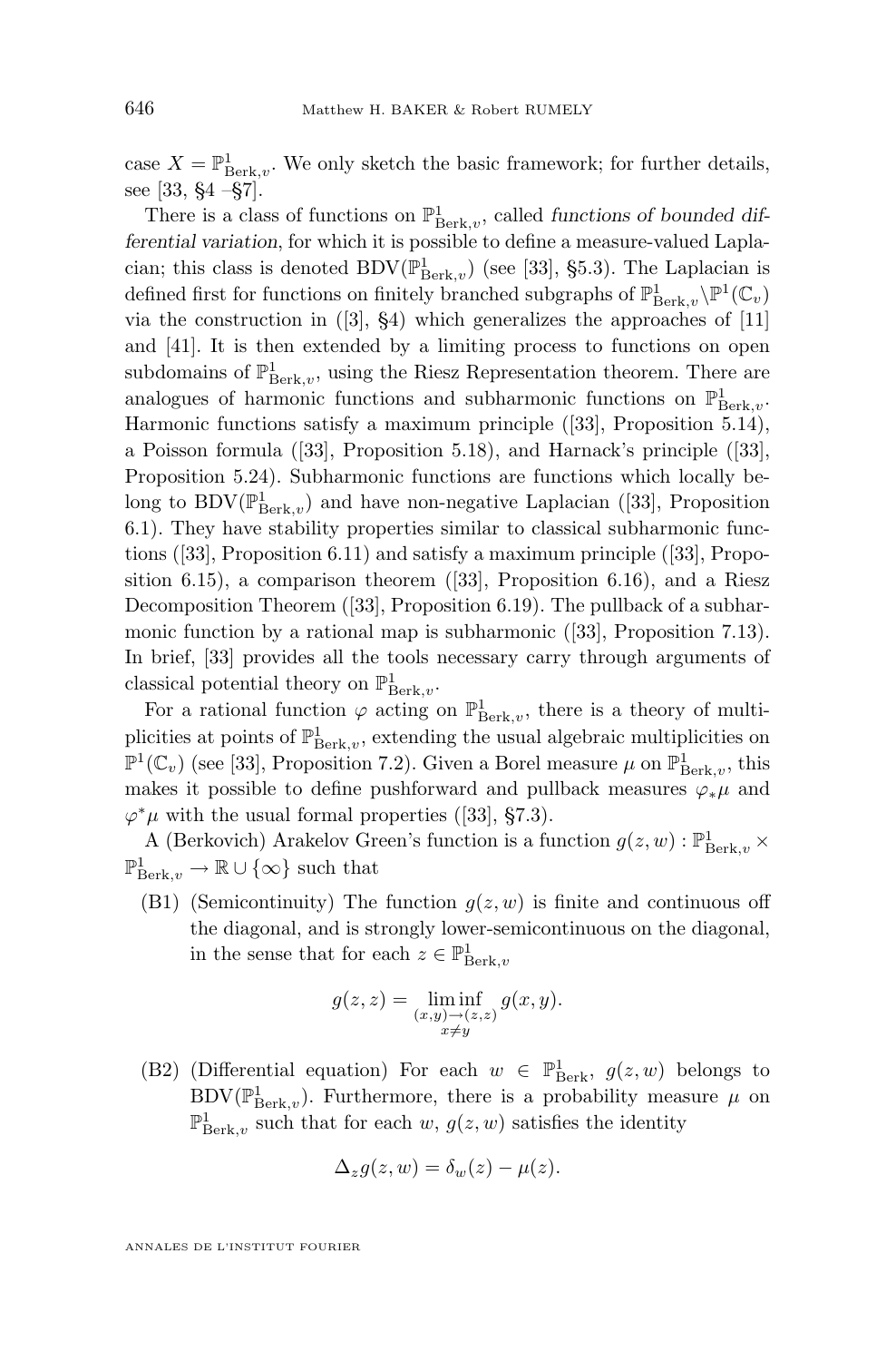case $X = \mathbb{P}^1_{\mathrm{Berk},v}$. We only sketch the basic framework; for further details, see [33, §4 –§7].

There is a class of functions on $\mathbb{P}^1_{\mathrm{Berk},v}$, called *functions of bounded differential variation*, for which it is possible to define a measure-valued Laplacian; this class is denoted $\mathrm{BDV}(\mathbb{P}^1_{\mathrm{Berk},v})$ (see [33], §5.3). The Laplacian is defined first for functions on finitely branched subgraphs of $\mathbb{P}^1_{\mathrm{Berk},v} \backslash \mathbb{P}^1(\mathbb{C}_v)$ via the construction in ([3], §4) which generalizes the approaches of [11] and [41]. It is then extended by a limiting process to functions on open subdomains of $\mathbb{P}^1_{\mathrm{Berk},v}$, using the Riesz Representation theorem. There are analogues of harmonic functions and subharmonic functions on $\mathbb{P}^1_{\mathrm{Berk},v}$. Harmonic functions satisfy a maximum principle ([33], Proposition 5.14), a Poisson formula ([33], Proposition 5.18), and Harnack's principle ([33], Proposition 5.24). Subharmonic functions are functions which locally belong to $\mathrm{BDV}(\mathbb{P}^1_{\mathrm{Berk},v})$ and have non-negative Laplacian ([33], Proposition 6.1). They have stability properties similar to classical subharmonic functions ([33], Proposition 6.11) and satisfy a maximum principle ([33], Proposition 6.15), a comparison theorem ([33], Proposition 6.16), and a Riesz Decomposition Theorem ([33], Proposition 6.19). The pullback of a subharmonic function by a rational map is subharmonic ([33], Proposition 7.13). In brief, [33] provides all the tools necessary carry through arguments of classical potential theory on $\mathbb{P}^1_{\mathrm{Berk},v}$.

For a rational function $\varphi$ acting on $\mathbb{P}^1_{\mathrm{Berk},v}$, there is a theory of multiplicities at points of $\mathbb{P}^1_{\mathrm{Berk},v}$, extending the usual algebraic multiplicities on $\mathbb{P}^1(\mathbb{C}_v)$ (see [33], Proposition 7.2). Given a Borel measure $\mu$ on $\mathbb{P}^1_{\mathrm{Berk},v}$, this makes it possible to define pushforward and pullback measures $\varphi_*\mu$ and $\varphi^*\mu$ with the usual formal properties ([33], §7.3).

A (Berkovich) Arakelov Green's function is a function $g(z, w) : \mathbb{P}^1_{\mathrm{Berk},v} \times \mathbb{P}^1_{\mathrm{Berk},v} \to \mathbb{R} \cup \{\infty\}$ such that

(B1) (Semicontinuity) The function $g(z, w)$ is finite and continuous off the diagonal, and is strongly lower-semicontinuous on the diagonal, in the sense that for each $z \in \mathbb{P}^1_{\mathrm{Berk},v}$

$$g(z, z) = \liminf_{\substack{(x,y)\to(z,z)\\ x\neq y}} g(x, y).$$

(B2) (Differential equation) For each $w \in \mathbb{P}^1_{\mathrm{Berk}}$, $g(z, w)$ belongs to $\mathrm{BDV}(\mathbb{P}^1_{\mathrm{Berk},v})$. Furthermore, there is a probability measure $\mu$ on $\mathbb{P}^1_{\mathrm{Berk},v}$ such that for each $w$, $g(z, w)$ satisfies the identity

$$\Delta_z g(z, w) = \delta_w(z) - \mu(z).$$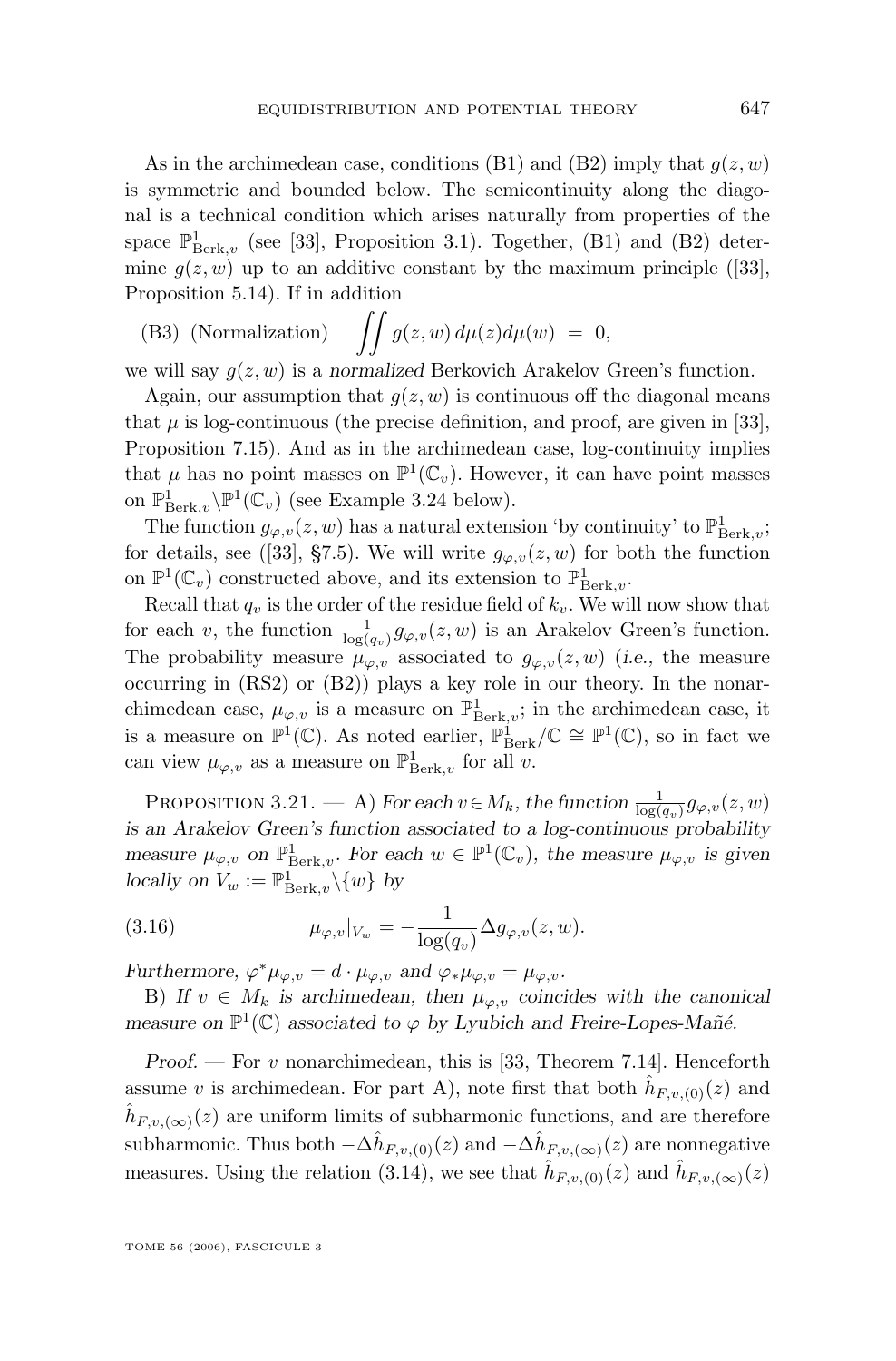As in the archimedean case, conditions (B1) and (B2) imply that $g(z,w)$ is symmetric and bounded below. The semicontinuity along the diagonal is a technical condition which arises naturally from properties of the space $\mathbb{P}^1_{\mathrm{Berk},v}$ (see [33], Proposition 3.1). Together, (B1) and (B2) determine $g(z,w)$ up to an additive constant by the maximum principle ([33], Proposition 5.14). If in addition

(B3) (Normalization) $\displaystyle\iint g(z,w)\,d\mu(z)d\mu(w) \;=\; 0,$

we will say $g(z,w)$ is a *normalized* Berkovich Arakelov Green's function.

Again, our assumption that $g(z,w)$ is continuous off the diagonal means that $\mu$ is log-continuous (the precise definition, and proof, are given in [33], Proposition 7.15). And as in the archimedean case, log-continuity implies that $\mu$ has no point masses on $\mathbb{P}^1(\mathbb{C}_v)$. However, it can have point masses on $\mathbb{P}^1_{\mathrm{Berk},v}\backslash\mathbb{P}^1(\mathbb{C}_v)$ (see Example 3.24 below).

The function $g_{\varphi,v}(z,w)$ has a natural extension 'by continuity' to $\mathbb{P}^1_{\mathrm{Berk},v}$; for details, see ([33], §7.5). We will write $g_{\varphi,v}(z,w)$ for both the function on $\mathbb{P}^1(\mathbb{C}_v)$ constructed above, and its extension to $\mathbb{P}^1_{\mathrm{Berk},v}$.

Recall that $q_v$ is the order of the residue field of $k_v$. We will now show that for each $v$, the function $\frac{1}{\log(q_v)}g_{\varphi,v}(z,w)$ is an Arakelov Green's function. The probability measure $\mu_{\varphi,v}$ associated to $g_{\varphi,v}(z,w)$ (*i.e.*, the measure occurring in (RS2) or (B2)) plays a key role in our theory. In the nonarchimedean case, $\mu_{\varphi,v}$ is a measure on $\mathbb{P}^1_{\mathrm{Berk},v}$; in the archimedean case, it is a measure on $\mathbb{P}^1(\mathbb{C})$. As noted earlier, $\mathbb{P}^1_{\mathrm{Berk}}/\mathbb{C}\cong\mathbb{P}^1(\mathbb{C})$, so in fact we can view $\mu_{\varphi,v}$ as a measure on $\mathbb{P}^1_{\mathrm{Berk},v}$ for all $v$.

Proposition 3.21. — A) *For each $v\in M_k$, the function $\frac{1}{\log(q_v)}g_{\varphi,v}(z,w)$ is an Arakelov Green's function associated to a log-continuous probability measure $\mu_{\varphi,v}$ on $\mathbb{P}^1_{\mathrm{Berk},v}$. For each $w\in\mathbb{P}^1(\mathbb{C}_v)$, the measure $\mu_{\varphi,v}$ is given locally on $V_w:=\mathbb{P}^1_{\mathrm{Berk},v}\backslash\{w\}$ by*

$$\mu_{\varphi,v}|_{V_w} = -\frac{1}{\log(q_v)}\Delta g_{\varphi,v}(z,w). \tag{3.16}$$

*Furthermore, $\varphi^*\mu_{\varphi,v}=d\cdot\mu_{\varphi,v}$ and $\varphi_*\mu_{\varphi,v}=\mu_{\varphi,v}$.*

B) *If $v\in M_k$ is archimedean, then $\mu_{\varphi,v}$ coincides with the canonical measure on $\mathbb{P}^1(\mathbb{C})$ associated to $\varphi$ by Lyubich and Freire-Lopes-Mañé.*

*Proof.* — For $v$ nonarchimedean, this is [33, Theorem 7.14]. Henceforth assume $v$ is archimedean. For part A), note first that both $\hat{h}_{F,v,(0)}(z)$ and $\hat{h}_{F,v,(\infty)}(z)$ are uniform limits of subharmonic functions, and are therefore subharmonic. Thus both $-\Delta\hat{h}_{F,v,(0)}(z)$ and $-\Delta\hat{h}_{F,v,(\infty)}(z)$ are nonnegative measures. Using the relation (3.14), we see that $\hat{h}_{F,v,(0)}(z)$ and $\hat{h}_{F,v,(\infty)}(z)$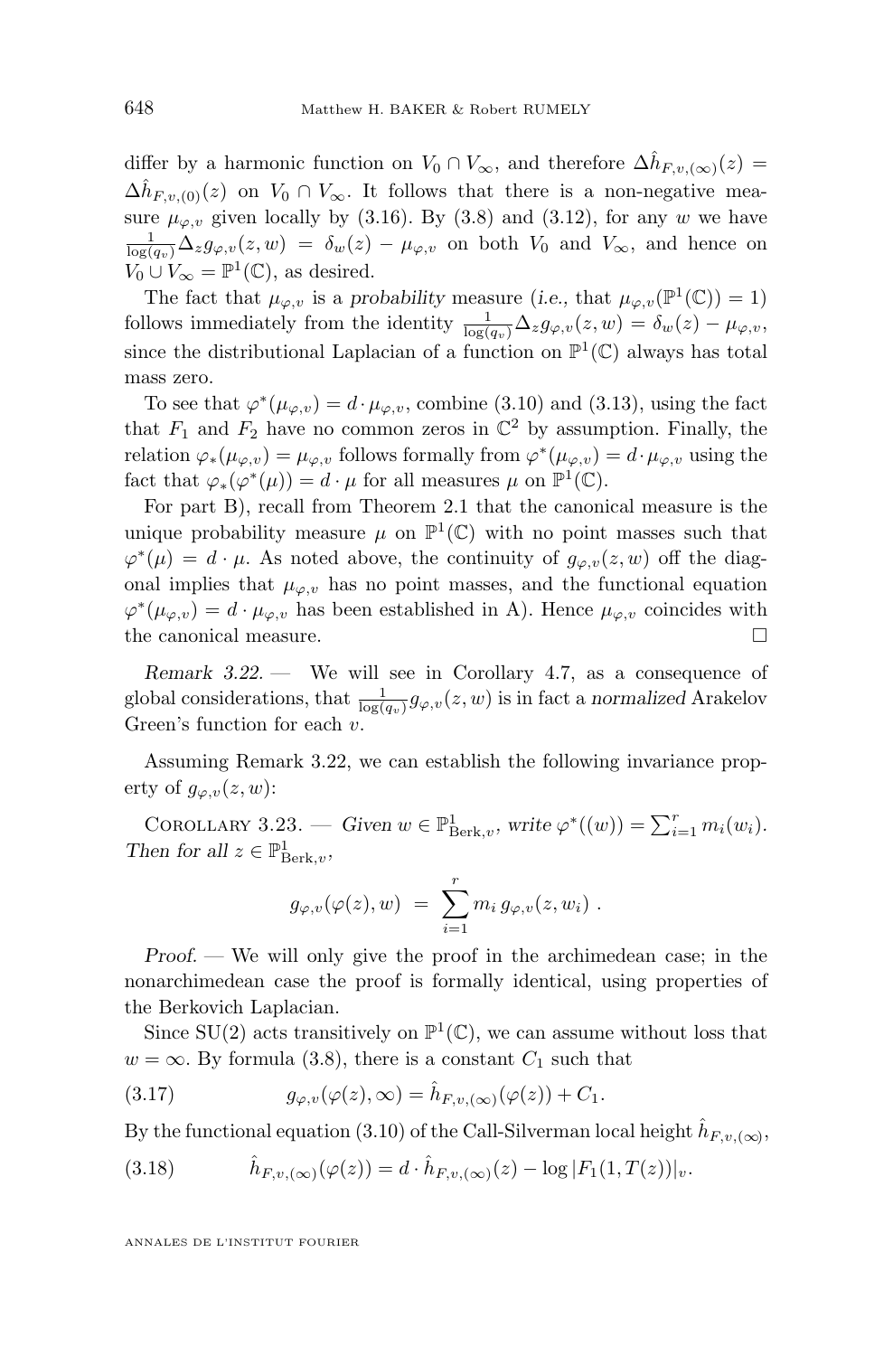differ by a harmonic function on $V_0 \cap V_\infty$, and therefore $\Delta \hat{h}_{F,v,(\infty)}(z) = \Delta \hat{h}_{F,v,(0)}(z)$ on $V_0 \cap V_\infty$. It follows that there is a non-negative measure $\mu_{\varphi,v}$ given locally by (3.16). By (3.8) and (3.12), for any $w$ we have $\frac{1}{\log(q_v)} \Delta_z g_{\varphi,v}(z,w) = \delta_w(z) - \mu_{\varphi,v}$ on both $V_0$ and $V_\infty$, and hence on $V_0 \cup V_\infty = \mathbb{P}^1(\mathbb{C})$, as desired.

The fact that $\mu_{\varphi,v}$ is a *probability* measure (*i.e.*, that $\mu_{\varphi,v}(\mathbb{P}^1(\mathbb{C})) = 1$) follows immediately from the identity $\frac{1}{\log(q_v)} \Delta_z g_{\varphi,v}(z,w) = \delta_w(z) - \mu_{\varphi,v}$, since the distributional Laplacian of a function on $\mathbb{P}^1(\mathbb{C})$ always has total mass zero.

To see that $\varphi^*(\mu_{\varphi,v}) = d \cdot \mu_{\varphi,v}$, combine (3.10) and (3.13), using the fact that $F_1$ and $F_2$ have no common zeros in $\mathbb{C}^2$ by assumption. Finally, the relation $\varphi_*(\mu_{\varphi,v}) = \mu_{\varphi,v}$ follows formally from $\varphi^*(\mu_{\varphi,v}) = d \cdot \mu_{\varphi,v}$ using the fact that $\varphi_*(\varphi^*(\mu)) = d \cdot \mu$ for all measures $\mu$ on $\mathbb{P}^1(\mathbb{C})$.

For part B), recall from Theorem 2.1 that the canonical measure is the unique probability measure $\mu$ on $\mathbb{P}^1(\mathbb{C})$ with no point masses such that $\varphi^*(\mu) = d \cdot \mu$. As noted above, the continuity of $g_{\varphi,v}(z,w)$ off the diagonal implies that $\mu_{\varphi,v}$ has no point masses, and the functional equation $\varphi^*(\mu_{\varphi,v}) = d \cdot \mu_{\varphi,v}$ has been established in A). Hence $\mu_{\varphi,v}$ coincides with the canonical measure. □

*Remark 3.22.* — We will see in Corollary 4.7, as a consequence of global considerations, that $\frac{1}{\log(q_v)} g_{\varphi,v}(z,w)$ is in fact a *normalized* Arakelov Green's function for each $v$.

Assuming Remark 3.22, we can establish the following invariance property of $g_{\varphi,v}(z,w)$:

Corollary 3.23. — *Given* $w \in \mathbb{P}^1_{\mathrm{Berk},v}$, *write* $\varphi^*((w)) = \sum_{i=1}^r m_i (w_i)$. *Then for all* $z \in \mathbb{P}^1_{\mathrm{Berk},v}$,

$$g_{\varphi,v}(\varphi(z), w) \;=\; \sum_{i=1}^r m_i \, g_{\varphi,v}(z, w_i) \; .$$

*Proof.* — We will only give the proof in the archimedean case; in the nonarchimedean case the proof is formally identical, using properties of the Berkovich Laplacian.

Since $\mathrm{SU}(2)$ acts transitively on $\mathbb{P}^1(\mathbb{C})$, we can assume without loss that $w = \infty$. By formula (3.8), there is a constant $C_1$ such that

$$g_{\varphi,v}(\varphi(z), \infty) = \hat{h}_{F,v,(\infty)}(\varphi(z)) + C_1. \tag{3.17}$$

By the functional equation (3.10) of the Call-Silverman local height $\hat{h}_{F,v,(\infty)}$,

$$\hat{h}_{F,v,(\infty)}(\varphi(z)) = d \cdot \hat{h}_{F,v,(\infty)}(z) - \log |F_1(1, T(z))|_v. \tag{3.18}$$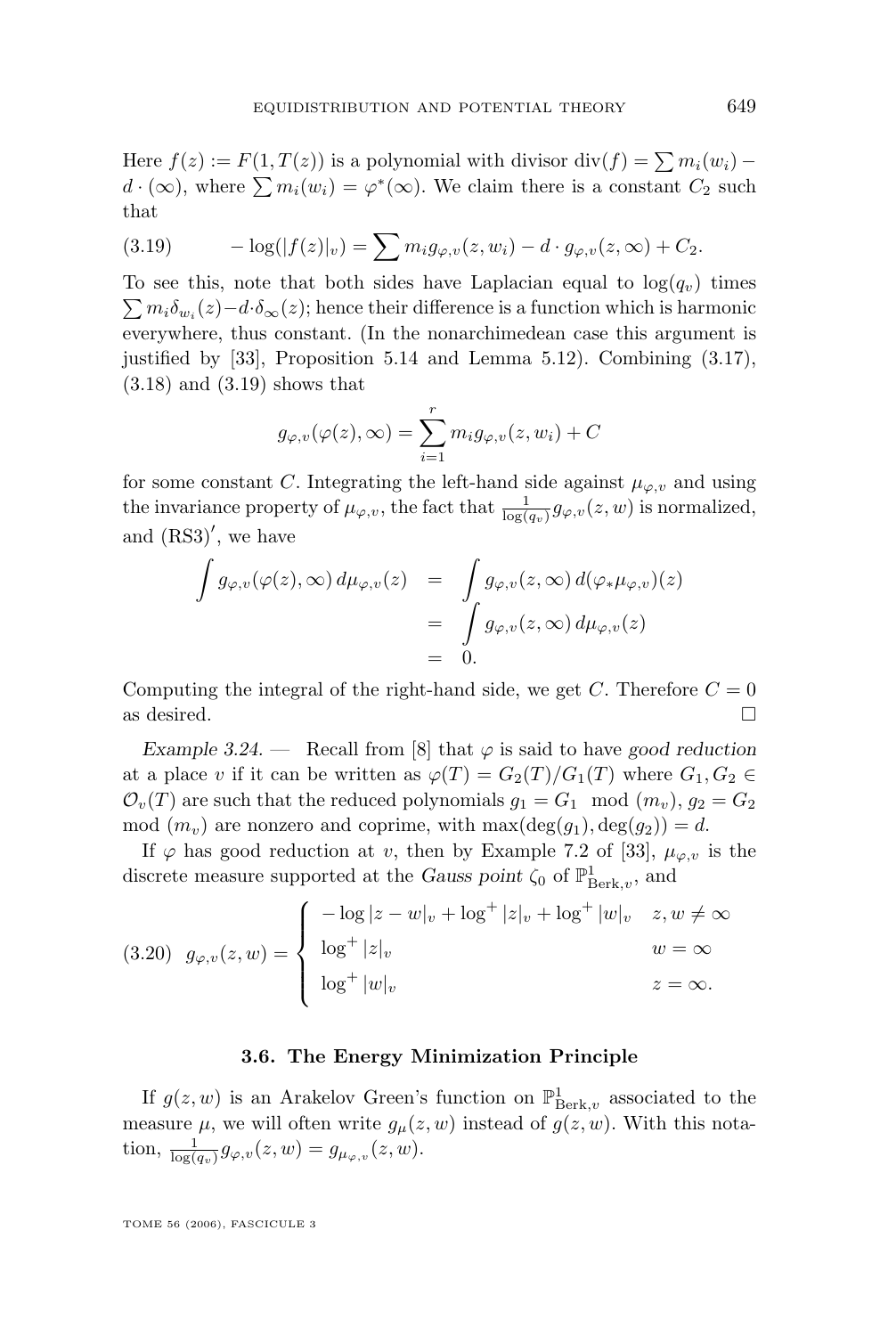Here $f(z) := F(1, T(z))$ is a polynomial with divisor $\mathrm{div}(f) = \sum m_i(w_i) - d \cdot (\infty)$, where $\sum m_i(w_i) = \varphi^*(\infty)$. We claim there is a constant $C_2$ such that

$$-\log(|f(z)|_v) = \sum m_i g_{\varphi,v}(z, w_i) - d \cdot g_{\varphi,v}(z, \infty) + C_2. \tag{3.19}$$

To see this, note that both sides have Laplacian equal to $\log(q_v)$ times $\sum m_i \delta_{w_i}(z) - d \cdot \delta_\infty(z)$; hence their difference is a function which is harmonic everywhere, thus constant. (In the nonarchimedean case this argument is justified by [33], Proposition 5.14 and Lemma 5.12). Combining (3.17), (3.18) and (3.19) shows that

$$g_{\varphi,v}(\varphi(z), \infty) = \sum_{i=1}^{r} m_i g_{\varphi,v}(z, w_i) + C$$

for some constant $C$. Integrating the left-hand side against $\mu_{\varphi,v}$ and using the invariance property of $\mu_{\varphi,v}$, the fact that $\frac{1}{\log(q_v)} g_{\varphi,v}(z, w)$ is normalized, and $(\mathrm{RS3})'$, we have

$$\begin{aligned}
\int g_{\varphi,v}(\varphi(z), \infty)\, d\mu_{\varphi,v}(z) &= \int g_{\varphi,v}(z, \infty)\, d(\varphi_* \mu_{\varphi,v})(z) \\
&= \int g_{\varphi,v}(z, \infty)\, d\mu_{\varphi,v}(z) \\
&= 0.
\end{aligned}$$

Computing the integral of the right-hand side, we get $C$. Therefore $C = 0$ as desired. $\square$

*Example 3.24.* — Recall from [8] that $\varphi$ is said to have *good reduction* at a place $v$ if it can be written as $\varphi(T) = G_2(T)/G_1(T)$ where $G_1, G_2 \in \mathcal{O}_v(T)$ are such that the reduced polynomials $g_1 = G_1 \mod (m_v)$, $g_2 = G_2 \mod (m_v)$ are nonzero and coprime, with $\max(\deg(g_1), \deg(g_2)) = d$.

If $\varphi$ has good reduction at $v$, then by Example 7.2 of [33], $\mu_{\varphi,v}$ is the discrete measure supported at the *Gauss point* $\zeta_0$ of $\mathbb{P}^1_{\mathrm{Berk},v}$, and

$$g_{\varphi,v}(z, w) = \begin{cases} -\log|z - w|_v + \log^+|z|_v + \log^+|w|_v & z, w \neq \infty \\ \log^+|z|_v & w = \infty \\ \log^+|w|_v & z = \infty. \end{cases} \tag{3.20}$$

### 3.6. The Energy Minimization Principle

If $g(z, w)$ is an Arakelov Green's function on $\mathbb{P}^1_{\mathrm{Berk},v}$ associated to the measure $\mu$, we will often write $g_\mu(z, w)$ instead of $g(z, w)$. With this notation, $\frac{1}{\log(q_v)} g_{\varphi,v}(z, w) = g_{\mu_{\varphi,v}}(z, w)$.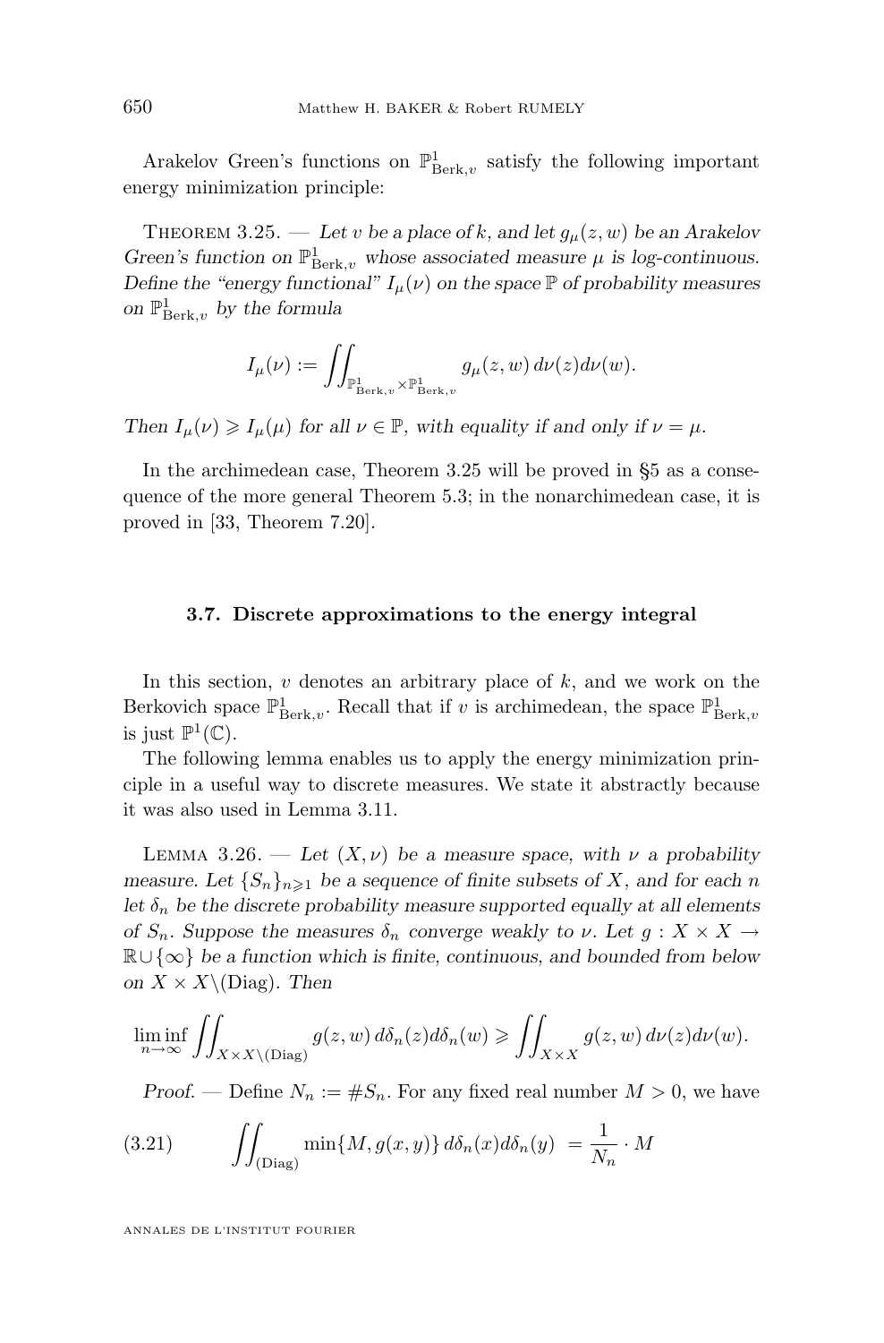Arakelov Green's functions on $\mathbb{P}^1_{\mathrm{Berk},v}$ satisfy the following important energy minimization principle:

Theorem 3.25. — *Let $v$ be a place of $k$, and let $g_\mu(z,w)$ be an Arakelov Green's function on $\mathbb{P}^1_{\mathrm{Berk},v}$ whose associated measure $\mu$ is log-continuous. Define the "energy functional" $I_\mu(\nu)$ on the space $\mathbb{P}$ of probability measures on $\mathbb{P}^1_{\mathrm{Berk},v}$ by the formula*

$$I_\mu(\nu) := \iint_{\mathbb{P}^1_{\mathrm{Berk},v}\times\mathbb{P}^1_{\mathrm{Berk},v}} g_\mu(z,w)\, d\nu(z) d\nu(w).$$

*Then $I_\mu(\nu) \geqslant I_\mu(\mu)$ for all $\nu \in \mathbb{P}$, with equality if and only if $\nu = \mu$.*

In the archimedean case, Theorem 3.25 will be proved in §5 as a consequence of the more general Theorem 5.3; in the nonarchimedean case, it is proved in [33, Theorem 7.20].

### 3.7. Discrete approximations to the energy integral

In this section, $v$ denotes an arbitrary place of $k$, and we work on the Berkovich space $\mathbb{P}^1_{\mathrm{Berk},v}$. Recall that if $v$ is archimedean, the space $\mathbb{P}^1_{\mathrm{Berk},v}$ is just $\mathbb{P}^1(\mathbb{C})$.

The following lemma enables us to apply the energy minimization principle in a useful way to discrete measures. We state it abstractly because it was also used in Lemma 3.11.

Lemma 3.26. — *Let $(X,\nu)$ be a measure space, with $\nu$ a probability measure. Let $\{S_n\}_{n\geqslant 1}$ be a sequence of finite subsets of $X$, and for each $n$ let $\delta_n$ be the discrete probability measure supported equally at all elements of $S_n$. Suppose the measures $\delta_n$ converge weakly to $\nu$. Let $g : X\times X \to \mathbb{R}\cup\{\infty\}$ be a function which is finite, continuous, and bounded from below on $X\times X\backslash(\mathrm{Diag})$. Then*

$$\liminf_{n\to\infty} \iint_{X\times X\backslash(\mathrm{Diag})} g(z,w)\, d\delta_n(z) d\delta_n(w) \geqslant \iint_{X\times X} g(z,w)\, d\nu(z) d\nu(w).$$

*Proof.* — Define $N_n := \# S_n$. For any fixed real number $M > 0$, we have

$$\iint_{(\mathrm{Diag})} \min\{M, g(x,y)\}\, d\delta_n(x) d\delta_n(y) \ = \frac{1}{N_n}\cdot M \tag{3.21}$$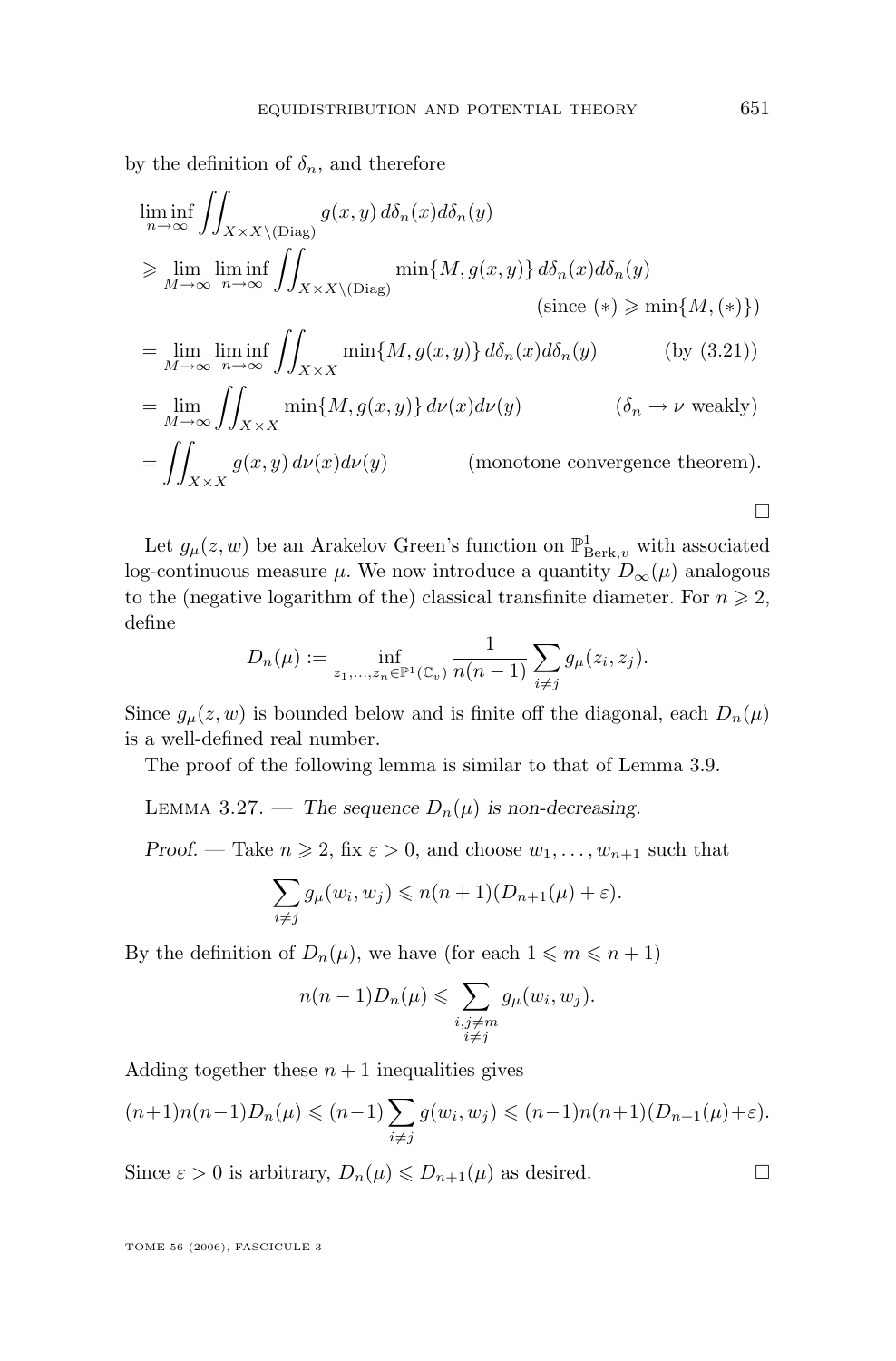by the definition of $\delta_n$, and therefore

$$\begin{aligned}
&\liminf_{n\to\infty} \iint_{X\times X\setminus(\mathrm{Diag})} g(x,y)\, d\delta_n(x) d\delta_n(y) \\
&\geqslant \lim_{M\to\infty} \liminf_{n\to\infty} \iint_{X\times X\setminus(\mathrm{Diag})} \min\{M, g(x,y)\}\, d\delta_n(x) d\delta_n(y) \\
&\hspace{18em} (\text{since } (*) \geqslant \min\{M,(*)\}) \\
&= \lim_{M\to\infty} \liminf_{n\to\infty} \iint_{X\times X} \min\{M, g(x,y)\}\, d\delta_n(x) d\delta_n(y) \qquad (\text{by } (3.21)) \\
&= \lim_{M\to\infty} \iint_{X\times X} \min\{M, g(x,y)\}\, d\nu(x) d\nu(y) \qquad (\delta_n \to \nu \text{ weakly}) \\
&= \iint_{X\times X} g(x,y)\, d\nu(x) d\nu(y) \qquad (\text{monotone convergence theorem}).
\end{aligned}$$

□

Let $g_\mu(z,w)$ be an Arakelov Green's function on $\mathbb{P}^1_{\mathrm{Berk},v}$ with associated log-continuous measure $\mu$. We now introduce a quantity $D_\infty(\mu)$ analogous to the (negative logarithm of the) classical transfinite diameter. For $n \geqslant 2$, define

$$D_n(\mu) := \inf_{z_1,\ldots,z_n \in \mathbb{P}^1(\mathbb{C}_v)} \frac{1}{n(n-1)} \sum_{i\neq j} g_\mu(z_i, z_j).$$

Since $g_\mu(z,w)$ is bounded below and is finite off the diagonal, each $D_n(\mu)$ is a well-defined real number.

The proof of the following lemma is similar to that of Lemma 3.9.

Lemma 3.27. — *The sequence $D_n(\mu)$ is non-decreasing.*

*Proof.* — Take $n \geqslant 2$, fix $\varepsilon > 0$, and choose $w_1, \ldots, w_{n+1}$ such that

$$\sum_{i\neq j} g_\mu(w_i, w_j) \leqslant n(n+1)(D_{n+1}(\mu) + \varepsilon).$$

By the definition of $D_n(\mu)$, we have (for each $1 \leqslant m \leqslant n+1$)

$$n(n-1)D_n(\mu) \leqslant \sum_{\substack{i,j\neq m \\ i\neq j}} g_\mu(w_i, w_j).$$

Adding together these $n+1$ inequalities gives

$$(n+1)n(n-1)D_n(\mu) \leqslant (n-1)\sum_{i\neq j} g(w_i, w_j) \leqslant (n-1)n(n+1)(D_{n+1}(\mu)+\varepsilon).$$

Since $\varepsilon > 0$ is arbitrary, $D_n(\mu) \leqslant D_{n+1}(\mu)$ as desired. □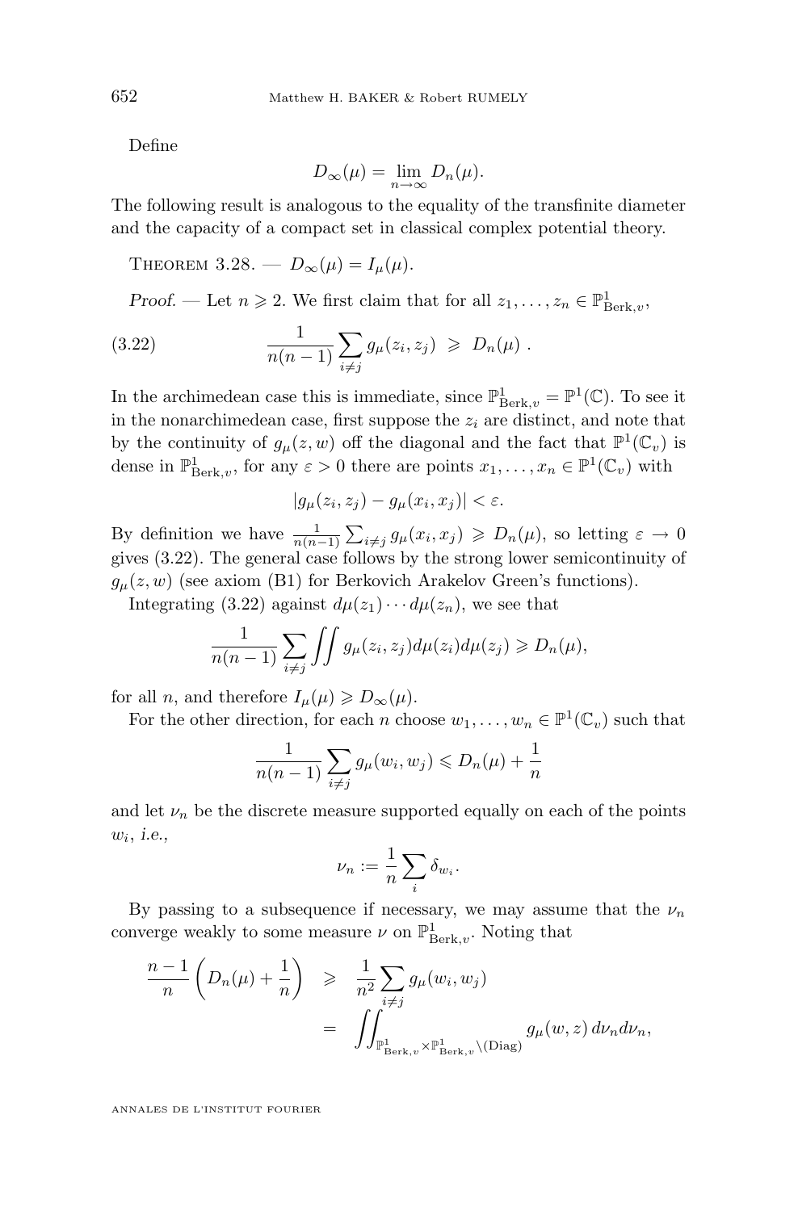Define

$$D_\infty(\mu) = \lim_{n\to\infty} D_n(\mu).$$

The following result is analogous to the equality of the transfinite diameter and the capacity of a compact set in classical complex potential theory.

Theorem 3.28. — $D_\infty(\mu) = I_\mu(\mu)$.

*Proof.* — Let $n \geqslant 2$. We first claim that for all $z_1, \ldots, z_n \in \mathbb{P}^1_{\mathrm{Berk},v}$,

$$\frac{1}{n(n-1)} \sum_{i\neq j} g_\mu(z_i, z_j) \;\geqslant\; D_n(\mu) \; . \tag{3.22}$$

In the archimedean case this is immediate, since $\mathbb{P}^1_{\mathrm{Berk},v} = \mathbb{P}^1(\mathbb{C})$. To see it in the nonarchimedean case, first suppose the $z_i$ are distinct, and note that by the continuity of $g_\mu(z,w)$ off the diagonal and the fact that $\mathbb{P}^1(\mathbb{C}_v)$ is dense in $\mathbb{P}^1_{\mathrm{Berk},v}$, for any $\varepsilon > 0$ there are points $x_1, \ldots, x_n \in \mathbb{P}^1(\mathbb{C}_v)$ with

$$|g_\mu(z_i, z_j) - g_\mu(x_i, x_j)| < \varepsilon.$$

By definition we have $\frac{1}{n(n-1)} \sum_{i\neq j} g_\mu(x_i, x_j) \geqslant D_n(\mu)$, so letting $\varepsilon \to 0$ gives (3.22). The general case follows by the strong lower semicontinuity of $g_\mu(z,w)$ (see axiom (B1) for Berkovich Arakelov Green's functions).

Integrating (3.22) against $d\mu(z_1)\cdots d\mu(z_n)$, we see that

$$\frac{1}{n(n-1)} \sum_{i\neq j} \iint g_\mu(z_i, z_j) d\mu(z_i) d\mu(z_j) \geqslant D_n(\mu),$$

for all $n$, and therefore $I_\mu(\mu) \geqslant D_\infty(\mu)$.

For the other direction, for each $n$ choose $w_1, \ldots, w_n \in \mathbb{P}^1(\mathbb{C}_v)$ such that

$$\frac{1}{n(n-1)} \sum_{i\neq j} g_\mu(w_i, w_j) \leqslant D_n(\mu) + \frac{1}{n}$$

and let $\nu_n$ be the discrete measure supported equally on each of the points $w_i$, *i.e.*,

$$\nu_n := \frac{1}{n} \sum_i \delta_{w_i}.$$

By passing to a subsequence if necessary, we may assume that the $\nu_n$ converge weakly to some measure $\nu$ on $\mathbb{P}^1_{\mathrm{Berk},v}$. Noting that

$$\begin{aligned}
\frac{n-1}{n}\left(D_n(\mu) + \frac{1}{n}\right) \;&\geqslant\; \frac{1}{n^2} \sum_{i\neq j} g_\mu(w_i, w_j) \\
&= \iint_{\mathbb{P}^1_{\mathrm{Berk},v} \times \mathbb{P}^1_{\mathrm{Berk},v} \setminus (\mathrm{Diag})} g_\mu(w, z)\, d\nu_n d\nu_n,
\end{aligned}$$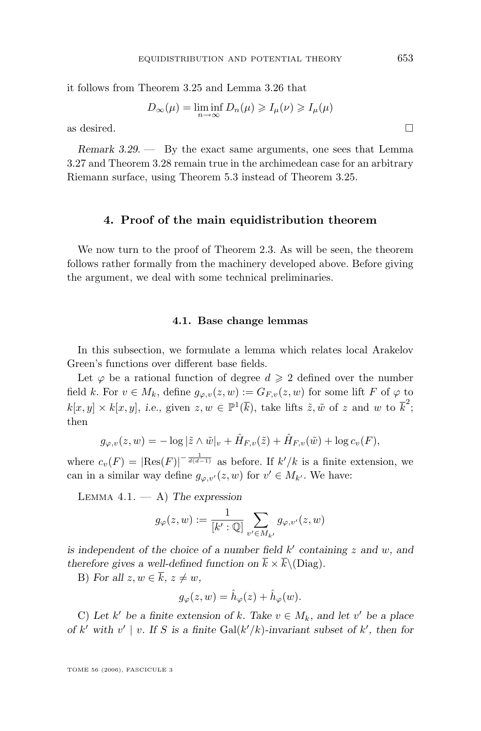it follows from Theorem 3.25 and Lemma 3.26 that

$$D_\infty(\mu) = \liminf_{n\to\infty} D_n(\mu) \geqslant I_\mu(\nu) \geqslant I_\mu(\mu)$$

as desired. □

*Remark 3.29.* — By the exact same arguments, one sees that Lemma 3.27 and Theorem 3.28 remain true in the archimedean case for an arbitrary Riemann surface, using Theorem 5.3 instead of Theorem 3.25.

## 4. Proof of the main equidistribution theorem

We now turn to the proof of Theorem 2.3. As will be seen, the theorem follows rather formally from the machinery developed above. Before giving the argument, we deal with some technical preliminaries.

### 4.1. Base change lemmas

In this subsection, we formulate a lemma which relates local Arakelov Green's functions over different base fields.

Let $\varphi$ be a rational function of degree $d \geqslant 2$ defined over the number field $k$. For $v \in M_k$, define $g_{\varphi,v}(z,w) := G_{F,v}(z,w)$ for some lift $F$ of $\varphi$ to $k[x,y] \times k[x,y]$, *i.e.*, given $z, w \in \mathbb{P}^1(\overline{k})$, take lifts $\tilde{z}, \tilde{w}$ of $z$ and $w$ to $\overline{k}^2$; then

$$g_{\varphi,v}(z,w) = -\log|\tilde{z}\wedge\tilde{w}|_v + \hat{H}_{F,v}(\tilde{z}) + \hat{H}_{F,v}(\tilde{w}) + \log c_v(F),$$

where $c_v(F) = |\mathrm{Res}(F)|^{-\frac{1}{d(d-1)}}$ as before. If $k'/k$ is a finite extension, we can in a similar way define $g_{\varphi,v'}(z,w)$ for $v' \in M_{k'}$. We have:

Lemma 4.1. — A) *The expression*

$$g_\varphi(z,w) := \frac{1}{[k':\mathbb{Q}]}\sum_{v'\in M_{k'}} g_{\varphi,v'}(z,w)$$

*is independent of the choice of a number field $k'$ containing $z$ and $w$, and therefore gives a well-defined function on $\overline{k}\times\overline{k}\backslash(\mathrm{Diag})$.*

B) *For all $z,w \in \overline{k}$, $z \neq w$,*

$$g_\varphi(z,w) = \hat{h}_\varphi(z) + \hat{h}_\varphi(w).$$

C) *Let $k'$ be a finite extension of $k$. Take $v \in M_k$, and let $v'$ be a place of $k'$ with $v' \mid v$. If $S$ is a finite $\mathrm{Gal}(k'/k)$-invariant subset of $k'$, then for*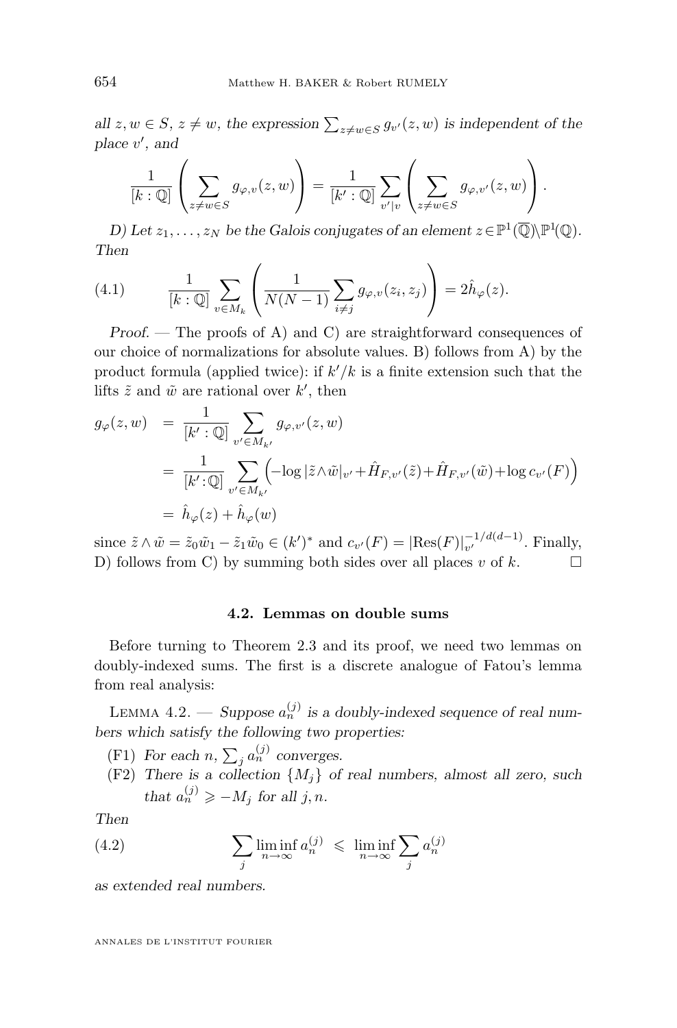*all $z, w \in S$, $z \neq w$, the expression $\sum_{z \neq w \in S} g_{v'}(z,w)$ is independent of the place $v'$, and*

$$\frac{1}{[k:\mathbb{Q}]}\left(\sum_{z\neq w\in S} g_{\varphi,v}(z,w)\right) = \frac{1}{[k':\mathbb{Q}]}\sum_{v'|v}\left(\sum_{z\neq w\in S} g_{\varphi,v'}(z,w)\right).$$

*D) Let $z_1, \ldots, z_N$ be the Galois conjugates of an element $z \in \mathbb{P}^1(\overline{\mathbb{Q}}) \backslash \mathbb{P}^1(\mathbb{Q})$. Then*

$$\frac{1}{[k:\mathbb{Q}]}\sum_{v\in M_k}\left(\frac{1}{N(N-1)}\sum_{i\neq j} g_{\varphi,v}(z_i,z_j)\right) = 2\hat{h}_\varphi(z). \tag{4.1}$$

*Proof.* — The proofs of A) and C) are straightforward consequences of our choice of normalizations for absolute values. B) follows from A) by the product formula (applied twice): if $k'/k$ is a finite extension such that the lifts $\tilde{z}$ and $\tilde{w}$ are rational over $k'$, then

$$\begin{aligned}
g_\varphi(z,w) &= \frac{1}{[k':\mathbb{Q}]}\sum_{v'\in M_{k'}} g_{\varphi,v'}(z,w) \\
&= \frac{1}{[k':\mathbb{Q}]}\sum_{v'\in M_{k'}}\Big(-\log|\tilde{z}\wedge\tilde{w}|_{v'} + \hat{H}_{F,v'}(\tilde{z}) + \hat{H}_{F,v'}(\tilde{w}) + \log c_{v'}(F)\Big) \\
&= \hat{h}_\varphi(z) + \hat{h}_\varphi(w)
\end{aligned}$$

since $\tilde{z}\wedge\tilde{w} = \tilde{z}_0\tilde{w}_1 - \tilde{z}_1\tilde{w}_0 \in (k')^*$ and $c_{v'}(F) = |\mathrm{Res}(F)|_{v'}^{-1/d(d-1)}$. Finally, D) follows from C) by summing both sides over all places $v$ of $k$. □

### 4.2. Lemmas on double sums

Before turning to Theorem 2.3 and its proof, we need two lemmas on doubly-indexed sums. The first is a discrete analogue of Fatou's lemma from real analysis:

Lemma 4.2. — *Suppose $a_n^{(j)}$ is a doubly-indexed sequence of real numbers which satisfy the following two properties:*

- (F1) *For each $n$, $\sum_j a_n^{(j)}$ converges.*
- (F2) *There is a collection $\{M_j\}$ of real numbers, almost all zero, such that $a_n^{(j)} \geqslant -M_j$ for all $j, n$.*

*Then*

$$\sum_j \liminf_{n\to\infty} a_n^{(j)} \;\leqslant\; \liminf_{n\to\infty}\sum_j a_n^{(j)} \tag{4.2}$$

*as extended real numbers.*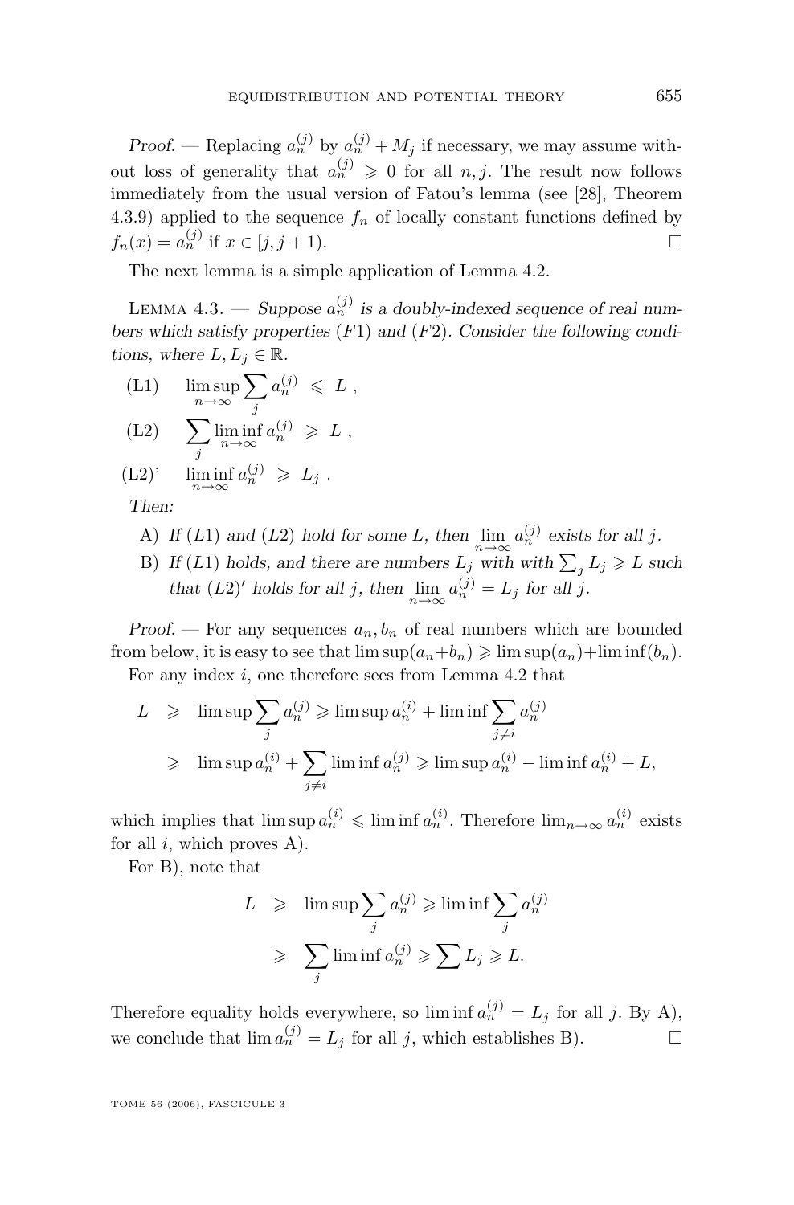*Proof.* — Replacing $a_n^{(j)}$ by $a_n^{(j)} + M_j$ if necessary, we may assume without loss of generality that $a_n^{(j)} \geqslant 0$ for all $n, j$. The result now follows immediately from the usual version of Fatou's lemma (see [28], Theorem 4.3.9) applied to the sequence $f_n$ of locally constant functions defined by $f_n(x) = a_n^{(j)}$ if $x \in [j, j+1)$. □

The next lemma is a simple application of Lemma 4.2.

Lemma 4.3. — *Suppose $a_n^{(j)}$ is a doubly-indexed sequence of real numbers which satisfy properties $(F1)$ and $(F2)$. Consider the following conditions, where $L, L_j \in \mathbb{R}$.*

(L1) $\quad \limsup_{n\to\infty} \sum_j a_n^{(j)} \leqslant L$ ,

(L2) $\quad \sum_j \liminf_{n\to\infty} a_n^{(j)} \geqslant L$ ,

(L2)' $\quad \liminf_{n\to\infty} a_n^{(j)} \geqslant L_j$ .

*Then:*

A) *If $(L1)$ and $(L2)$ hold for some $L$, then $\lim_{n\to\infty} a_n^{(j)}$ exists for all $j$.*

B) *If $(L1)$ holds, and there are numbers $L_j$ with with $\sum_j L_j \geqslant L$ such that $(L2)'$ holds for all $j$, then $\lim_{n\to\infty} a_n^{(j)} = L_j$ for all $j$.*

*Proof.* — For any sequences $a_n, b_n$ of real numbers which are bounded from below, it is easy to see that $\limsup(a_n + b_n) \geqslant \limsup(a_n) + \liminf(b_n)$.

For any index $i$, one therefore sees from Lemma 4.2 that

$$\begin{aligned} L &\geqslant \limsup \sum_j a_n^{(j)} \geqslant \limsup a_n^{(i)} + \liminf \sum_{j\neq i} a_n^{(j)} \\ &\geqslant \limsup a_n^{(i)} + \sum_{j\neq i} \liminf a_n^{(j)} \geqslant \limsup a_n^{(i)} - \liminf a_n^{(i)} + L, \end{aligned}$$

which implies that $\limsup a_n^{(i)} \leqslant \liminf a_n^{(i)}$. Therefore $\lim_{n\to\infty} a_n^{(i)}$ exists for all $i$, which proves A).

For B), note that

$$\begin{aligned} L &\geqslant \limsup \sum_j a_n^{(j)} \geqslant \liminf \sum_j a_n^{(j)} \\ &\geqslant \sum_j \liminf a_n^{(j)} \geqslant \sum L_j \geqslant L. \end{aligned}$$

Therefore equality holds everywhere, so $\liminf a_n^{(j)} = L_j$ for all $j$. By A), we conclude that $\lim a_n^{(j)} = L_j$ for all $j$, which establishes B). □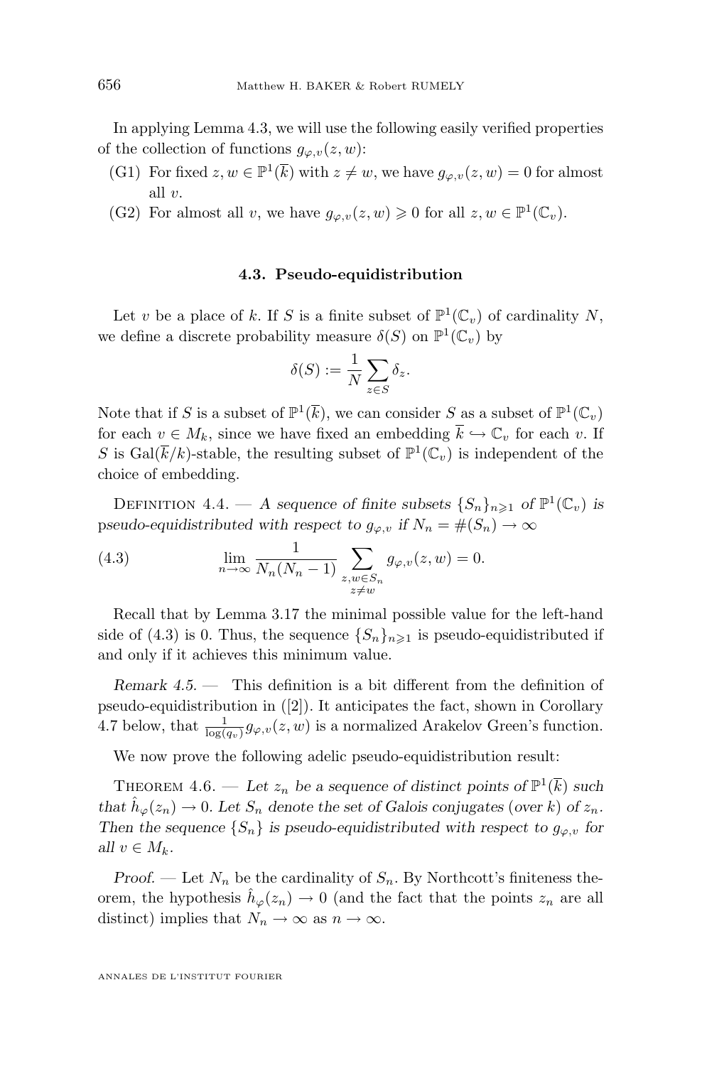In applying Lemma 4.3, we will use the following easily verified properties of the collection of functions $g_{\varphi,v}(z,w)$:

- (G1) For fixed $z, w \in \mathbb{P}^1(\overline{k})$ with $z \neq w$, we have $g_{\varphi,v}(z,w) = 0$ for almost all $v$.
- (G2) For almost all $v$, we have $g_{\varphi,v}(z,w) \geqslant 0$ for all $z, w \in \mathbb{P}^1(\mathbb{C}_v)$.

### 4.3. Pseudo-equidistribution

Let $v$ be a place of $k$. If $S$ is a finite subset of $\mathbb{P}^1(\mathbb{C}_v)$ of cardinality $N$, we define a discrete probability measure $\delta(S)$ on $\mathbb{P}^1(\mathbb{C}_v)$ by

$$\delta(S) := \frac{1}{N} \sum_{z \in S} \delta_z.$$

Note that if $S$ is a subset of $\mathbb{P}^1(\overline{k})$, we can consider $S$ as a subset of $\mathbb{P}^1(\mathbb{C}_v)$ for each $v \in M_k$, since we have fixed an embedding $\overline{k} \hookrightarrow \mathbb{C}_v$ for each $v$. If $S$ is $\mathrm{Gal}(\overline{k}/k)$-stable, the resulting subset of $\mathbb{P}^1(\mathbb{C}_v)$ is independent of the choice of embedding.

Definition 4.4. — *A sequence of finite subsets $\{S_n\}_{n \geqslant 1}$ of $\mathbb{P}^1(\mathbb{C}_v)$ is pseudo-equidistributed with respect to $g_{\varphi,v}$ if $N_n = \#(S_n) \to \infty$*

$$\lim_{n \to \infty} \frac{1}{N_n(N_n - 1)} \sum_{\substack{z,w \in S_n \\ z \neq w}} g_{\varphi,v}(z,w) = 0. \tag{4.3}$$

Recall that by Lemma 3.17 the minimal possible value for the left-hand side of (4.3) is 0. Thus, the sequence $\{S_n\}_{n \geqslant 1}$ is pseudo-equidistributed if and only if it achieves this minimum value.

*Remark 4.5.* — This definition is a bit different from the definition of pseudo-equidistribution in ([2]). It anticipates the fact, shown in Corollary 4.7 below, that $\frac{1}{\log(q_v)} g_{\varphi,v}(z,w)$ is a normalized Arakelov Green's function.

We now prove the following adelic pseudo-equidistribution result:

Theorem 4.6. — *Let $z_n$ be a sequence of distinct points of $\mathbb{P}^1(\overline{k})$ such that $\hat{h}_\varphi(z_n) \to 0$. Let $S_n$ denote the set of Galois conjugates (over $k$) of $z_n$. Then the sequence $\{S_n\}$ is pseudo-equidistributed with respect to $g_{\varphi,v}$ for all $v \in M_k$.*

*Proof.* — Let $N_n$ be the cardinality of $S_n$. By Northcott's finiteness theorem, the hypothesis $\hat{h}_\varphi(z_n) \to 0$ (and the fact that the points $z_n$ are all distinct) implies that $N_n \to \infty$ as $n \to \infty$.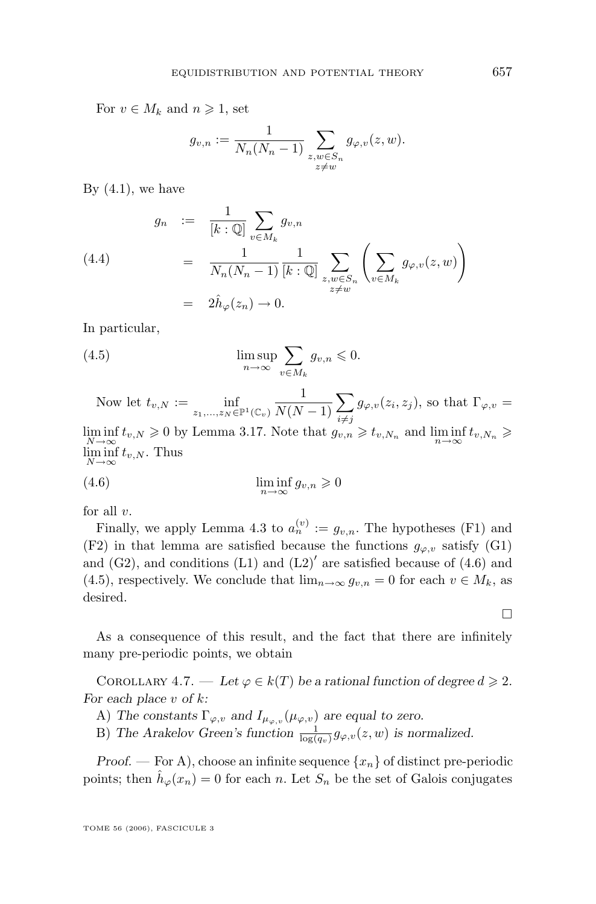For $v \in M_k$ and $n \geqslant 1$, set

$$g_{v,n} := \frac{1}{N_n(N_n-1)} \sum_{\substack{z,w \in S_n \\ z \neq w}} g_{\varphi,v}(z,w).$$

By (4.1), we have

$$\begin{aligned} g_n &:= \frac{1}{[k:\mathbb{Q}]} \sum_{v \in M_k} g_{v,n} \\ &= \frac{1}{N_n(N_n-1)} \frac{1}{[k:\mathbb{Q}]} \sum_{\substack{z,w \in S_n \\ z \neq w}} \left( \sum_{v \in M_k} g_{\varphi,v}(z,w) \right) \\ &= 2\hat{h}_\varphi(z_n) \to 0. \end{aligned} \tag{4.4}$$

In particular,

$$\limsup_{n \to \infty} \sum_{v \in M_k} g_{v,n} \leqslant 0. \tag{4.5}$$

Now let $t_{v,N} := \inf_{z_1,\ldots,z_N \in \mathbb{P}^1(\mathbb{C}_v)} \frac{1}{N(N-1)} \sum_{i \neq j} g_{\varphi,v}(z_i,z_j)$, so that $\Gamma_{\varphi,v} = \liminf_{N \to \infty} t_{v,N} \geqslant 0$ by Lemma 3.17. Note that $g_{v,n} \geqslant t_{v,N_n}$ and $\liminf_{n \to \infty} t_{v,N_n} \geqslant \liminf_{N \to \infty} t_{v,N}$. Thus

$$\liminf_{n \to \infty} g_{v,n} \geqslant 0 \tag{4.6}$$

for all $v$.

Finally, we apply Lemma 4.3 to $a_n^{(v)} := g_{v,n}$. The hypotheses (F1) and (F2) in that lemma are satisfied because the functions $g_{\varphi,v}$ satisfy (G1) and (G2), and conditions (L1) and (L2)$'$ are satisfied because of (4.6) and (4.5), respectively. We conclude that $\lim_{n \to \infty} g_{v,n} = 0$ for each $v \in M_k$, as desired.

□

As a consequence of this result, and the fact that there are infinitely many pre-periodic points, we obtain

Corollary 4.7. — *Let $\varphi \in k(T)$ be a rational function of degree $d \geqslant 2$. For each place $v$ of $k$:*

A) *The constants $\Gamma_{\varphi,v}$ and $I_{\mu_{\varphi,v}}(\mu_{\varphi,v})$ are equal to zero.*

B) *The Arakelov Green's function $\frac{1}{\log(q_v)} g_{\varphi,v}(z,w)$ is normalized.*

*Proof.* — For A), choose an infinite sequence $\{x_n\}$ of distinct pre-periodic points; then $\hat{h}_\varphi(x_n) = 0$ for each $n$. Let $S_n$ be the set of Galois conjugates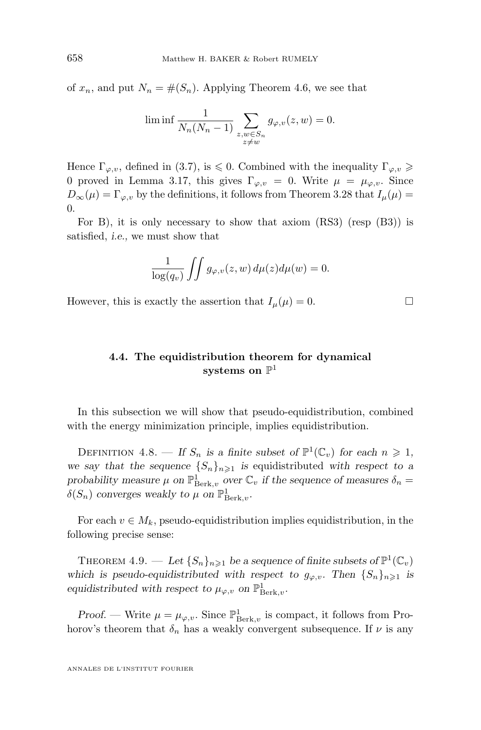of $x_n$, and put $N_n = \#(S_n)$. Applying Theorem 4.6, we see that

$$\liminf \frac{1}{N_n(N_n-1)} \sum_{\substack{z,w \in S_n \\ z \neq w}} g_{\varphi,v}(z,w) = 0.$$

Hence $\Gamma_{\varphi,v}$, defined in (3.7), is $\leqslant 0$. Combined with the inequality $\Gamma_{\varphi,v} \geqslant 0$ proved in Lemma 3.17, this gives $\Gamma_{\varphi,v} = 0$. Write $\mu = \mu_{\varphi,v}$. Since $D_\infty(\mu) = \Gamma_{\varphi,v}$ by the definitions, it follows from Theorem 3.28 that $I_\mu(\mu) = 0$.

For B), it is only necessary to show that axiom (RS3) (resp (B3)) is satisfied, *i.e.*, we must show that

$$\frac{1}{\log(q_v)} \iint g_{\varphi,v}(z,w)\, d\mu(z) d\mu(w) = 0.$$

However, this is exactly the assertion that $I_\mu(\mu) = 0$. □

### 4.4. The equidistribution theorem for dynamical systems on $\mathbb{P}^1$

In this subsection we will show that pseudo-equidistribution, combined with the energy minimization principle, implies equidistribution.

Definition 4.8. — *If $S_n$ is a finite subset of $\mathbb{P}^1(\mathbb{C}_v)$ for each $n \geqslant 1$, we say that the sequence $\{S_n\}_{n \geqslant 1}$ is* equidistributed *with respect to a probability measure $\mu$ on $\mathbb{P}^1_{\mathrm{Berk},v}$ over $\mathbb{C}_v$ if the sequence of measures $\delta_n = \delta(S_n)$ converges weakly to $\mu$ on $\mathbb{P}^1_{\mathrm{Berk},v}$.*

For each $v \in M_k$, pseudo-equidistribution implies equidistribution, in the following precise sense:

Theorem 4.9. — *Let $\{S_n\}_{n \geqslant 1}$ be a sequence of finite subsets of $\mathbb{P}^1(\mathbb{C}_v)$ which is pseudo-equidistributed with respect to $g_{\varphi,v}$. Then $\{S_n\}_{n \geqslant 1}$ is equidistributed with respect to $\mu_{\varphi,v}$ on $\mathbb{P}^1_{\mathrm{Berk},v}$.*

*Proof.* — Write $\mu = \mu_{\varphi,v}$. Since $\mathbb{P}^1_{\mathrm{Berk},v}$ is compact, it follows from Prohorov's theorem that $\delta_n$ has a weakly convergent subsequence. If $\nu$ is any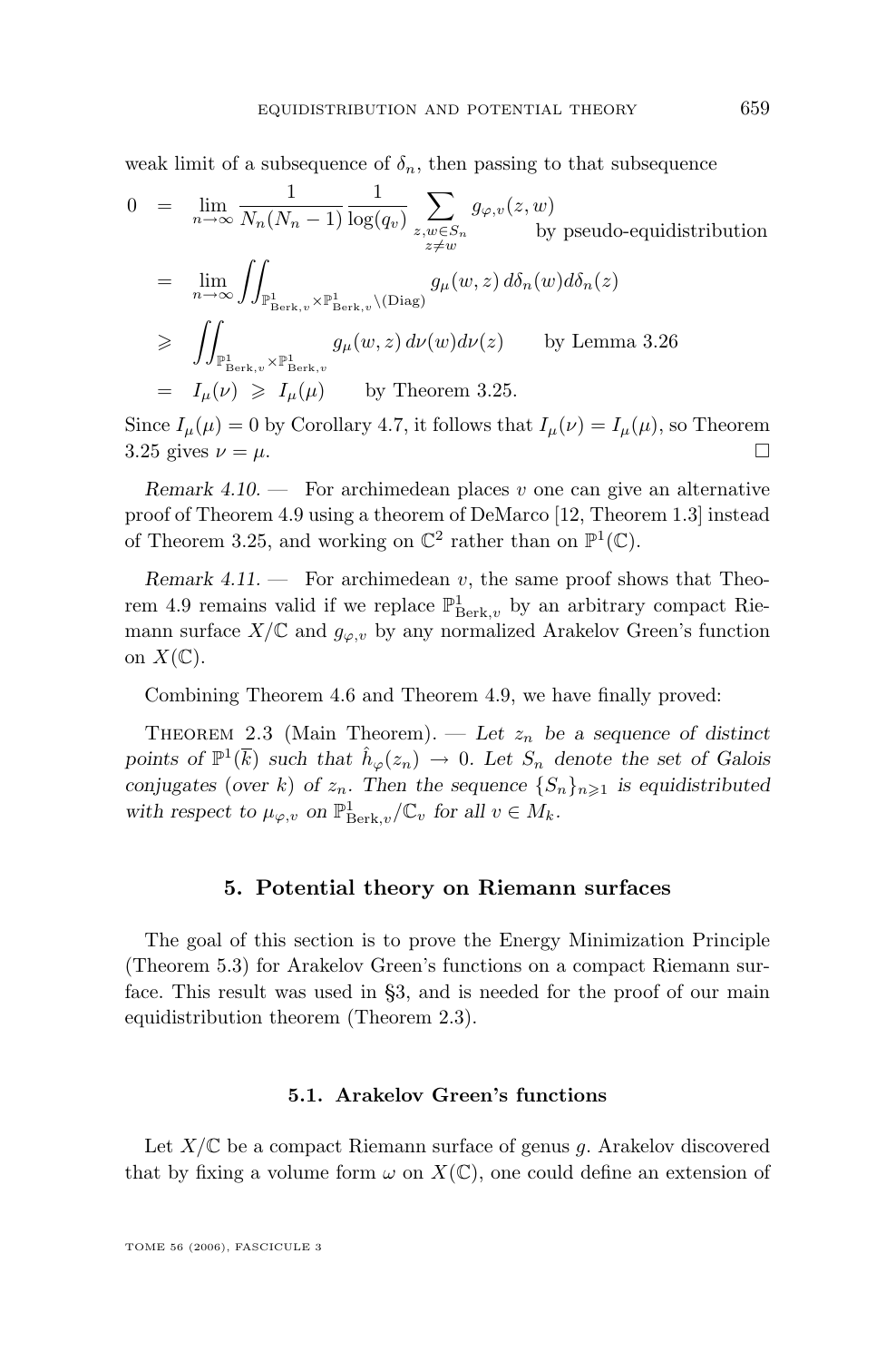weak limit of a subsequence of $\delta_n$, then passing to that subsequence

$$
\begin{aligned}
0 &= \lim_{n\to\infty} \frac{1}{N_n(N_n-1)} \frac{1}{\log(q_v)} \sum_{\substack{z,w \in S_n \\ z \neq w}} g_{\varphi,v}(z,w) \qquad \text{by pseudo-equidistribution} \\
&= \lim_{n\to\infty} \iint_{\mathbb{P}^1_{\mathrm{Berk},v} \times \mathbb{P}^1_{\mathrm{Berk},v} \setminus (\mathrm{Diag})} g_\mu(w,z)\, d\delta_n(w) d\delta_n(z) \\
&\geqslant \iint_{\mathbb{P}^1_{\mathrm{Berk},v} \times \mathbb{P}^1_{\mathrm{Berk},v}} g_\mu(w,z)\, d\nu(w) d\nu(z) \qquad \text{by Lemma 3.26} \\
&= I_\mu(\nu) \;\geqslant\; I_\mu(\mu) \qquad \text{by Theorem 3.25.}
\end{aligned}
$$

Since $I_\mu(\mu) = 0$ by Corollary 4.7, it follows that $I_\mu(\nu) = I_\mu(\mu)$, so Theorem 3.25 gives $\nu = \mu$. $\square$

*Remark 4.10.* — For archimedean places $v$ one can give an alternative proof of Theorem 4.9 using a theorem of DeMarco [12, Theorem 1.3] instead of Theorem 3.25, and working on $\mathbb{C}^2$ rather than on $\mathbb{P}^1(\mathbb{C})$.

*Remark 4.11.* — For archimedean $v$, the same proof shows that Theorem 4.9 remains valid if we replace $\mathbb{P}^1_{\mathrm{Berk},v}$ by an arbitrary compact Riemann surface $X/\mathbb{C}$ and $g_{\varphi,v}$ by any normalized Arakelov Green's function on $X(\mathbb{C})$.

Combining Theorem 4.6 and Theorem 4.9, we have finally proved:

Theorem 2.3 (Main Theorem). — *Let $z_n$ be a sequence of distinct points of $\mathbb{P}^1(\overline{k})$ such that $\hat{h}_\varphi(z_n) \to 0$. Let $S_n$ denote the set of Galois conjugates (over $k$) of $z_n$. Then the sequence $\{S_n\}_{n\geqslant 1}$ is equidistributed with respect to $\mu_{\varphi,v}$ on $\mathbb{P}^1_{\mathrm{Berk},v}/\mathbb{C}_v$ for all $v \in M_k$.*

## 5. Potential theory on Riemann surfaces

The goal of this section is to prove the Energy Minimization Principle (Theorem 5.3) for Arakelov Green's functions on a compact Riemann surface. This result was used in §3, and is needed for the proof of our main equidistribution theorem (Theorem 2.3).

### 5.1. Arakelov Green's functions

Let $X/\mathbb{C}$ be a compact Riemann surface of genus $g$. Arakelov discovered that by fixing a volume form $\omega$ on $X(\mathbb{C})$, one could define an extension of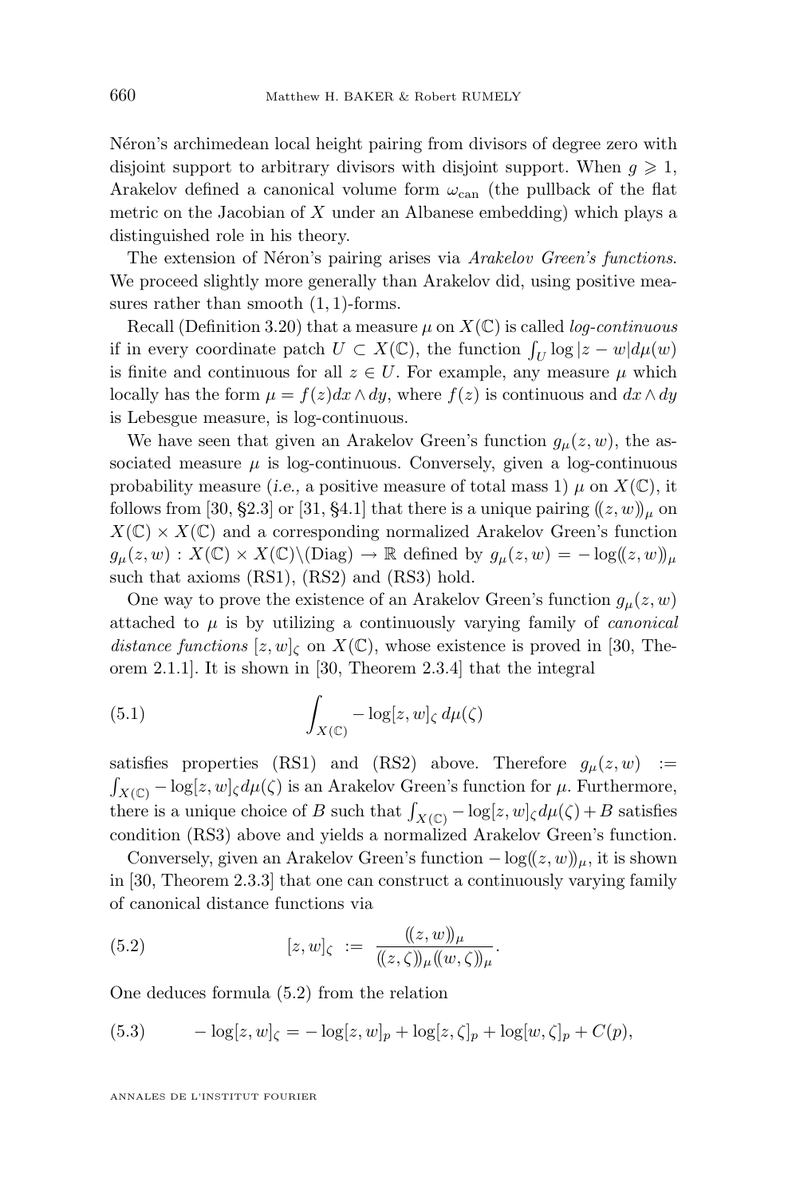Néron's archimedean local height pairing from divisors of degree zero with disjoint support to arbitrary divisors with disjoint support. When $g \geqslant 1$, Arakelov defined a canonical volume form $\omega_{\text{can}}$ (the pullback of the flat metric on the Jacobian of $X$ under an Albanese embedding) which plays a distinguished role in his theory.

The extension of Néron's pairing arises via *Arakelov Green's functions*. We proceed slightly more generally than Arakelov did, using positive measures rather than smooth $(1,1)$-forms.

Recall (Definition 3.20) that a measure $\mu$ on $X(\mathbb{C})$ is called *log-continuous* if in every coordinate patch $U \subset X(\mathbb{C})$, the function $\int_U \log|z-w| d\mu(w)$ is finite and continuous for all $z \in U$. For example, any measure $\mu$ which locally has the form $\mu = f(z) dx \wedge dy$, where $f(z)$ is continuous and $dx \wedge dy$ is Lebesgue measure, is log-continuous.

We have seen that given an Arakelov Green's function $g_\mu(z,w)$, the associated measure $\mu$ is log-continuous. Conversely, given a log-continuous probability measure (*i.e.*, a positive measure of total mass 1) $\mu$ on $X(\mathbb{C})$, it follows from [30, §2.3] or [31, §4.1] that there is a unique pairing $(\!(z,w)\!)_\mu$ on $X(\mathbb{C}) \times X(\mathbb{C})$ and a corresponding normalized Arakelov Green's function $g_\mu(z,w) : X(\mathbb{C}) \times X(\mathbb{C}) \backslash (\text{Diag}) \to \mathbb{R}$ defined by $g_\mu(z,w) = -\log(\!(z,w)\!)_\mu$ such that axioms (RS1), (RS2) and (RS3) hold.

One way to prove the existence of an Arakelov Green's function $g_\mu(z,w)$ attached to $\mu$ is by utilizing a continuously varying family of *canonical distance functions* $[z,w]_\zeta$ on $X(\mathbb{C})$, whose existence is proved in [30, Theorem 2.1.1]. It is shown in [30, Theorem 2.3.4] that the integral

$$\int_{X(\mathbb{C})} -\log[z,w]_\zeta \, d\mu(\zeta) \tag{5.1}$$

satisfies properties (RS1) and (RS2) above. Therefore $g_\mu(z,w) := \int_{X(\mathbb{C})} -\log[z,w]_\zeta d\mu(\zeta)$ is an Arakelov Green's function for $\mu$. Furthermore, there is a unique choice of $B$ such that $\int_{X(\mathbb{C})} -\log[z,w]_\zeta d\mu(\zeta) + B$ satisfies condition (RS3) above and yields a normalized Arakelov Green's function.

Conversely, given an Arakelov Green's function $-\log(\!(z,w)\!)_\mu$, it is shown in [30, Theorem 2.3.3] that one can construct a continuously varying family of canonical distance functions via

$$[z,w]_\zeta := \frac{(\!(z,w)\!)_\mu}{(\!(z,\zeta)\!)_\mu (\!(w,\zeta)\!)_\mu}. \tag{5.2}$$

One deduces formula (5.2) from the relation

$$-\log[z,w]_\zeta = -\log[z,w]_p + \log[z,\zeta]_p + \log[w,\zeta]_p + C(p), \tag{5.3}$$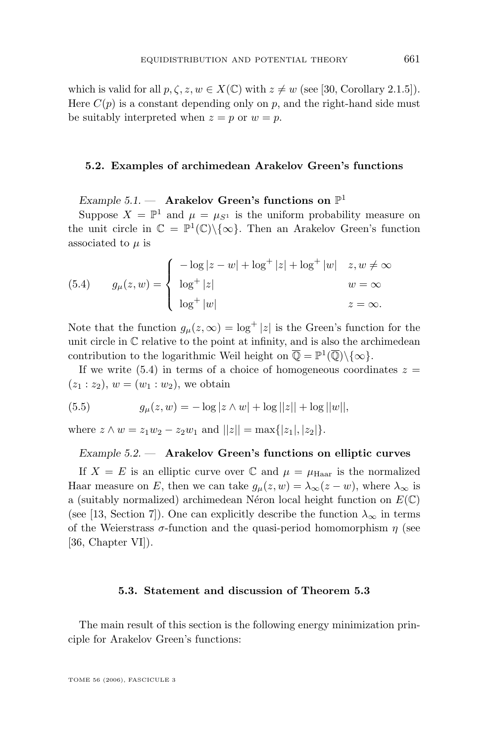which is valid for all $p, \zeta, z, w \in X(\mathbb{C})$ with $z \neq w$ (see [30, Corollary 2.1.5]). Here $C(p)$ is a constant depending only on $p$, and the right-hand side must be suitably interpreted when $z = p$ or $w = p$.

### 5.2. Examples of archimedean Arakelov Green's functions

*Example 5.1.* — **Arakelov Green's functions on $\mathbb{P}^1$**

Suppose $X = \mathbb{P}^1$ and $\mu = \mu_{S^1}$ is the uniform probability measure on the unit circle in $\mathbb{C} = \mathbb{P}^1(\mathbb{C})\backslash\{\infty\}$. Then an Arakelov Green's function associated to $\mu$ is

$$
g_\mu(z,w) = \begin{cases} -\log|z-w| + \log^+|z| + \log^+|w| & z, w \neq \infty \\ \log^+|z| & w = \infty \\ \log^+|w| & z = \infty. \end{cases} \tag{5.4}
$$

Note that the function $g_\mu(z, \infty) = \log^+|z|$ is the Green's function for the unit circle in $\mathbb{C}$ relative to the point at infinity, and is also the archimedean contribution to the logarithmic Weil height on $\overline{\mathbb{Q}} = \mathbb{P}^1(\overline{\mathbb{Q}})\backslash\{\infty\}$.

If we write (5.4) in terms of a choice of homogeneous coordinates $z = (z_1 : z_2)$, $w = (w_1 : w_2)$, we obtain

$$
g_\mu(z,w) = -\log|z \wedge w| + \log||z|| + \log||w||, \tag{5.5}
$$

where $z \wedge w = z_1 w_2 - z_2 w_1$ and $||z|| = \max\{|z_1|, |z_2|\}$.

*Example 5.2.* — **Arakelov Green's functions on elliptic curves**

If $X = E$ is an elliptic curve over $\mathbb{C}$ and $\mu = \mu_{\mathrm{Haar}}$ is the normalized Haar measure on $E$, then we can take $g_\mu(z,w) = \lambda_\infty(z - w)$, where $\lambda_\infty$ is a (suitably normalized) archimedean Néron local height function on $E(\mathbb{C})$ (see [13, Section 7]). One can explicitly describe the function $\lambda_\infty$ in terms of the Weierstrass $\sigma$-function and the quasi-period homomorphism $\eta$ (see [36, Chapter VI]).

### 5.3. Statement and discussion of Theorem 5.3

The main result of this section is the following energy minimization principle for Arakelov Green's functions: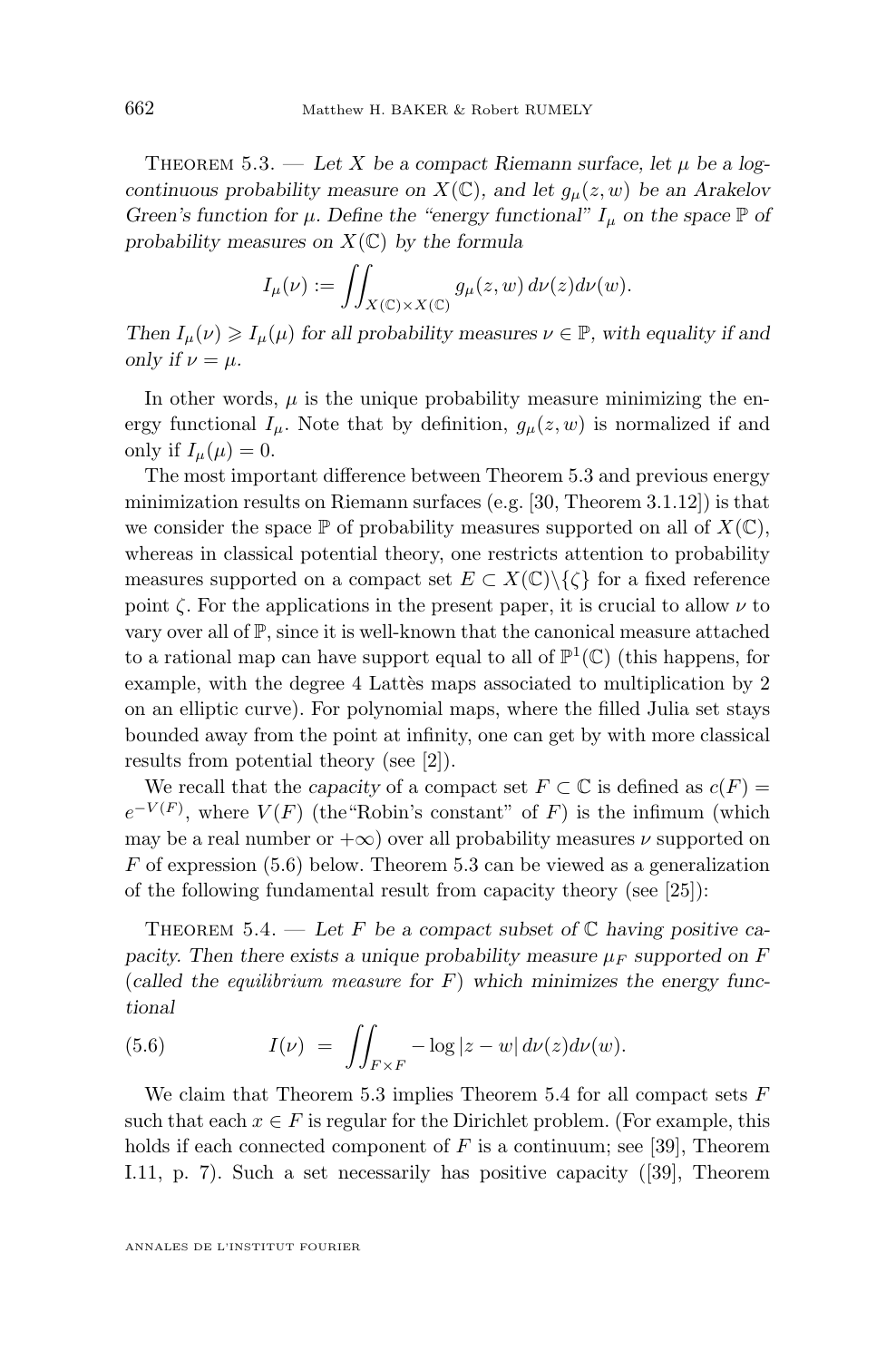Theorem 5.3. — *Let $X$ be a compact Riemann surface, let $\mu$ be a log-continuous probability measure on $X(\mathbb{C})$, and let $g_\mu(z,w)$ be an Arakelov Green's function for $\mu$. Define the "energy functional" $I_\mu$ on the space $\mathbb{P}$ of probability measures on $X(\mathbb{C})$ by the formula*

$$I_\mu(\nu) := \iint_{X(\mathbb{C})\times X(\mathbb{C})} g_\mu(z,w)\, d\nu(z) d\nu(w).$$

*Then $I_\mu(\nu) \geqslant I_\mu(\mu)$ for all probability measures $\nu \in \mathbb{P}$, with equality if and only if $\nu = \mu$.*

In other words, $\mu$ is the unique probability measure minimizing the energy functional $I_\mu$. Note that by definition, $g_\mu(z,w)$ is normalized if and only if $I_\mu(\mu) = 0$.

The most important difference between Theorem 5.3 and previous energy minimization results on Riemann surfaces (e.g. [30, Theorem 3.1.12]) is that we consider the space $\mathbb{P}$ of probability measures supported on all of $X(\mathbb{C})$, whereas in classical potential theory, one restricts attention to probability measures supported on a compact set $E \subset X(\mathbb{C})\backslash\{\zeta\}$ for a fixed reference point $\zeta$. For the applications in the present paper, it is crucial to allow $\nu$ to vary over all of $\mathbb{P}$, since it is well-known that the canonical measure attached to a rational map can have support equal to all of $\mathbb{P}^1(\mathbb{C})$ (this happens, for example, with the degree 4 Lattès maps associated to multiplication by 2 on an elliptic curve). For polynomial maps, where the filled Julia set stays bounded away from the point at infinity, one can get by with more classical results from potential theory (see [2]).

We recall that the *capacity* of a compact set $F \subset \mathbb{C}$ is defined as $c(F) = e^{-V(F)}$, where $V(F)$ (the"Robin's constant" of $F$) is the infimum (which may be a real number or $+\infty$) over all probability measures $\nu$ supported on $F$ of expression (5.6) below. Theorem 5.3 can be viewed as a generalization of the following fundamental result from capacity theory (see [25]):

Theorem 5.4. — *Let $F$ be a compact subset of $\mathbb{C}$ having positive capacity. Then there exists a unique probability measure $\mu_F$ supported on $F$ (called the equilibrium measure for $F$) which minimizes the energy functional*

$$I(\nu) \; = \; \iint_{F\times F} -\log|z-w|\, d\nu(z) d\nu(w). \tag{5.6}$$

We claim that Theorem 5.3 implies Theorem 5.4 for all compact sets $F$ such that each $x \in F$ is regular for the Dirichlet problem. (For example, this holds if each connected component of $F$ is a continuum; see [39], Theorem I.11, p. 7). Such a set necessarily has positive capacity ([39], Theorem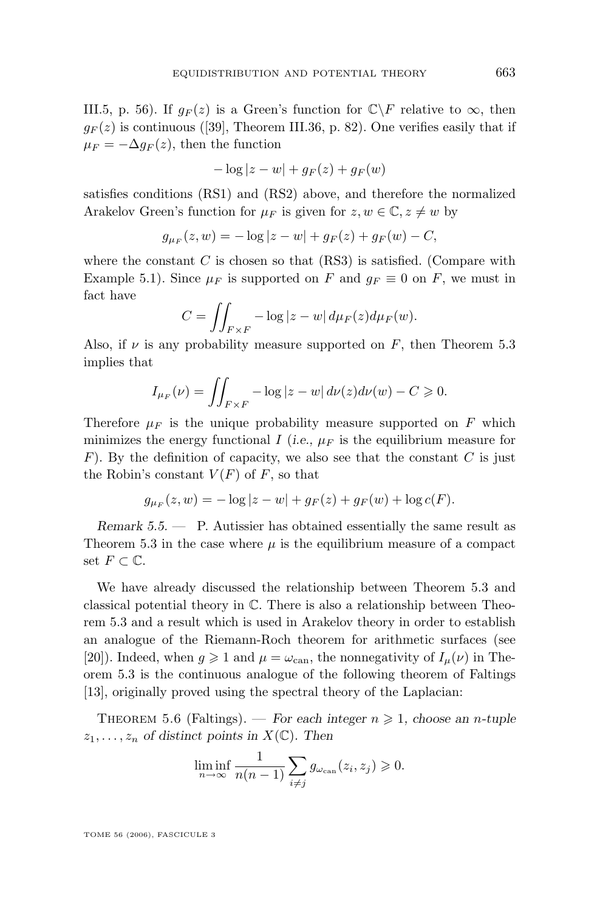III.5, p. 56). If $g_F(z)$ is a Green's function for $\mathbb{C}\backslash F$ relative to $\infty$, then $g_F(z)$ is continuous ([39], Theorem III.36, p. 82). One verifies easily that if $\mu_F = -\Delta g_F(z)$, then the function

$$-\log|z-w| + g_F(z) + g_F(w)$$

satisfies conditions (RS1) and (RS2) above, and therefore the normalized Arakelov Green's function for $\mu_F$ is given for $z, w \in \mathbb{C}, z \neq w$ by

$$g_{\mu_F}(z,w) = -\log|z-w| + g_F(z) + g_F(w) - C,$$

where the constant $C$ is chosen so that (RS3) is satisfied. (Compare with Example 5.1). Since $\mu_F$ is supported on $F$ and $g_F \equiv 0$ on $F$, we must in fact have

$$C = \iint_{F\times F} -\log|z-w|\, d\mu_F(z) d\mu_F(w).$$

Also, if $\nu$ is any probability measure supported on $F$, then Theorem 5.3 implies that

$$I_{\mu_F}(\nu) = \iint_{F\times F} -\log|z-w|\, d\nu(z) d\nu(w) - C \geqslant 0.$$

Therefore $\mu_F$ is the unique probability measure supported on $F$ which minimizes the energy functional $I$ (*i.e.*, $\mu_F$ is the equilibrium measure for $F$). By the definition of capacity, we also see that the constant $C$ is just the Robin's constant $V(F)$ of $F$, so that

$$g_{\mu_F}(z,w) = -\log|z-w| + g_F(z) + g_F(w) + \log c(F).$$

*Remark 5.5.* — P. Autissier has obtained essentially the same result as Theorem 5.3 in the case where $\mu$ is the equilibrium measure of a compact set $F \subset \mathbb{C}$.

We have already discussed the relationship between Theorem 5.3 and classical potential theory in $\mathbb{C}$. There is also a relationship between Theorem 5.3 and a result which is used in Arakelov theory in order to establish an analogue of the Riemann-Roch theorem for arithmetic surfaces (see [20]). Indeed, when $g \geqslant 1$ and $\mu = \omega_{\text{can}}$, the nonnegativity of $I_\mu(\nu)$ in Theorem 5.3 is the continuous analogue of the following theorem of Faltings [13], originally proved using the spectral theory of the Laplacian:

Theorem 5.6 (Faltings). — *For each integer $n \geqslant 1$, choose an $n$-tuple $z_1, \ldots, z_n$ of distinct points in $X(\mathbb{C})$. Then*

$$\liminf_{n\to\infty} \frac{1}{n(n-1)} \sum_{i\neq j} g_{\omega_{\text{can}}}(z_i, z_j) \geqslant 0.$$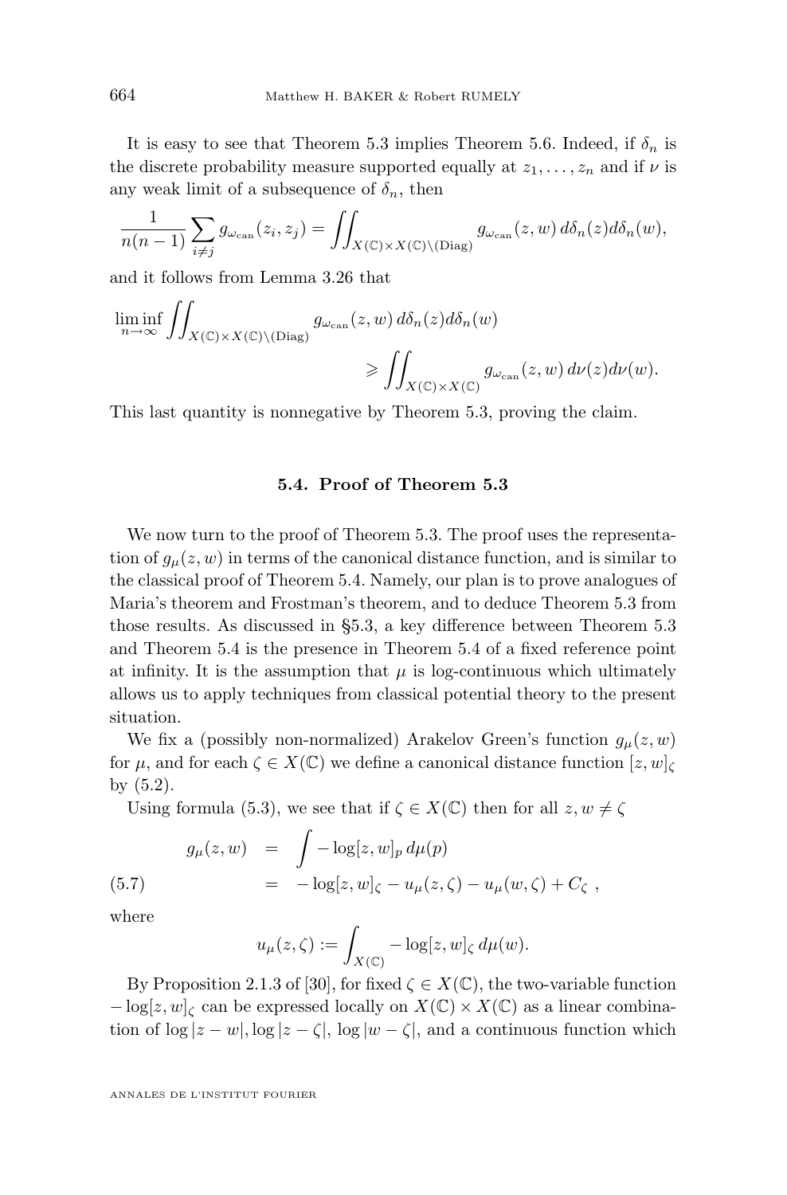It is easy to see that Theorem 5.3 implies Theorem 5.6. Indeed, if $\delta_n$ is the discrete probability measure supported equally at $z_1, \ldots, z_n$ and if $\nu$ is any weak limit of a subsequence of $\delta_n$, then

$$\frac{1}{n(n-1)} \sum_{i \neq j} g_{\omega_{\text{can}}}(z_i, z_j) = \iint_{X(\mathbb{C}) \times X(\mathbb{C}) \setminus (\text{Diag})} g_{\omega_{\text{can}}}(z, w) \, d\delta_n(z) d\delta_n(w),$$

and it follows from Lemma 3.26 that

$$\liminf_{n \to \infty} \iint_{X(\mathbb{C}) \times X(\mathbb{C}) \setminus (\text{Diag})} g_{\omega_{\text{can}}}(z, w) \, d\delta_n(z) d\delta_n(w) \geqslant \iint_{X(\mathbb{C}) \times X(\mathbb{C})} g_{\omega_{\text{can}}}(z, w) \, d\nu(z) d\nu(w).$$

This last quantity is nonnegative by Theorem 5.3, proving the claim.

## 5.4. Proof of Theorem 5.3

We now turn to the proof of Theorem 5.3. The proof uses the representation of $g_\mu(z, w)$ in terms of the canonical distance function, and is similar to the classical proof of Theorem 5.4. Namely, our plan is to prove analogues of Maria's theorem and Frostman's theorem, and to deduce Theorem 5.3 from those results. As discussed in §5.3, a key difference between Theorem 5.3 and Theorem 5.4 is the presence in Theorem 5.4 of a fixed reference point at infinity. It is the assumption that $\mu$ is log-continuous which ultimately allows us to apply techniques from classical potential theory to the present situation.

We fix a (possibly non-normalized) Arakelov Green's function $g_\mu(z, w)$ for $\mu$, and for each $\zeta \in X(\mathbb{C})$ we define a canonical distance function $[z, w]_\zeta$ by (5.2).

Using formula (5.3), we see that if $\zeta \in X(\mathbb{C})$ then for all $z, w \neq \zeta$

$$\begin{aligned} g_\mu(z, w) &= \int -\log[z, w]_p \, d\mu(p) \\ &= -\log[z, w]_\zeta - u_\mu(z, \zeta) - u_\mu(w, \zeta) + C_\zeta \ , \end{aligned} \tag{5.7}$$

where

$$u_\mu(z, \zeta) := \int_{X(\mathbb{C})} -\log[z, w]_\zeta \, d\mu(w).$$

By Proposition 2.1.3 of [30], for fixed $\zeta \in X(\mathbb{C})$, the two-variable function $-\log[z, w]_\zeta$ can be expressed locally on $X(\mathbb{C}) \times X(\mathbb{C})$ as a linear combination of $\log|z - w|, \log|z - \zeta|$, $\log|w - \zeta|$, and a continuous function which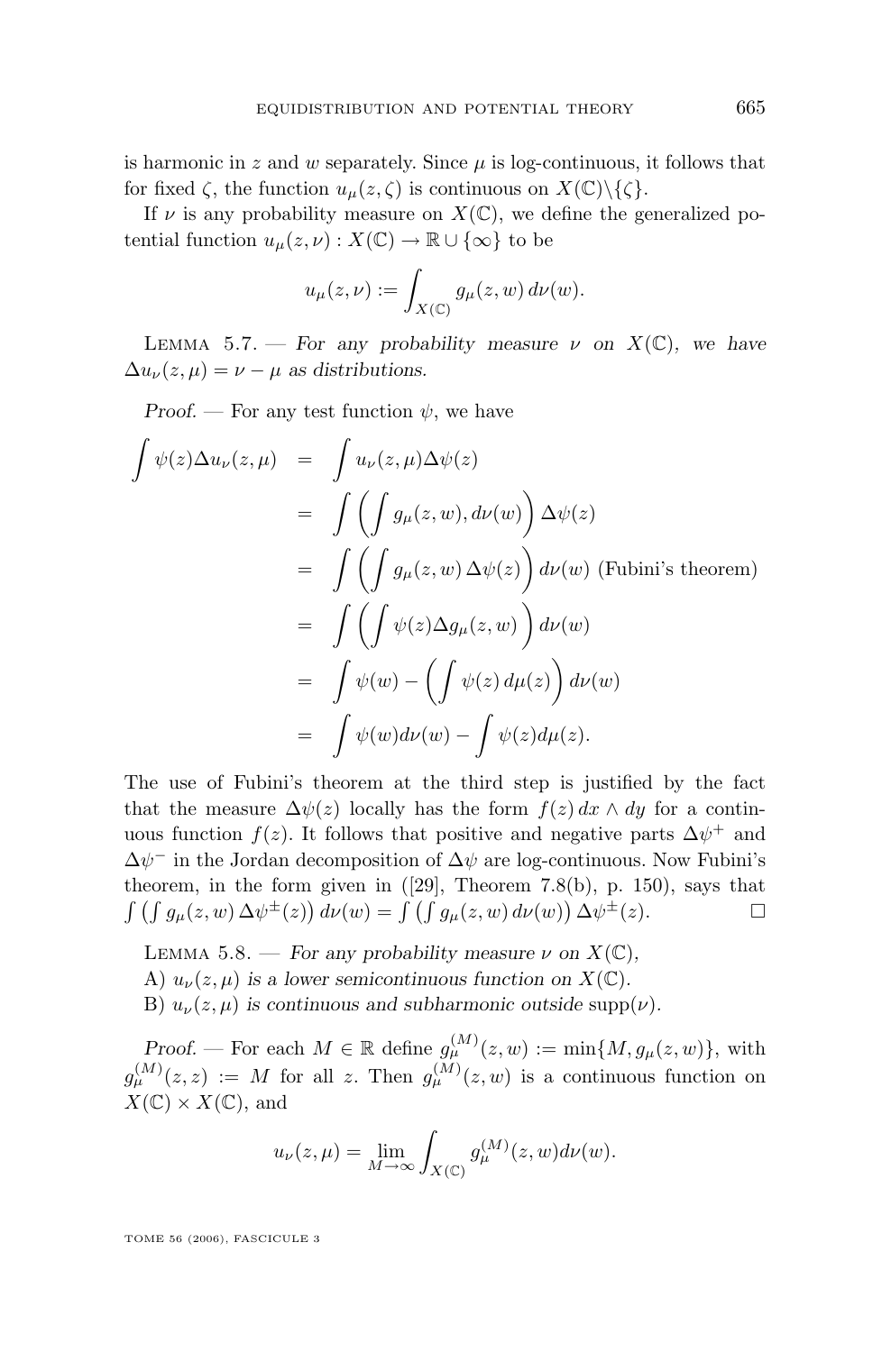is harmonic in $z$ and $w$ separately. Since $\mu$ is log-continuous, it follows that for fixed $\zeta$, the function $u_\mu(z,\zeta)$ is continuous on $X(\mathbb{C})\backslash\{\zeta\}$.

If $\nu$ is any probability measure on $X(\mathbb{C})$, we define the generalized potential function $u_\mu(z,\nu) : X(\mathbb{C}) \to \mathbb{R} \cup \{\infty\}$ to be

$$u_\mu(z,\nu) := \int_{X(\mathbb{C})} g_\mu(z,w)\, d\nu(w).$$

Lemma 5.7. — *For any probability measure $\nu$ on $X(\mathbb{C})$, we have $\Delta u_\nu(z,\mu) = \nu - \mu$ as distributions.*

*Proof.* — For any test function $\psi$, we have

$$\begin{aligned}
\int \psi(z) \Delta u_\nu(z,\mu) &= \int u_\nu(z,\mu) \Delta\psi(z) \\
&= \int \left( \int g_\mu(z,w), d\nu(w) \right) \Delta\psi(z) \\
&= \int \left( \int g_\mu(z,w)\, \Delta\psi(z) \right) d\nu(w) \text{ (Fubini's theorem)} \\
&= \int \left( \int \psi(z) \Delta g_\mu(z,w) \right) d\nu(w) \\
&= \int \psi(w) - \left( \int \psi(z)\, d\mu(z) \right) d\nu(w) \\
&= \int \psi(w) d\nu(w) - \int \psi(z) d\mu(z).
\end{aligned}$$

The use of Fubini's theorem at the third step is justified by the fact that the measure $\Delta\psi(z)$ locally has the form $f(z)\, dx \wedge dy$ for a continuous function $f(z)$. It follows that positive and negative parts $\Delta\psi^+$ and $\Delta\psi^-$ in the Jordan decomposition of $\Delta\psi$ are log-continuous. Now Fubini's theorem, in the form given in ([29], Theorem 7.8(b), p. 150), says that $\int \left( \int g_\mu(z,w)\, \Delta\psi^\pm(z) \right) d\nu(w) = \int \left( \int g_\mu(z,w)\, d\nu(w) \right) \Delta\psi^\pm(z)$. □

Lemma 5.8. — *For any probability measure $\nu$ on $X(\mathbb{C})$,*

A) *$u_\nu(z,\mu)$ is a lower semicontinuous function on $X(\mathbb{C})$.*

B) *$u_\nu(z,\mu)$ is continuous and subharmonic outside* $\mathrm{supp}(\nu)$.

*Proof.* — For each $M \in \mathbb{R}$ define $g_\mu^{(M)}(z,w) := \min\{M, g_\mu(z,w)\}$, with $g_\mu^{(M)}(z,z) := M$ for all $z$. Then $g_\mu^{(M)}(z,w)$ is a continuous function on $X(\mathbb{C}) \times X(\mathbb{C})$, and

$$u_\nu(z,\mu) = \lim_{M\to\infty} \int_{X(\mathbb{C})} g_\mu^{(M)}(z,w) d\nu(w).$$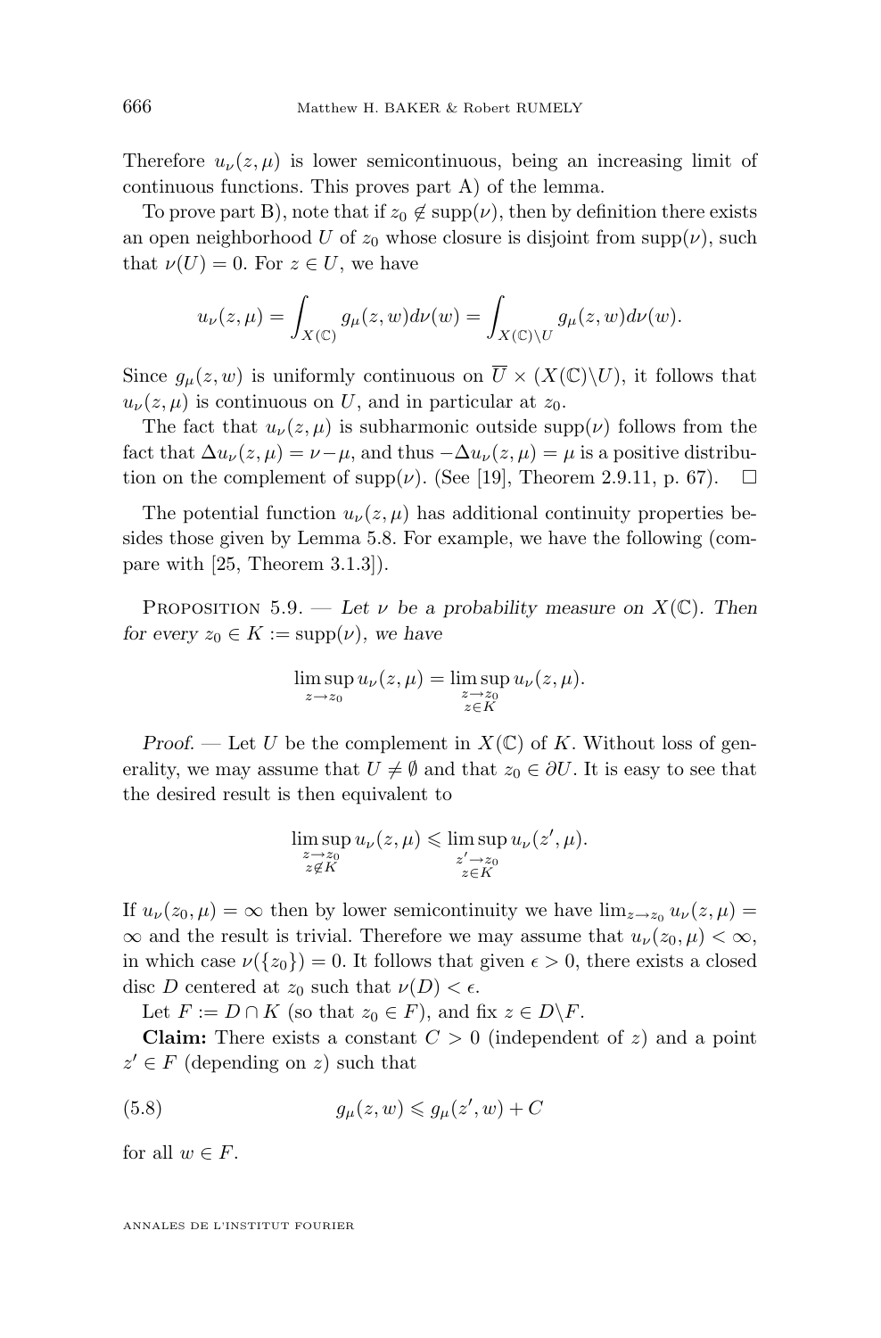Therefore $u_\nu(z,\mu)$ is lower semicontinuous, being an increasing limit of continuous functions. This proves part A) of the lemma.

To prove part B), note that if $z_0 \notin \mathrm{supp}(\nu)$, then by definition there exists an open neighborhood $U$ of $z_0$ whose closure is disjoint from $\mathrm{supp}(\nu)$, such that $\nu(U) = 0$. For $z \in U$, we have

$$u_\nu(z,\mu) = \int_{X(\mathbb{C})} g_\mu(z,w)d\nu(w) = \int_{X(\mathbb{C})\backslash U} g_\mu(z,w)d\nu(w).$$

Since $g_\mu(z,w)$ is uniformly continuous on $\overline{U} \times (X(\mathbb{C})\backslash U)$, it follows that $u_\nu(z,\mu)$ is continuous on $U$, and in particular at $z_0$.

The fact that $u_\nu(z,\mu)$ is subharmonic outside $\mathrm{supp}(\nu)$ follows from the fact that $\Delta u_\nu(z,\mu) = \nu - \mu$, and thus $-\Delta u_\nu(z,\mu) = \mu$ is a positive distribution on the complement of $\mathrm{supp}(\nu)$. (See [19], Theorem 2.9.11, p. 67). $\square$

The potential function $u_\nu(z,\mu)$ has additional continuity properties besides those given by Lemma 5.8. For example, we have the following (compare with [25, Theorem 3.1.3]).

Proposition 5.9. — *Let $\nu$ be a probability measure on $X(\mathbb{C})$. Then for every $z_0 \in K := \mathrm{supp}(\nu)$, we have*

$$\limsup_{z \to z_0} u_\nu(z,\mu) = \limsup_{\substack{z \to z_0 \\ z \in K}} u_\nu(z,\mu).$$

*Proof.* — Let $U$ be the complement in $X(\mathbb{C})$ of $K$. Without loss of generality, we may assume that $U \neq \emptyset$ and that $z_0 \in \partial U$. It is easy to see that the desired result is then equivalent to

$$\limsup_{\substack{z \to z_0 \\ z \notin K}} u_\nu(z,\mu) \leqslant \limsup_{\substack{z' \to z_0 \\ z \in K}} u_\nu(z',\mu).$$

If $u_\nu(z_0,\mu) = \infty$ then by lower semicontinuity we have $\lim_{z \to z_0} u_\nu(z,\mu) = \infty$ and the result is trivial. Therefore we may assume that $u_\nu(z_0,\mu) < \infty$, in which case $\nu(\{z_0\}) = 0$. It follows that given $\epsilon > 0$, there exists a closed disc $D$ centered at $z_0$ such that $\nu(D) < \epsilon$.

Let $F := D \cap K$ (so that $z_0 \in F$), and fix $z \in D\backslash F$.

**Claim:** There exists a constant $C > 0$ (independent of $z$) and a point $z' \in F$ (depending on $z$) such that

$$g_\mu(z,w) \leqslant g_\mu(z',w) + C \tag{5.8}$$

for all $w \in F$.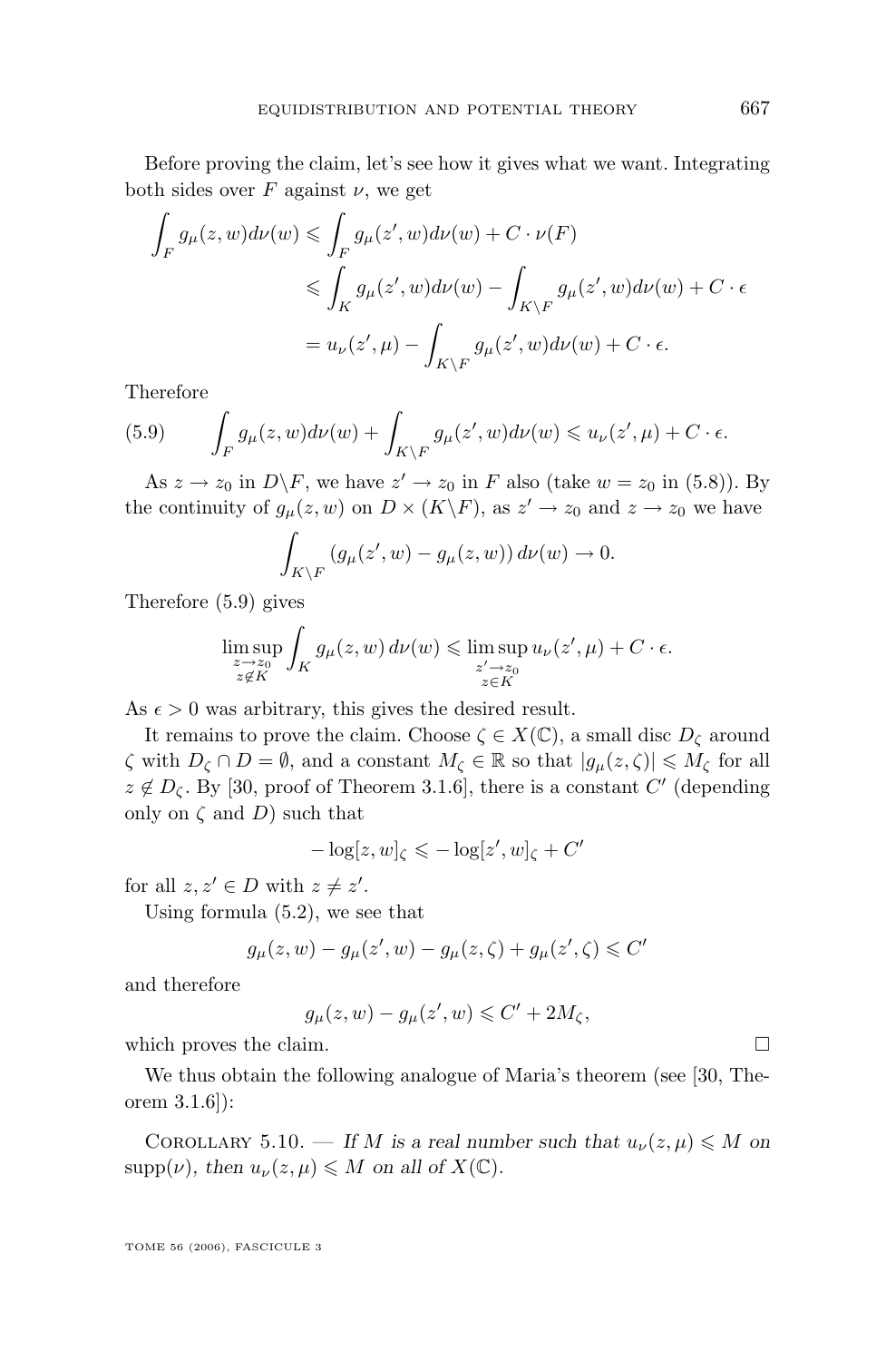Before proving the claim, let's see how it gives what we want. Integrating both sides over $F$ against $\nu$, we get

$$\begin{aligned}\int_F g_\mu(z,w)d\nu(w) &\leqslant \int_F g_\mu(z',w)d\nu(w) + C\cdot\nu(F)\\ &\leqslant \int_K g_\mu(z',w)d\nu(w) - \int_{K\setminus F} g_\mu(z',w)d\nu(w) + C\cdot\epsilon\\ &= u_\nu(z',\mu) - \int_{K\setminus F} g_\mu(z',w)d\nu(w) + C\cdot\epsilon.\end{aligned}$$

Therefore

$$\int_F g_\mu(z,w)d\nu(w) + \int_{K\setminus F} g_\mu(z',w)d\nu(w) \leqslant u_\nu(z',\mu) + C\cdot\epsilon. \tag{5.9}$$

As $z\to z_0$ in $D\setminus F$, we have $z'\to z_0$ in $F$ also (take $w = z_0$ in (5.8)). By the continuity of $g_\mu(z,w)$ on $D\times(K\setminus F)$, as $z'\to z_0$ and $z\to z_0$ we have

$$\int_{K\setminus F}(g_\mu(z',w) - g_\mu(z,w))\,d\nu(w)\to 0.$$

Therefore (5.9) gives

$$\limsup_{\substack{z\to z_0\\ z\notin K}}\int_K g_\mu(z,w)\,d\nu(w) \leqslant \limsup_{\substack{z'\to z_0\\ z\in K}} u_\nu(z',\mu) + C\cdot\epsilon.$$

As $\epsilon > 0$ was arbitrary, this gives the desired result.

It remains to prove the claim. Choose $\zeta\in X(\mathbb{C})$, a small disc $D_\zeta$ around $\zeta$ with $D_\zeta\cap D = \emptyset$, and a constant $M_\zeta\in\mathbb{R}$ so that $|g_\mu(z,\zeta)|\leqslant M_\zeta$ for all $z\notin D_\zeta$. By [30, proof of Theorem 3.1.6], there is a constant $C'$ (depending only on $\zeta$ and $D$) such that

$$-\log[z,w]_\zeta \leqslant -\log[z',w]_\zeta + C'$$

for all $z,z'\in D$ with $z\neq z'$.

Using formula (5.2), we see that

$$g_\mu(z,w) - g_\mu(z',w) - g_\mu(z,\zeta) + g_\mu(z',\zeta) \leqslant C'$$

and therefore

$$g_\mu(z,w) - g_\mu(z',w) \leqslant C' + 2M_\zeta,$$

which proves the claim. ∎

We thus obtain the following analogue of Maria's theorem (see [30, Theorem 3.1.6]):

Corollary 5.10. — *If $M$ is a real number such that $u_\nu(z,\mu)\leqslant M$ on $\mathrm{supp}(\nu)$, then $u_\nu(z,\mu)\leqslant M$ on all of $X(\mathbb{C})$.*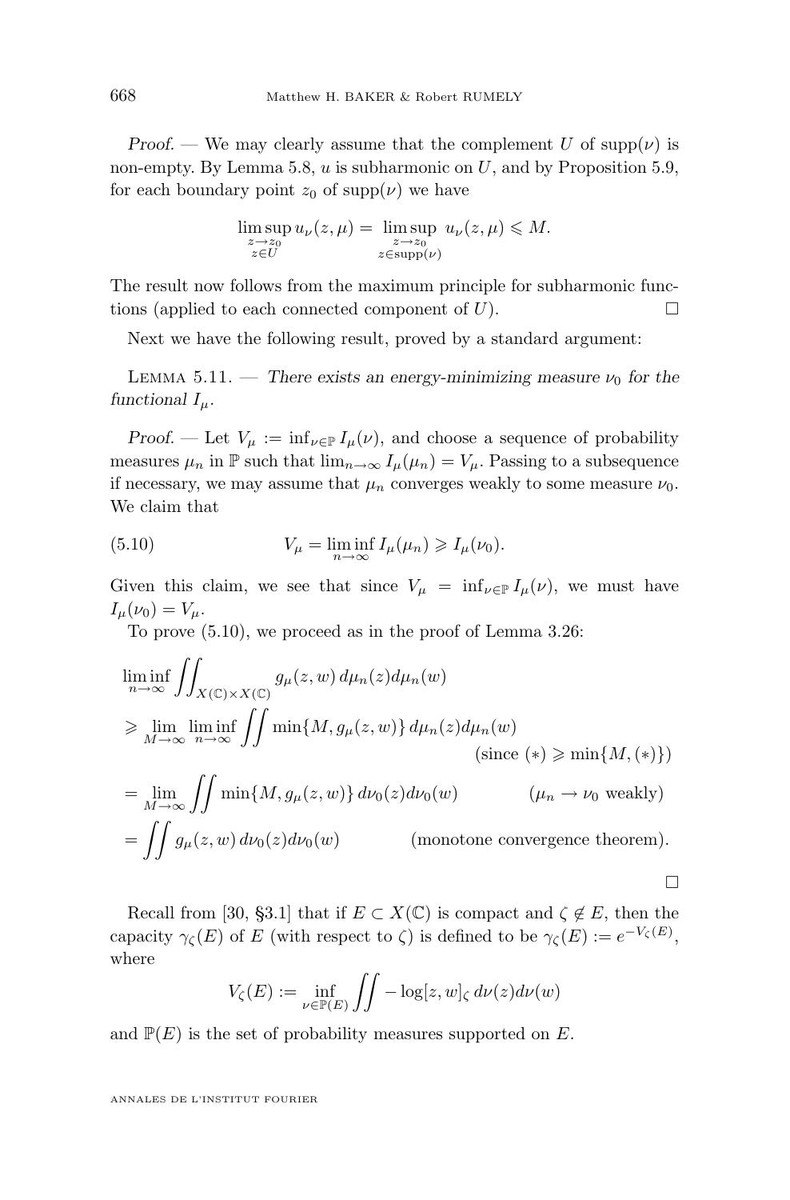*Proof.* — We may clearly assume that the complement $U$ of $\mathrm{supp}(\nu)$ is non-empty. By Lemma 5.8, $u$ is subharmonic on $U$, and by Proposition 5.9, for each boundary point $z_0$ of $\mathrm{supp}(\nu)$ we have

$$\limsup_{\substack{z\to z_0\\ z\in U}} u_\nu(z,\mu) = \limsup_{\substack{z\to z_0\\ z\in \mathrm{supp}(\nu)}} u_\nu(z,\mu) \leqslant M.$$

The result now follows from the maximum principle for subharmonic functions (applied to each connected component of $U$). $\square$

Next we have the following result, proved by a standard argument:

Lemma 5.11. — *There exists an energy-minimizing measure $\nu_0$ for the functional $I_\mu$.*

*Proof.* — Let $V_\mu := \inf_{\nu\in\mathbb{P}} I_\mu(\nu)$, and choose a sequence of probability measures $\mu_n$ in $\mathbb{P}$ such that $\lim_{n\to\infty} I_\mu(\mu_n) = V_\mu$. Passing to a subsequence if necessary, we may assume that $\mu_n$ converges weakly to some measure $\nu_0$. We claim that

$$V_\mu = \liminf_{n\to\infty} I_\mu(\mu_n) \geqslant I_\mu(\nu_0). \tag{5.10}$$

Given this claim, we see that since $V_\mu = \inf_{\nu\in\mathbb{P}} I_\mu(\nu)$, we must have $I_\mu(\nu_0) = V_\mu$.

To prove (5.10), we proceed as in the proof of Lemma 3.26:

$$\begin{aligned}
&\liminf_{n\to\infty} \iint_{X(\mathbb{C})\times X(\mathbb{C})} g_\mu(z,w)\, d\mu_n(z)d\mu_n(w)\\
&\geqslant \lim_{M\to\infty} \liminf_{n\to\infty} \iint \min\{M, g_\mu(z,w)\}\, d\mu_n(z)d\mu_n(w) \qquad \text{(since } (*) \geqslant \min\{M,(*)\})\\
&= \lim_{M\to\infty} \iint \min\{M, g_\mu(z,w)\}\, d\nu_0(z)d\nu_0(w) \qquad (\mu_n \to \nu_0 \text{ weakly})\\
&= \iint g_\mu(z,w)\, d\nu_0(z)d\nu_0(w) \qquad \text{(monotone convergence theorem).}
\end{aligned}$$

$\square$

Recall from [30, §3.1] that if $E \subset X(\mathbb{C})$ is compact and $\zeta \notin E$, then the capacity $\gamma_\zeta(E)$ of $E$ (with respect to $\zeta$) is defined to be $\gamma_\zeta(E) := e^{-V_\zeta(E)}$, where

$$V_\zeta(E) := \inf_{\nu\in\mathbb{P}(E)} \iint -\log[z,w]_\zeta \, d\nu(z)d\nu(w)$$

and $\mathbb{P}(E)$ is the set of probability measures supported on $E$.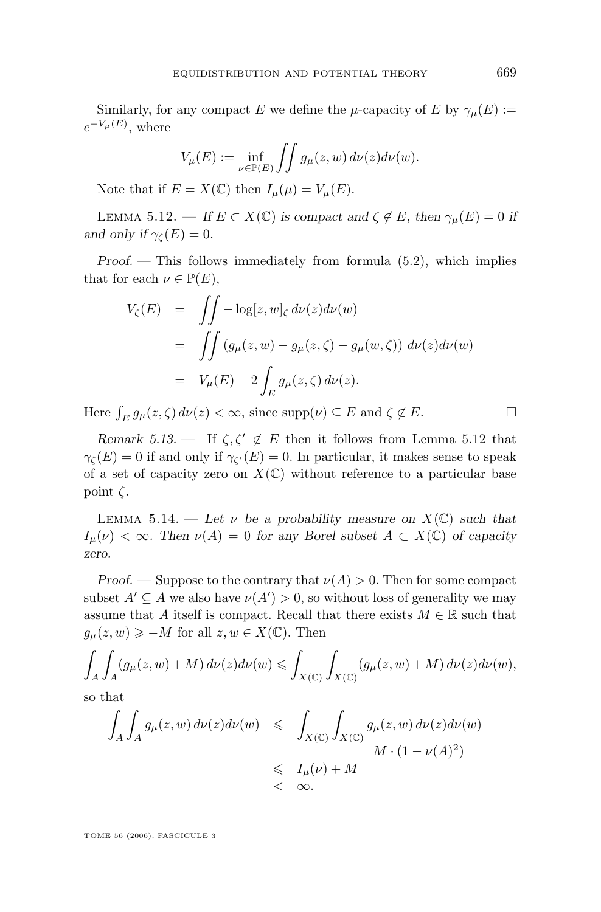Similarly, for any compact $E$ we define the $\mu$-capacity of $E$ by $\gamma_\mu(E) := e^{-V_\mu(E)}$, where

$$V_\mu(E) := \inf_{\nu \in \mathbb{P}(E)} \iint g_\mu(z,w)\, d\nu(z) d\nu(w).$$

Note that if $E = X(\mathbb{C})$ then $I_\mu(\mu) = V_\mu(E)$.

Lemma 5.12. — *If $E \subset X(\mathbb{C})$ is compact and $\zeta \notin E$, then $\gamma_\mu(E) = 0$ if and only if $\gamma_\zeta(E) = 0$.*

*Proof.* — This follows immediately from formula (5.2), which implies that for each $\nu \in \mathbb{P}(E)$,

$$\begin{aligned} V_\zeta(E) &= \iint -\log[z,w]_\zeta \, d\nu(z) d\nu(w) \\ &= \iint \left(g_\mu(z,w) - g_\mu(z,\zeta) - g_\mu(w,\zeta)\right) \, d\nu(z) d\nu(w) \\ &= V_\mu(E) - 2\int_E g_\mu(z,\zeta)\, d\nu(z). \end{aligned}$$

Here $\int_E g_\mu(z,\zeta)\, d\nu(z) < \infty$, since $\operatorname{supp}(\nu) \subseteq E$ and $\zeta \notin E$. □

*Remark 5.13.* — If $\zeta, \zeta' \notin E$ then it follows from Lemma 5.12 that $\gamma_\zeta(E) = 0$ if and only if $\gamma_{\zeta'}(E) = 0$. In particular, it makes sense to speak of a set of capacity zero on $X(\mathbb{C})$ without reference to a particular base point $\zeta$.

Lemma 5.14. — *Let $\nu$ be a probability measure on $X(\mathbb{C})$ such that $I_\mu(\nu) < \infty$. Then $\nu(A) = 0$ for any Borel subset $A \subset X(\mathbb{C})$ of capacity zero.*

*Proof.* — Suppose to the contrary that $\nu(A) > 0$. Then for some compact subset $A' \subseteq A$ we also have $\nu(A') > 0$, so without loss of generality we may assume that $A$ itself is compact. Recall that there exists $M \in \mathbb{R}$ such that $g_\mu(z,w) \geqslant -M$ for all $z, w \in X(\mathbb{C})$. Then

$$\int_A \int_A (g_\mu(z,w) + M)\, d\nu(z) d\nu(w) \leqslant \int_{X(\mathbb{C})} \int_{X(\mathbb{C})} (g_\mu(z,w) + M)\, d\nu(z) d\nu(w),$$

so that

$$\begin{aligned} \int_A \int_A g_\mu(z,w)\, d\nu(z) d\nu(w) &\leqslant \int_{X(\mathbb{C})} \int_{X(\mathbb{C})} g_\mu(z,w)\, d\nu(z) d\nu(w) + M \cdot (1 - \nu(A)^2) \\ &\leqslant I_\mu(\nu) + M \\ &< \infty. \end{aligned}$$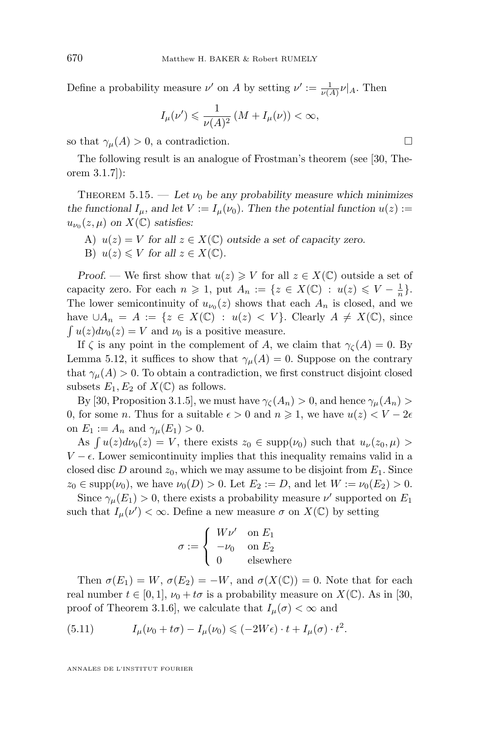Define a probability measure $\nu'$ on $A$ by setting $\nu' := \frac{1}{\nu(A)}\nu|_A$. Then

$$I_\mu(\nu') \leqslant \frac{1}{\nu(A)^2}\left(M + I_\mu(\nu)\right) < \infty,$$

so that $\gamma_\mu(A) > 0$, a contradiction. □

The following result is an analogue of Frostman's theorem (see [30, Theorem 3.1.7]):

**Theorem 5.15.** — *Let $\nu_0$ be any probability measure which minimizes the functional $I_\mu$, and let $V := I_\mu(\nu_0)$. Then the potential function $u(z) := u_{\nu_0}(z,\mu)$ on $X(\mathbb{C})$ satisfies:*

A) *$u(z) = V$ for all $z \in X(\mathbb{C})$ outside a set of capacity zero.*

B) *$u(z) \leqslant V$ for all $z \in X(\mathbb{C})$.*

*Proof.* — We first show that $u(z) \geqslant V$ for all $z \in X(\mathbb{C})$ outside a set of capacity zero. For each $n \geqslant 1$, put $A_n := \{z \in X(\mathbb{C}) : u(z) \leqslant V - \frac{1}{n}\}$. The lower semicontinuity of $u_{\nu_0}(z)$ shows that each $A_n$ is closed, and we have $\cup A_n = A := \{z \in X(\mathbb{C}) : u(z) < V\}$. Clearly $A \neq X(\mathbb{C})$, since $\int u(z) d\nu_0(z) = V$ and $\nu_0$ is a positive measure.

If $\zeta$ is any point in the complement of $A$, we claim that $\gamma_\zeta(A) = 0$. By Lemma 5.12, it suffices to show that $\gamma_\mu(A) = 0$. Suppose on the contrary that $\gamma_\mu(A) > 0$. To obtain a contradiction, we first construct disjoint closed subsets $E_1, E_2$ of $X(\mathbb{C})$ as follows.

By [30, Proposition 3.1.5], we must have $\gamma_\zeta(A_n) > 0$, and hence $\gamma_\mu(A_n) > 0$, for some $n$. Thus for a suitable $\epsilon > 0$ and $n \geqslant 1$, we have $u(z) < V - 2\epsilon$ on $E_1 := A_n$ and $\gamma_\mu(E_1) > 0$.

As $\int u(z) d\nu_0(z) = V$, there exists $z_0 \in \mathrm{supp}(\nu_0)$ such that $u_\nu(z_0, \mu) > V - \epsilon$. Lower semicontinuity implies that this inequality remains valid in a closed disc $D$ around $z_0$, which we may assume to be disjoint from $E_1$. Since $z_0 \in \mathrm{supp}(\nu_0)$, we have $\nu_0(D) > 0$. Let $E_2 := D$, and let $W := \nu_0(E_2) > 0$.

Since $\gamma_\mu(E_1) > 0$, there exists a probability measure $\nu'$ supported on $E_1$ such that $I_\mu(\nu') < \infty$. Define a new measure $\sigma$ on $X(\mathbb{C})$ by setting

$$\sigma := \begin{cases} W\nu' & \text{on } E_1 \\ -\nu_0 & \text{on } E_2 \\ 0 & \text{elsewhere} \end{cases}$$

Then $\sigma(E_1) = W$, $\sigma(E_2) = -W$, and $\sigma(X(\mathbb{C})) = 0$. Note that for each real number $t \in [0,1]$, $\nu_0 + t\sigma$ is a probability measure on $X(\mathbb{C})$. As in [30, proof of Theorem 3.1.6], we calculate that $I_\mu(\sigma) < \infty$ and

$$I_\mu(\nu_0 + t\sigma) - I_\mu(\nu_0) \leqslant (-2W\epsilon) \cdot t + I_\mu(\sigma) \cdot t^2. \tag{5.11}$$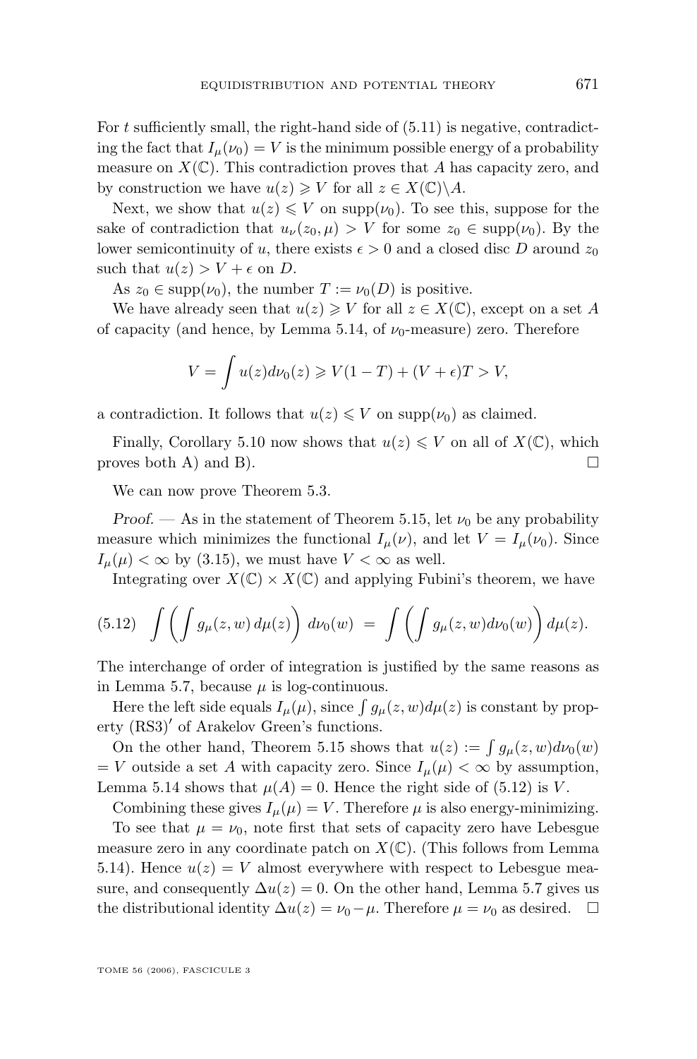For $t$ sufficiently small, the right-hand side of (5.11) is negative, contradicting the fact that $I_\mu(\nu_0) = V$ is the minimum possible energy of a probability measure on $X(\mathbb{C})$. This contradiction proves that $A$ has capacity zero, and by construction we have $u(z) \geqslant V$ for all $z \in X(\mathbb{C})\backslash A$.

Next, we show that $u(z) \leqslant V$ on $\mathrm{supp}(\nu_0)$. To see this, suppose for the sake of contradiction that $u_\nu(z_0, \mu) > V$ for some $z_0 \in \mathrm{supp}(\nu_0)$. By the lower semicontinuity of $u$, there exists $\epsilon > 0$ and a closed disc $D$ around $z_0$ such that $u(z) > V + \epsilon$ on $D$.

As $z_0 \in \mathrm{supp}(\nu_0)$, the number $T := \nu_0(D)$ is positive.

We have already seen that $u(z) \geqslant V$ for all $z \in X(\mathbb{C})$, except on a set $A$ of capacity (and hence, by Lemma 5.14, of $\nu_0$-measure) zero. Therefore

$$V = \int u(z) d\nu_0(z) \geqslant V(1-T) + (V+\epsilon)T > V,$$

a contradiction. It follows that $u(z) \leqslant V$ on $\mathrm{supp}(\nu_0)$ as claimed.

Finally, Corollary 5.10 now shows that $u(z) \leqslant V$ on all of $X(\mathbb{C})$, which proves both A) and B). $\square$

We can now prove Theorem 5.3.

*Proof.* — As in the statement of Theorem 5.15, let $\nu_0$ be any probability measure which minimizes the functional $I_\mu(\nu)$, and let $V = I_\mu(\nu_0)$. Since $I_\mu(\mu) < \infty$ by (3.15), we must have $V < \infty$ as well.

Integrating over $X(\mathbb{C}) \times X(\mathbb{C})$ and applying Fubini's theorem, we have

$$(5.12) \quad \int \left( \int g_\mu(z,w)\, d\mu(z) \right) d\nu_0(w) \;=\; \int \left( \int g_\mu(z,w) d\nu_0(w) \right) d\mu(z).$$

The interchange of order of integration is justified by the same reasons as in Lemma 5.7, because $\mu$ is log-continuous.

Here the left side equals $I_\mu(\mu)$, since $\int g_\mu(z,w) d\mu(z)$ is constant by property $(\mathrm{RS3})'$ of Arakelov Green's functions.

On the other hand, Theorem 5.15 shows that $u(z) := \int g_\mu(z,w) d\nu_0(w) = V$ outside a set $A$ with capacity zero. Since $I_\mu(\mu) < \infty$ by assumption, Lemma 5.14 shows that $\mu(A) = 0$. Hence the right side of (5.12) is $V$.

Combining these gives $I_\mu(\mu) = V$. Therefore $\mu$ is also energy-minimizing.

To see that $\mu = \nu_0$, note first that sets of capacity zero have Lebesgue measure zero in any coordinate patch on $X(\mathbb{C})$. (This follows from Lemma 5.14). Hence $u(z) = V$ almost everywhere with respect to Lebesgue measure, and consequently $\Delta u(z) = 0$. On the other hand, Lemma 5.7 gives us the distributional identity $\Delta u(z) = \nu_0 - \mu$. Therefore $\mu = \nu_0$ as desired. $\square$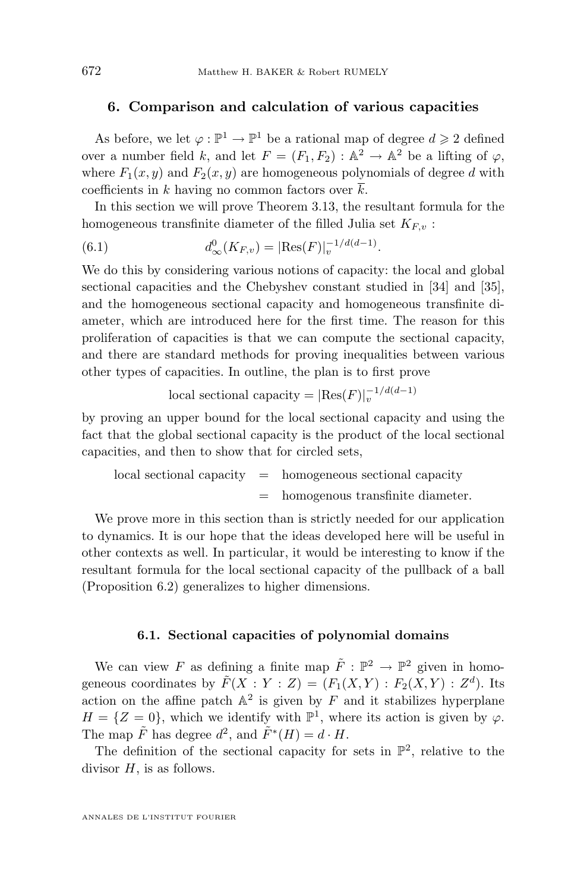## 6. Comparison and calculation of various capacities

As before, we let $\varphi : \mathbb{P}^1 \to \mathbb{P}^1$ be a rational map of degree $d \geqslant 2$ defined over a number field $k$, and let $F = (F_1, F_2) : \mathbb{A}^2 \to \mathbb{A}^2$ be a lifting of $\varphi$, where $F_1(x, y)$ and $F_2(x, y)$ are homogeneous polynomials of degree $d$ with coefficients in $k$ having no common factors over $\overline{k}$.

In this section we will prove Theorem 3.13, the resultant formula for the homogeneous transfinite diameter of the filled Julia set $K_{F,v}$ :

$$d^0_\infty(K_{F,v}) = |\mathrm{Res}(F)|_v^{-1/d(d-1)}. \tag{6.1}$$

We do this by considering various notions of capacity: the local and global sectional capacities and the Chebyshev constant studied in [34] and [35], and the homogeneous sectional capacity and homogeneous transfinite diameter, which are introduced here for the first time. The reason for this proliferation of capacities is that we can compute the sectional capacity, and there are standard methods for proving inequalities between various other types of capacities. In outline, the plan is to first prove

$$\text{local sectional capacity} = |\mathrm{Res}(F)|_v^{-1/d(d-1)}$$

by proving an upper bound for the local sectional capacity and using the fact that the global sectional capacity is the product of the local sectional capacities, and then to show that for circled sets,

$$\begin{aligned} \text{local sectional capacity} &= \text{homogeneous sectional capacity} \\ &= \text{homogenous transfinite diameter.} \end{aligned}$$

We prove more in this section than is strictly needed for our application to dynamics. It is our hope that the ideas developed here will be useful in other contexts as well. In particular, it would be interesting to know if the resultant formula for the local sectional capacity of the pullback of a ball (Proposition 6.2) generalizes to higher dimensions.

### 6.1. Sectional capacities of polynomial domains

We can view $F$ as defining a finite map $\tilde{F} : \mathbb{P}^2 \to \mathbb{P}^2$ given in homogeneous coordinates by $\tilde{F}(X : Y : Z) = (F_1(X, Y) : F_2(X, Y) : Z^d)$. Its action on the affine patch $\mathbb{A}^2$ is given by $F$ and it stabilizes hyperplane $H = \{Z = 0\}$, which we identify with $\mathbb{P}^1$, where its action is given by $\varphi$. The map $\tilde{F}$ has degree $d^2$, and $\tilde{F}^*(H) = d \cdot H$.

The definition of the sectional capacity for sets in $\mathbb{P}^2$, relative to the divisor $H$, is as follows.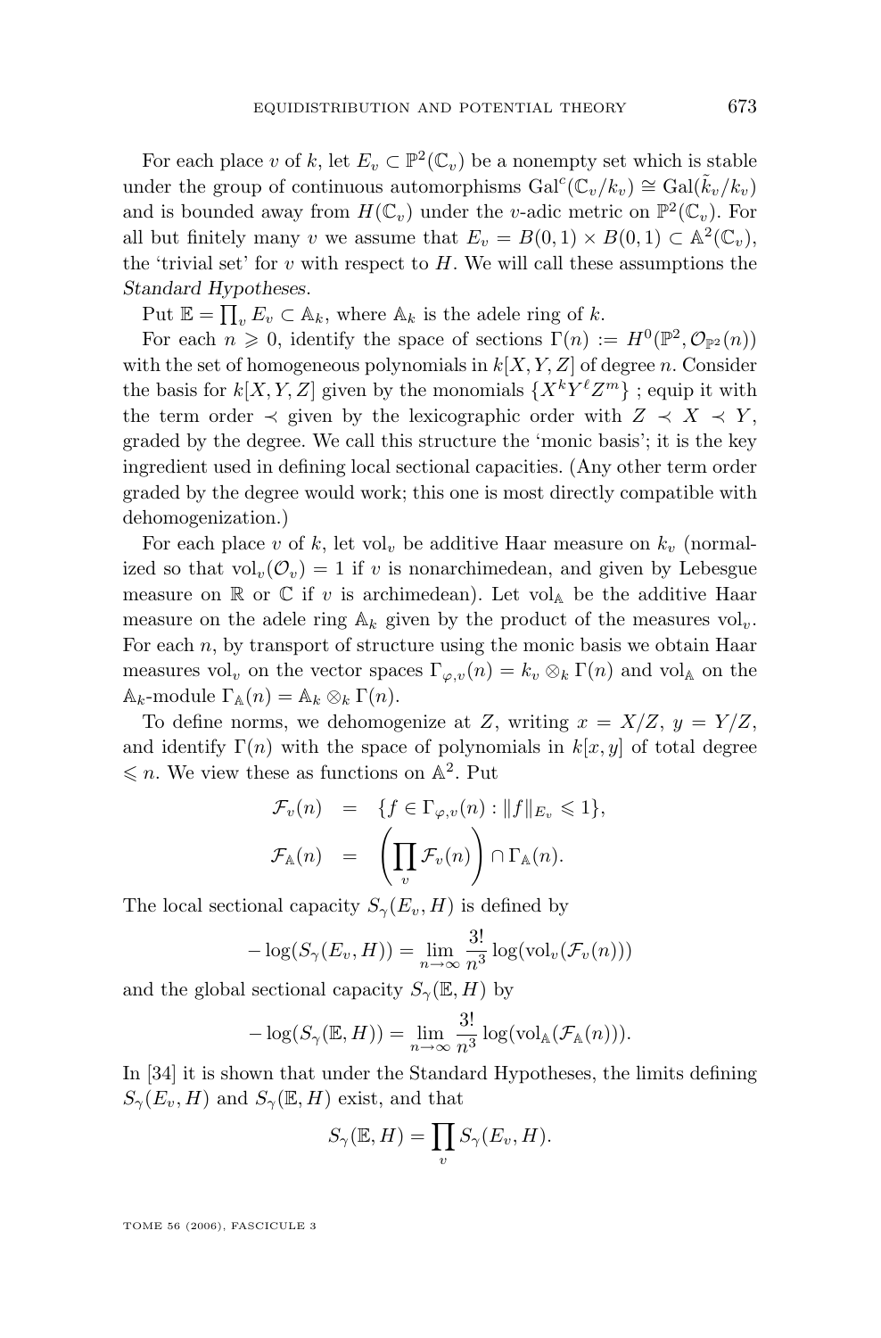For each place $v$ of $k$, let $E_v \subset \mathbb{P}^2(\mathbb{C}_v)$ be a nonempty set which is stable under the group of continuous automorphisms $\mathrm{Gal}^c(\mathbb{C}_v/k_v) \cong \mathrm{Gal}(\tilde{k}_v/k_v)$ and is bounded away from $H(\mathbb{C}_v)$ under the $v$-adic metric on $\mathbb{P}^2(\mathbb{C}_v)$. For all but finitely many $v$ we assume that $E_v = B(0,1) \times B(0,1) \subset \mathbb{A}^2(\mathbb{C}_v)$, the 'trivial set' for $v$ with respect to $H$. We will call these assumptions the *Standard Hypotheses*.

Put $\mathbb{E} = \prod_v E_v \subset \mathbb{A}_k$, where $\mathbb{A}_k$ is the adele ring of $k$.

For each $n \geqslant 0$, identify the space of sections $\Gamma(n) := H^0(\mathbb{P}^2, \mathcal{O}_{\mathbb{P}^2}(n))$ with the set of homogeneous polynomials in $k[X,Y,Z]$ of degree $n$. Consider the basis for $k[X,Y,Z]$ given by the monomials $\{X^k Y^\ell Z^m\}$ ; equip it with the term order $\prec$ given by the lexicographic order with $Z \prec X \prec Y$, graded by the degree. We call this structure the 'monic basis'; it is the key ingredient used in defining local sectional capacities. (Any other term order graded by the degree would work; this one is most directly compatible with dehomogenization.)

For each place $v$ of $k$, let $\mathrm{vol}_v$ be additive Haar measure on $k_v$ (normalized so that $\mathrm{vol}_v(\mathcal{O}_v) = 1$ if $v$ is nonarchimedean, and given by Lebesgue measure on $\mathbb{R}$ or $\mathbb{C}$ if $v$ is archimedean). Let $\mathrm{vol}_{\mathbb{A}}$ be the additive Haar measure on the adele ring $\mathbb{A}_k$ given by the product of the measures $\mathrm{vol}_v$. For each $n$, by transport of structure using the monic basis we obtain Haar measures $\mathrm{vol}_v$ on the vector spaces $\Gamma_{\varphi,v}(n) = k_v \otimes_k \Gamma(n)$ and $\mathrm{vol}_{\mathbb{A}}$ on the $\mathbb{A}_k$-module $\Gamma_{\mathbb{A}}(n) = \mathbb{A}_k \otimes_k \Gamma(n)$.

To define norms, we dehomogenize at $Z$, writing $x = X/Z$, $y = Y/Z$, and identify $\Gamma(n)$ with the space of polynomials in $k[x,y]$ of total degree $\leqslant n$. We view these as functions on $\mathbb{A}^2$. Put

$$\begin{aligned}
\mathcal{F}_v(n) &= \{f \in \Gamma_{\varphi,v}(n) : \|f\|_{E_v} \leqslant 1\}, \\
\mathcal{F}_{\mathbb{A}}(n) &= \left(\prod_v \mathcal{F}_v(n)\right) \cap \Gamma_{\mathbb{A}}(n).
\end{aligned}$$

The local sectional capacity $S_\gamma(E_v, H)$ is defined by

$$-\log(S_\gamma(E_v, H)) = \lim_{n\to\infty} \frac{3!}{n^3} \log(\mathrm{vol}_v(\mathcal{F}_v(n)))$$

and the global sectional capacity $S_\gamma(\mathbb{E}, H)$ by

$$-\log(S_\gamma(\mathbb{E}, H)) = \lim_{n\to\infty} \frac{3!}{n^3} \log(\mathrm{vol}_{\mathbb{A}}(\mathcal{F}_{\mathbb{A}}(n))).$$

In [34] it is shown that under the Standard Hypotheses, the limits defining $S_\gamma(E_v, H)$ and $S_\gamma(\mathbb{E}, H)$ exist, and that

$$S_\gamma(\mathbb{E}, H) = \prod_v S_\gamma(E_v, H).$$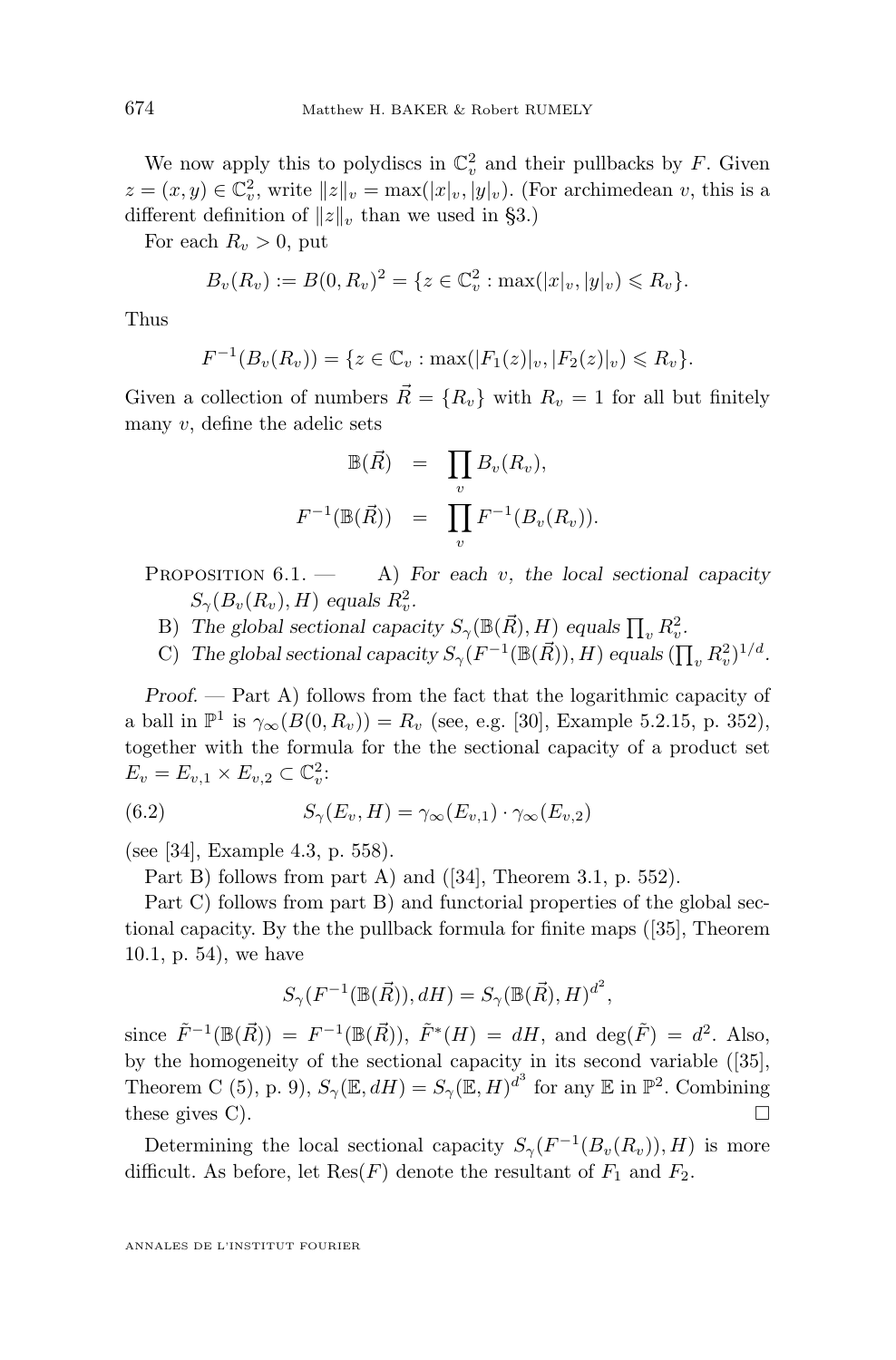We now apply this to polydiscs in $\mathbb{C}_v^2$ and their pullbacks by $F$. Given $z = (x, y) \in \mathbb{C}_v^2$, write $\|z\|_v = \max(|x|_v, |y|_v)$. (For archimedean $v$, this is a different definition of $\|z\|_v$ than we used in §3.)

For each $R_v > 0$, put

$$B_v(R_v) := B(0, R_v)^2 = \{z \in \mathbb{C}_v^2 : \max(|x|_v, |y|_v) \leqslant R_v\}.$$

Thus

$$F^{-1}(B_v(R_v)) = \{z \in \mathbb{C}_v : \max(|F_1(z)|_v, |F_2(z)|_v) \leqslant R_v\}.$$

Given a collection of numbers $\vec{R} = \{R_v\}$ with $R_v = 1$ for all but finitely many $v$, define the adelic sets

$$\begin{aligned} \mathbb{B}(\vec{R}) &= \prod_v B_v(R_v), \\ F^{-1}(\mathbb{B}(\vec{R})) &= \prod_v F^{-1}(B_v(R_v)). \end{aligned}$$

Proposition 6.1. — A) *For each $v$, the local sectional capacity $S_\gamma(B_v(R_v), H)$ equals $R_v^2$.*

B) *The global sectional capacity $S_\gamma(\mathbb{B}(\vec{R}), H)$ equals $\prod_v R_v^2$.*

C) *The global sectional capacity $S_\gamma(F^{-1}(\mathbb{B}(\vec{R})), H)$ equals $(\prod_v R_v^2)^{1/d}$.*

*Proof.* — Part A) follows from the fact that the logarithmic capacity of a ball in $\mathbb{P}^1$ is $\gamma_\infty(B(0, R_v)) = R_v$ (see, e.g. [30], Example 5.2.15, p. 352), together with the formula for the the sectional capacity of a product set $E_v = E_{v,1} \times E_{v,2} \subset \mathbb{C}_v^2$:

$$S_\gamma(E_v, H) = \gamma_\infty(E_{v,1}) \cdot \gamma_\infty(E_{v,2}) \tag{6.2}$$

(see [34], Example 4.3, p. 558).

Part B) follows from part A) and ([34], Theorem 3.1, p. 552).

Part C) follows from part B) and functorial properties of the global sectional capacity. By the the pullback formula for finite maps ([35], Theorem 10.1, p. 54), we have

$$S_\gamma(F^{-1}(\mathbb{B}(\vec{R})), dH) = S_\gamma(\mathbb{B}(\vec{R}), H)^{d^2},$$

since $\tilde{F}^{-1}(\mathbb{B}(\vec{R})) = F^{-1}(\mathbb{B}(\vec{R}))$, $\tilde{F}^*(H) = dH$, and $\deg(\tilde{F}) = d^2$. Also, by the homogeneity of the sectional capacity in its second variable ([35], Theorem C (5), p. 9), $S_\gamma(\mathbb{E}, dH) = S_\gamma(\mathbb{E}, H)^{d^3}$ for any $\mathbb{E}$ in $\mathbb{P}^2$. Combining these gives C). $\square$

Determining the local sectional capacity $S_\gamma(F^{-1}(B_v(R_v)), H)$ is more difficult. As before, let $\mathrm{Res}(F)$ denote the resultant of $F_1$ and $F_2$.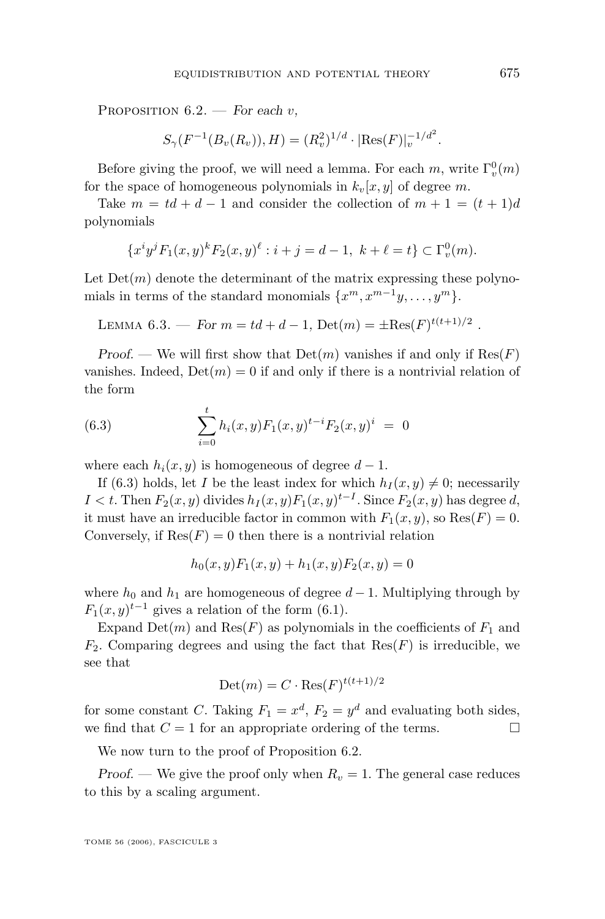Proposition 6.2. — *For each $v$,*

$$S_\gamma(F^{-1}(B_v(R_v)), H) = (R_v^2)^{1/d} \cdot |\mathrm{Res}(F)|_v^{-1/d^2}.$$

Before giving the proof, we will need a lemma. For each $m$, write $\Gamma_v^0(m)$ for the space of homogeneous polynomials in $k_v[x, y]$ of degree $m$.

Take $m = td + d - 1$ and consider the collection of $m + 1 = (t + 1)d$ polynomials

$$\{x^i y^j F_1(x, y)^k F_2(x, y)^\ell : i + j = d - 1,\ k + \ell = t\} \subset \Gamma_v^0(m).$$

Let $\mathrm{Det}(m)$ denote the determinant of the matrix expressing these polynomials in terms of the standard monomials $\{x^m, x^{m-1}y, \ldots, y^m\}$.

Lemma 6.3. — *For $m = td + d - 1$, $\mathrm{Det}(m) = \pm\mathrm{Res}(F)^{t(t+1)/2}$ .*

*Proof.* — We will first show that $\mathrm{Det}(m)$ vanishes if and only if $\mathrm{Res}(F)$ vanishes. Indeed, $\mathrm{Det}(m) = 0$ if and only if there is a nontrivial relation of the form

$$\sum_{i=0}^{t} h_i(x, y) F_1(x, y)^{t-i} F_2(x, y)^i \ = \ 0 \tag{6.3}$$

where each $h_i(x, y)$ is homogeneous of degree $d - 1$.

If (6.3) holds, let $I$ be the least index for which $h_I(x, y) \neq 0$; necessarily $I < t$. Then $F_2(x, y)$ divides $h_I(x, y)F_1(x, y)^{t-I}$. Since $F_2(x, y)$ has degree $d$, it must have an irreducible factor in common with $F_1(x, y)$, so $\mathrm{Res}(F) = 0$. Conversely, if $\mathrm{Res}(F) = 0$ then there is a nontrivial relation

$$h_0(x, y)F_1(x, y) + h_1(x, y)F_2(x, y) = 0$$

where $h_0$ and $h_1$ are homogeneous of degree $d - 1$. Multiplying through by $F_1(x, y)^{t-1}$ gives a relation of the form (6.1).

Expand $\mathrm{Det}(m)$ and $\mathrm{Res}(F)$ as polynomials in the coefficients of $F_1$ and $F_2$. Comparing degrees and using the fact that $\mathrm{Res}(F)$ is irreducible, we see that

$$\mathrm{Det}(m) = C \cdot \mathrm{Res}(F)^{t(t+1)/2}$$

for some constant $C$. Taking $F_1 = x^d$, $F_2 = y^d$ and evaluating both sides, we find that $C = 1$ for an appropriate ordering of the terms. $\square$

We now turn to the proof of Proposition 6.2.

*Proof.* — We give the proof only when $R_v = 1$. The general case reduces to this by a scaling argument.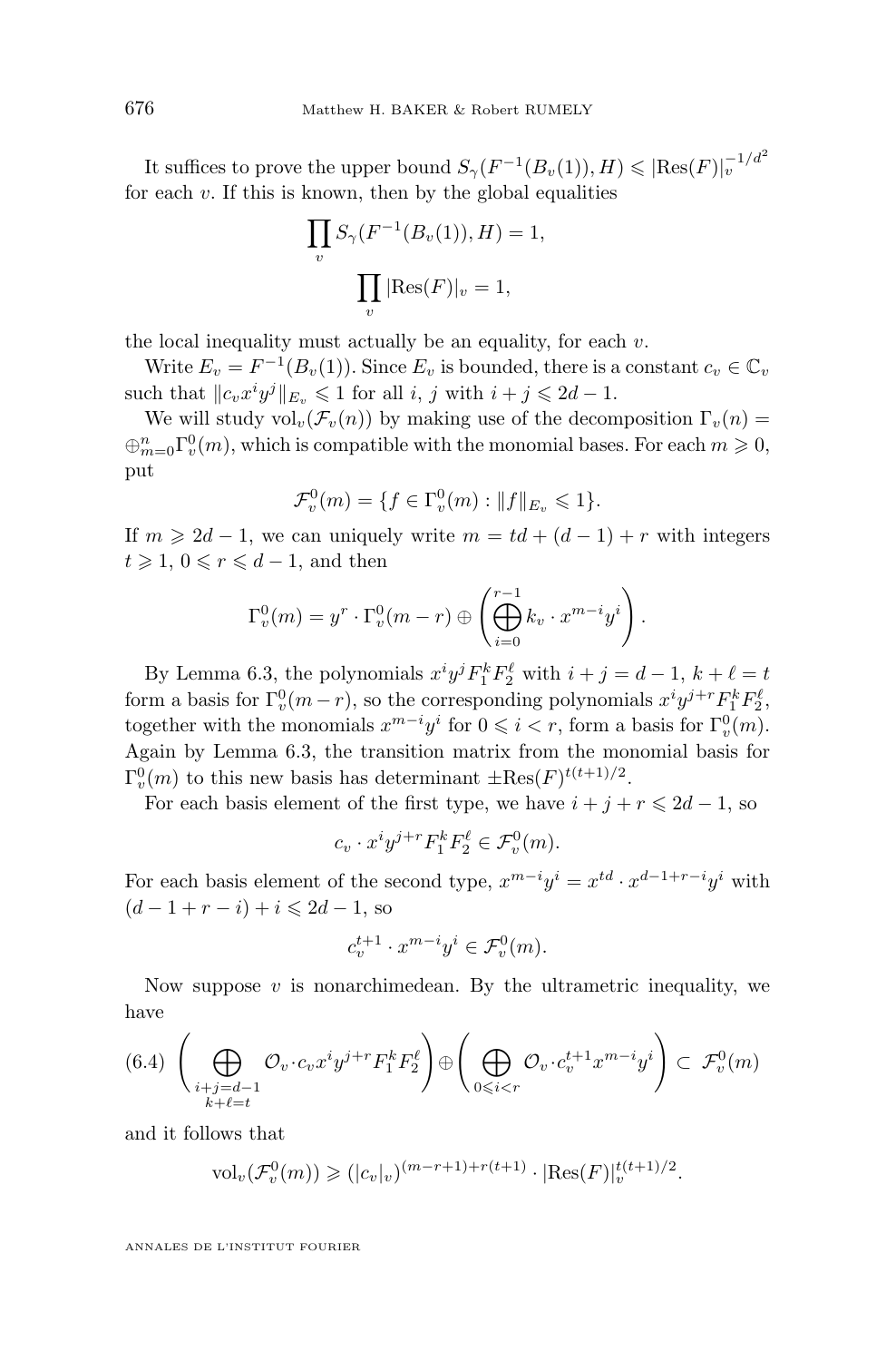It suffices to prove the upper bound $S_\gamma(F^{-1}(B_v(1)), H) \leqslant |\mathrm{Res}(F)|_v^{-1/d^2}$ for each $v$. If this is known, then by the global equalities

$$\prod_v S_\gamma(F^{-1}(B_v(1)), H) = 1,$$

$$\prod_v |\mathrm{Res}(F)|_v = 1,$$

the local inequality must actually be an equality, for each $v$.

Write $E_v = F^{-1}(B_v(1))$. Since $E_v$ is bounded, there is a constant $c_v \in \mathbb{C}_v$ such that $\|c_v x^i y^j\|_{E_v} \leqslant 1$ for all $i$, $j$ with $i + j \leqslant 2d - 1$.

We will study $\mathrm{vol}_v(\mathcal{F}_v(n))$ by making use of the decomposition $\Gamma_v(n) = \oplus_{m=0}^n \Gamma_v^0(m)$, which is compatible with the monomial bases. For each $m \geqslant 0$, put

$$\mathcal{F}_v^0(m) = \{f \in \Gamma_v^0(m) : \|f\|_{E_v} \leqslant 1\}.$$

If $m \geqslant 2d-1$, we can uniquely write $m = td + (d-1) + r$ with integers $t \geqslant 1$, $0 \leqslant r \leqslant d-1$, and then

$$\Gamma_v^0(m) = y^r \cdot \Gamma_v^0(m-r) \oplus \left( \bigoplus_{i=0}^{r-1} k_v \cdot x^{m-i} y^i \right).$$

By Lemma 6.3, the polynomials $x^i y^j F_1^k F_2^\ell$ with $i+j = d-1$, $k + \ell = t$ form a basis for $\Gamma_v^0(m-r)$, so the corresponding polynomials $x^i y^{j+r} F_1^k F_2^\ell$, together with the monomials $x^{m-i}y^i$ for $0 \leqslant i < r$, form a basis for $\Gamma_v^0(m)$. Again by Lemma 6.3, the transition matrix from the monomial basis for $\Gamma_v^0(m)$ to this new basis has determinant $\pm \mathrm{Res}(F)^{t(t+1)/2}$.

For each basis element of the first type, we have $i + j + r \leqslant 2d-1$, so

$$c_v \cdot x^i y^{j+r} F_1^k F_2^\ell \in \mathcal{F}_v^0(m).$$

For each basis element of the second type, $x^{m-i}y^i = x^{td} \cdot x^{d-1+r-i} y^i$ with $(d-1+r-i) + i \leqslant 2d-1$, so

$$c_v^{t+1} \cdot x^{m-i} y^i \in \mathcal{F}_v^0(m).$$

Now suppose $v$ is nonarchimedean. By the ultrametric inequality, we have

$$\left( \bigoplus_{\substack{i+j=d-1 \\ k+\ell=t}} \mathcal{O}_v \cdot c_v x^i y^{j+r} F_1^k F_2^\ell \right) \oplus \left( \bigoplus_{0 \leqslant i < r} \mathcal{O}_v \cdot c_v^{t+1} x^{m-i} y^i \right) \subset \mathcal{F}_v^0(m) \tag{6.4}$$

and it follows that

$$\mathrm{vol}_v(\mathcal{F}_v^0(m)) \geqslant (|c_v|_v)^{(m-r+1)+r(t+1)} \cdot |\mathrm{Res}(F)|_v^{t(t+1)/2}.$$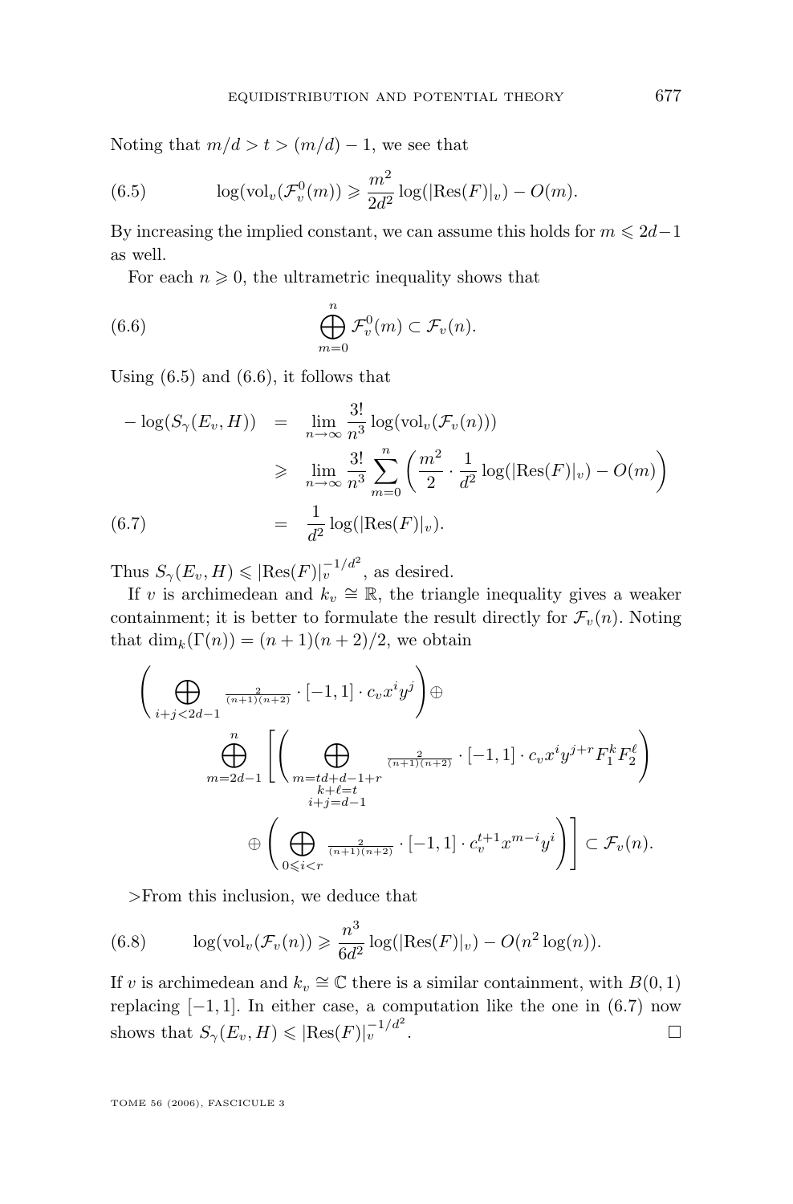Noting that $m/d > t > (m/d) - 1$, we see that

$$\log(\mathrm{vol}_v(\mathcal{F}_v^0(m))) \geqslant \frac{m^2}{2d^2}\log(|\mathrm{Res}(F)|_v) - O(m). \tag{6.5}$$

By increasing the implied constant, we can assume this holds for $m \leqslant 2d-1$ as well.

For each $n \geqslant 0$, the ultrametric inequality shows that

$$\bigoplus_{m=0}^{n} \mathcal{F}_v^0(m) \subset \mathcal{F}_v(n). \tag{6.6}$$

Using (6.5) and (6.6), it follows that

$$\begin{aligned}
-\log(S_\gamma(E_v, H)) &= \lim_{n\to\infty} \frac{3!}{n^3}\log(\mathrm{vol}_v(\mathcal{F}_v(n))) \\
&\geqslant \lim_{n\to\infty} \frac{3!}{n^3}\sum_{m=0}^{n}\left(\frac{m^2}{2}\cdot\frac{1}{d^2}\log(|\mathrm{Res}(F)|_v) - O(m)\right) \\
&= \frac{1}{d^2}\log(|\mathrm{Res}(F)|_v). 
\end{aligned} \tag{6.7}$$

Thus $S_\gamma(E_v, H) \leqslant |\mathrm{Res}(F)|_v^{-1/d^2}$, as desired.

If $v$ is archimedean and $k_v \cong \mathbb{R}$, the triangle inequality gives a weaker containment; it is better to formulate the result directly for $\mathcal{F}_v(n)$. Noting that $\dim_k(\Gamma(n)) = (n+1)(n+2)/2$, we obtain

$$\begin{aligned}
&\left(\bigoplus_{i+j<2d-1} \tfrac{2}{(n+1)(n+2)}\cdot[-1,1]\cdot c_v x^i y^j\right) \oplus \\
&\qquad \bigoplus_{m=2d-1}^{n}\left[\left(\bigoplus_{\substack{m=td+d-1+r\\ k+\ell=t\\ i+j=d-1}} \tfrac{2}{(n+1)(n+2)}\cdot[-1,1]\cdot c_v x^i y^{j+r} F_1^k F_2^\ell\right)\right. \\
&\qquad\qquad \left.\oplus\left(\bigoplus_{0\leqslant i<r} \tfrac{2}{(n+1)(n+2)}\cdot[-1,1]\cdot c_v^{t+1} x^{m-i} y^i\right)\right] \subset \mathcal{F}_v(n).
\end{aligned}$$

>From this inclusion, we deduce that

$$\log(\mathrm{vol}_v(\mathcal{F}_v(n)) \geqslant \frac{n^3}{6d^2}\log(|\mathrm{Res}(F)|_v) - O(n^2\log(n)). \tag{6.8}$$

If $v$ is archimedean and $k_v \cong \mathbb{C}$ there is a similar containment, with $B(0,1)$ replacing $[-1,1]$. In either case, a computation like the one in (6.7) now shows that $S_\gamma(E_v, H) \leqslant |\mathrm{Res}(F)|_v^{-1/d^2}$. □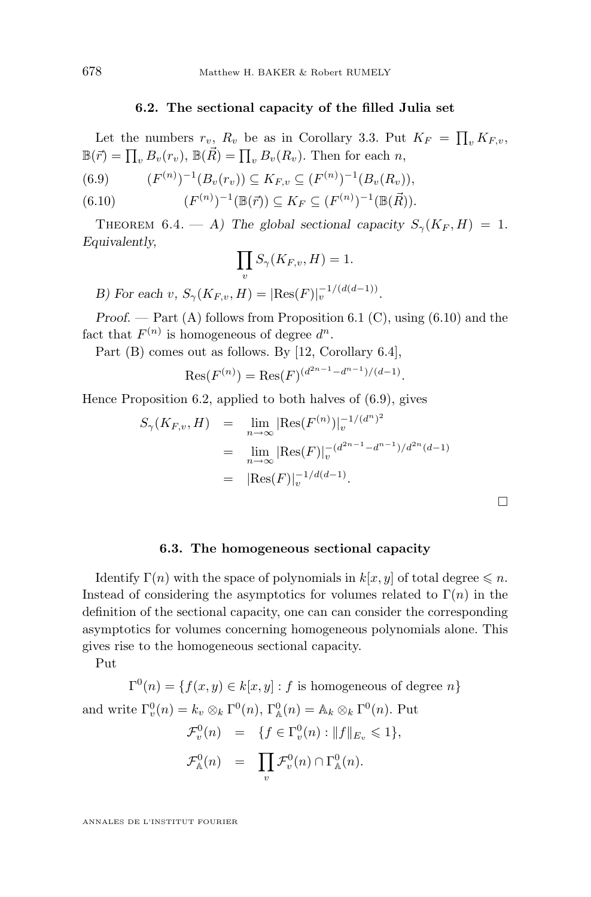### 6.2. The sectional capacity of the filled Julia set

Let the numbers $r_v$, $R_v$ be as in Corollary 3.3. Put $K_F = \prod_v K_{F,v}$, $\mathbb{B}(\vec{r}) = \prod_v B_v(r_v)$, $\mathbb{B}(\vec{R}) = \prod_v B_v(R_v)$. Then for each $n$,

$$(F^{(n)})^{-1}(B_v(r_v)) \subseteq K_{F,v} \subseteq (F^{(n)})^{-1}(B_v(R_v)), \tag{6.9}$$

$$(F^{(n)})^{-1}(\mathbb{B}(\vec{r})) \subseteq K_F \subseteq (F^{(n)})^{-1}(\mathbb{B}(\vec{R})). \tag{6.10}$$

Theorem 6.4. — *A) The global sectional capacity $S_\gamma(K_F, H) = 1$. Equivalently,*

$$\prod_v S_\gamma(K_{F,v}, H) = 1.$$

*B) For each $v$, $S_\gamma(K_{F,v}, H) = |\mathrm{Res}(F)|_v^{-1/(d(d-1))}$.*

*Proof.* — Part (A) follows from Proposition 6.1 (C), using (6.10) and the fact that $F^{(n)}$ is homogeneous of degree $d^n$.

Part (B) comes out as follows. By [12, Corollary 6.4],

$$\mathrm{Res}(F^{(n)}) = \mathrm{Res}(F)^{(d^{2n-1}-d^{n-1})/(d-1)}.$$

Hence Proposition 6.2, applied to both halves of (6.9), gives

$$\begin{aligned}
S_\gamma(K_{F,v}, H) &= \lim_{n\to\infty} |\mathrm{Res}(F^{(n)})|_v^{-1/(d^n)^2} \\
&= \lim_{n\to\infty} |\mathrm{Res}(F)|_v^{-(d^{2n-1}-d^{n-1})/d^{2n}(d-1)} \\
&= |\mathrm{Res}(F)|_v^{-1/d(d-1)}.
\end{aligned}$$

□

### 6.3. The homogeneous sectional capacity

Identify $\Gamma(n)$ with the space of polynomials in $k[x, y]$ of total degree $\leqslant n$. Instead of considering the asymptotics for volumes related to $\Gamma(n)$ in the definition of the sectional capacity, one can can consider the corresponding asymptotics for volumes concerning homogeneous polynomials alone. This gives rise to the homogeneous sectional capacity.

Put

$$\Gamma^0(n) = \{f(x, y) \in k[x, y] : f \text{ is homogeneous of degree } n\}$$

and write $\Gamma_v^0(n) = k_v \otimes_k \Gamma^0(n)$, $\Gamma_{\mathbb{A}}^0(n) = \mathbb{A}_k \otimes_k \Gamma^0(n)$. Put

$$\begin{aligned}
\mathcal{F}_v^0(n) &= \{f \in \Gamma_v^0(n) : \|f\|_{E_v} \leqslant 1\}, \\
\mathcal{F}_{\mathbb{A}}^0(n) &= \prod_v \mathcal{F}_v^0(n) \cap \Gamma_{\mathbb{A}}^0(n).
\end{aligned}$$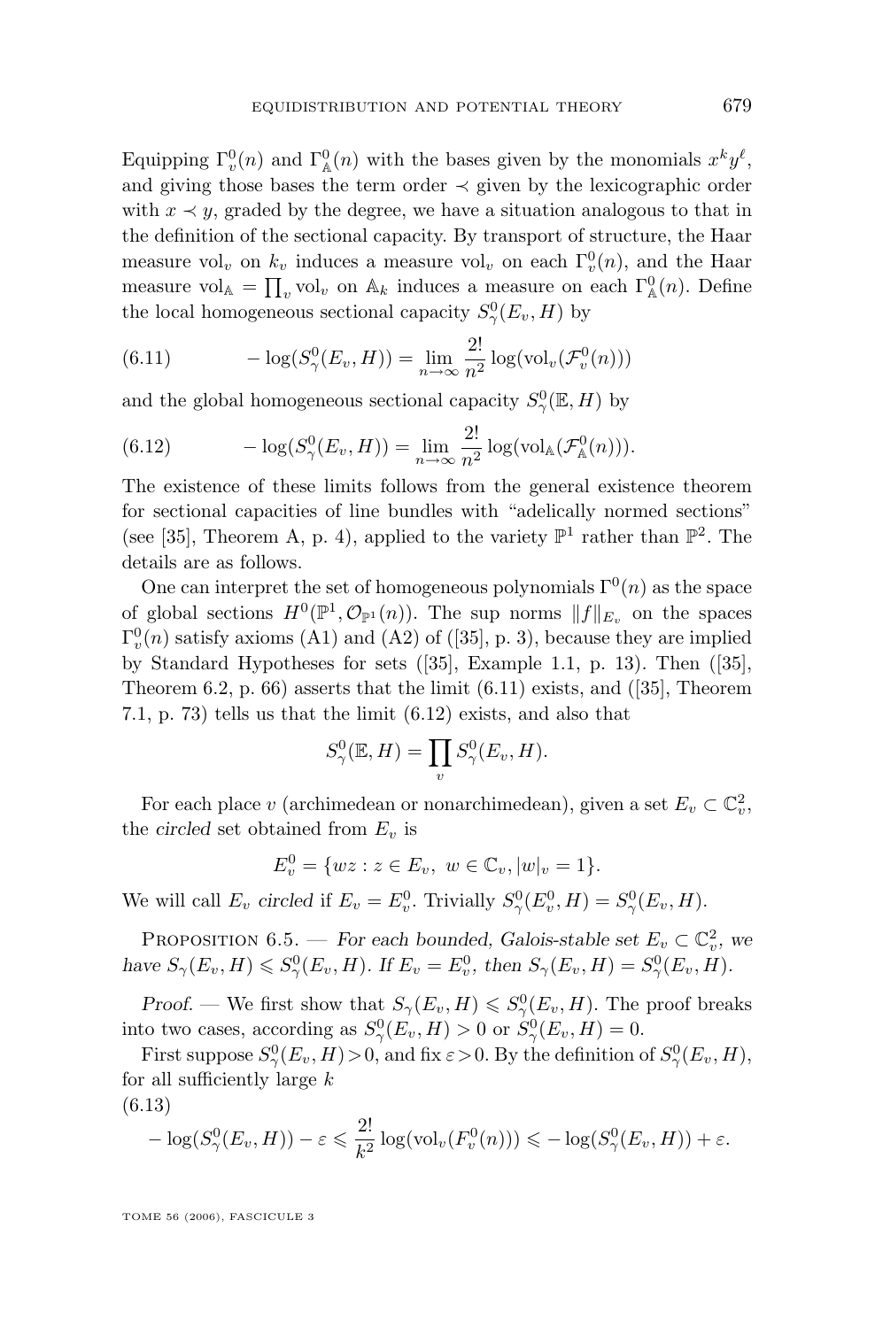Equipping $\Gamma_v^0(n)$ and $\Gamma_{\mathbb{A}}^0(n)$ with the bases given by the monomials $x^k y^\ell$, and giving those bases the term order $\prec$ given by the lexicographic order with $x \prec y$, graded by the degree, we have a situation analogous to that in the definition of the sectional capacity. By transport of structure, the Haar measure $\mathrm{vol}_v$ on $k_v$ induces a measure $\mathrm{vol}_v$ on each $\Gamma_v^0(n)$, and the Haar measure $\mathrm{vol}_{\mathbb{A}} = \prod_v \mathrm{vol}_v$ on $\mathbb{A}_k$ induces a measure on each $\Gamma_{\mathbb{A}}^0(n)$. Define the local homogeneous sectional capacity $S_\gamma^0(E_v, H)$ by

$$-\log(S_\gamma^0(E_v, H)) = \lim_{n\to\infty} \frac{2!}{n^2} \log(\mathrm{vol}_v(\mathcal{F}_v^0(n))) \tag{6.11}$$

and the global homogeneous sectional capacity $S_\gamma^0(\mathbb{E}, H)$ by

$$-\log(S_\gamma^0(E_v, H)) = \lim_{n\to\infty} \frac{2!}{n^2} \log(\mathrm{vol}_{\mathbb{A}}(\mathcal{F}_{\mathbb{A}}^0(n))). \tag{6.12}$$

The existence of these limits follows from the general existence theorem for sectional capacities of line bundles with "adelically normed sections" (see [35], Theorem A, p. 4), applied to the variety $\mathbb{P}^1$ rather than $\mathbb{P}^2$. The details are as follows.

One can interpret the set of homogeneous polynomials $\Gamma^0(n)$ as the space of global sections $H^0(\mathbb{P}^1, \mathcal{O}_{\mathbb{P}^1}(n))$. The sup norms $\|f\|_{E_v}$ on the spaces $\Gamma_v^0(n)$ satisfy axioms (A1) and (A2) of ([35], p. 3), because they are implied by Standard Hypotheses for sets ([35], Example 1.1, p. 13). Then ([35], Theorem 6.2, p. 66) asserts that the limit (6.11) exists, and ([35], Theorem 7.1, p. 73) tells us that the limit (6.12) exists, and also that

$$S_\gamma^0(\mathbb{E}, H) = \prod_v S_\gamma^0(E_v, H).$$

For each place $v$ (archimedean or nonarchimedean), given a set $E_v \subset \mathbb{C}_v^2$, the *circled* set obtained from $E_v$ is

$$E_v^0 = \{wz : z \in E_v,\ w \in \mathbb{C}_v, |w|_v = 1\}.$$

We will call $E_v$ *circled* if $E_v = E_v^0$. Trivially $S_\gamma^0(E_v^0, H) = S_\gamma^0(E_v, H)$.

Proposition 6.5. — *For each bounded, Galois-stable set $E_v \subset \mathbb{C}_v^2$, we have $S_\gamma(E_v, H) \leqslant S_\gamma^0(E_v, H)$. If $E_v = E_v^0$, then $S_\gamma(E_v, H) = S_\gamma^0(E_v, H)$.*

*Proof.* — We first show that $S_\gamma(E_v, H) \leqslant S_\gamma^0(E_v, H)$. The proof breaks into two cases, according as $S_\gamma^0(E_v, H) > 0$ or $S_\gamma^0(E_v, H) = 0$.

First suppose $S_\gamma^0(E_v, H) > 0$, and fix $\varepsilon > 0$. By the definition of $S_\gamma^0(E_v, H)$, for all sufficiently large $k$

$$-\log(S_\gamma^0(E_v, H)) - \varepsilon \leqslant \frac{2!}{k^2} \log(\mathrm{vol}_v(F_v^0(n))) \leqslant -\log(S_\gamma^0(E_v, H)) + \varepsilon. \tag{6.13}$$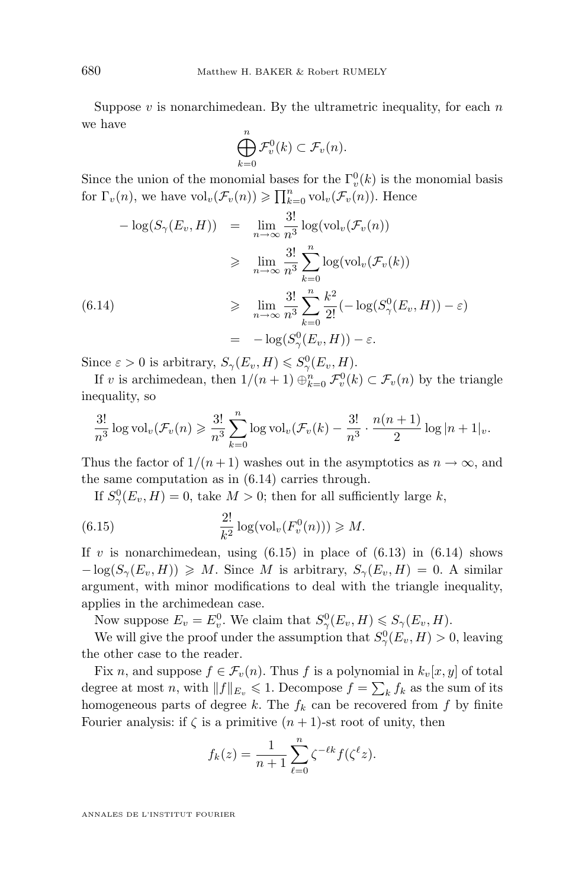Suppose $v$ is nonarchimedean. By the ultrametric inequality, for each $n$ we have

$$\bigoplus_{k=0}^{n} \mathcal{F}_v^0(k) \subset \mathcal{F}_v(n).$$

Since the union of the monomial bases for the $\Gamma_v^0(k)$ is the monomial basis for $\Gamma_v(n)$, we have $\operatorname{vol}_v(\mathcal{F}_v(n)) \geqslant \prod_{k=0}^{n} \operatorname{vol}_v(\mathcal{F}_v(n))$. Hence

$$\begin{aligned}
-\log(S_\gamma(E_v,H)) &= \lim_{n\to\infty} \frac{3!}{n^3} \log(\operatorname{vol}_v(\mathcal{F}_v(n))) \\
&\geqslant \lim_{n\to\infty} \frac{3!}{n^3} \sum_{k=0}^{n} \log(\operatorname{vol}_v(\mathcal{F}_v(k)) \\
&\geqslant \lim_{n\to\infty} \frac{3!}{n^3} \sum_{k=0}^{n} \frac{k^2}{2!}(-\log(S_\gamma^0(E_v,H)) - \varepsilon) \\
&= -\log(S_\gamma^0(E_v,H)) - \varepsilon.
\end{aligned} \tag{6.14}$$

Since $\varepsilon > 0$ is arbitrary, $S_\gamma(E_v,H) \leqslant S_\gamma^0(E_v,H)$.

If $v$ is archimedean, then $1/(n+1) \oplus_{k=0}^{n} \mathcal{F}_v^0(k) \subset \mathcal{F}_v(n)$ by the triangle inequality, so

$$\frac{3!}{n^3} \log \operatorname{vol}_v(\mathcal{F}_v(n) \geqslant \frac{3!}{n^3} \sum_{k=0}^{n} \log \operatorname{vol}_v(\mathcal{F}_v(k) - \frac{3!}{n^3} \cdot \frac{n(n+1)}{2} \log |n+1|_v.$$

Thus the factor of $1/(n+1)$ washes out in the asymptotics as $n \to \infty$, and the same computation as in (6.14) carries through.

If $S_\gamma^0(E_v,H) = 0$, take $M > 0$; then for all sufficiently large $k$,

$$\frac{2!}{k^2} \log(\operatorname{vol}_v(F_v^0(n))) \geqslant M. \tag{6.15}$$

If $v$ is nonarchimedean, using (6.15) in place of (6.13) in (6.14) shows $-\log(S_\gamma(E_v,H)) \geqslant M$. Since $M$ is arbitrary, $S_\gamma(E_v,H) = 0$. A similar argument, with minor modifications to deal with the triangle inequality, applies in the archimedean case.

Now suppose $E_v = E_v^0$. We claim that $S_\gamma^0(E_v,H) \leqslant S_\gamma(E_v,H)$.

We will give the proof under the assumption that $S_\gamma^0(E_v,H) > 0$, leaving the other case to the reader.

Fix $n$, and suppose $f \in \mathcal{F}_v(n)$. Thus $f$ is a polynomial in $k_v[x,y]$ of total degree at most $n$, with $\|f\|_{E_v} \leqslant 1$. Decompose $f = \sum_k f_k$ as the sum of its homogeneous parts of degree $k$. The $f_k$ can be recovered from $f$ by finite Fourier analysis: if $\zeta$ is a primitive $(n+1)$-st root of unity, then

$$f_k(z) = \frac{1}{n+1} \sum_{\ell=0}^{n} \zeta^{-\ell k} f(\zeta^\ell z).$$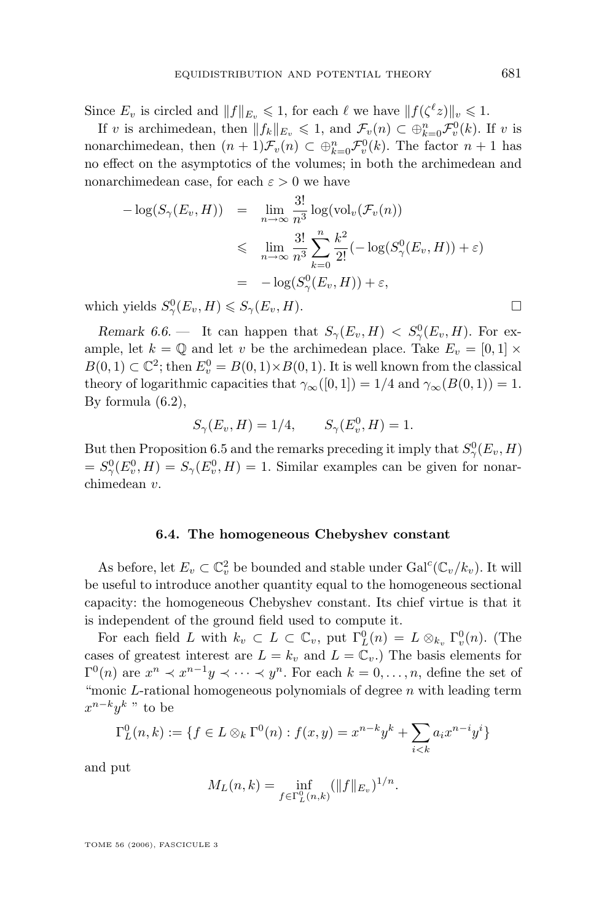Since $E_v$ is circled and $\|f\|_{E_v} \leqslant 1$, for each $\ell$ we have $\|f(\zeta^\ell z)\|_v \leqslant 1$.

If $v$ is archimedean, then $\|f_k\|_{E_v} \leqslant 1$, and $\mathcal{F}_v(n) \subset \oplus_{k=0}^n \mathcal{F}_v^0(k)$. If $v$ is nonarchimedean, then $(n+1)\mathcal{F}_v(n) \subset \oplus_{k=0}^n \mathcal{F}_v^0(k)$. The factor $n+1$ has no effect on the asymptotics of the volumes; in both the archimedean and nonarchimedean case, for each $\varepsilon > 0$ we have

$$\begin{aligned}
-\log(S_\gamma(E_v, H)) &= \lim_{n\to\infty} \frac{3!}{n^3} \log(\mathrm{vol}_v(\mathcal{F}_v(n))) \\
&\leqslant \lim_{n\to\infty} \frac{3!}{n^3} \sum_{k=0}^{n} \frac{k^2}{2!}(-\log(S_\gamma^0(E_v, H)) + \varepsilon) \\
&= -\log(S_\gamma^0(E_v, H)) + \varepsilon,
\end{aligned}$$

which yields $S_\gamma^0(E_v, H) \leqslant S_\gamma(E_v, H)$. □

*Remark 6.6.* — It can happen that $S_\gamma(E_v, H) < S_\gamma^0(E_v, H)$. For example, let $k = \mathbb{Q}$ and let $v$ be the archimedean place. Take $E_v = [0,1] \times B(0,1) \subset \mathbb{C}^2$; then $E_v^0 = B(0,1) \times B(0,1)$. It is well known from the classical theory of logarithmic capacities that $\gamma_\infty([0,1]) = 1/4$ and $\gamma_\infty(B(0,1)) = 1$. By formula (6.2),

$$S_\gamma(E_v, H) = 1/4, \qquad S_\gamma(E_v^0, H) = 1.$$

But then Proposition 6.5 and the remarks preceding it imply that $S_\gamma^0(E_v, H) = S_\gamma^0(E_v^0, H) = S_\gamma(E_v^0, H) = 1$. Similar examples can be given for nonarchimedean $v$.

### 6.4. The homogeneous Chebyshev constant

As before, let $E_v \subset \mathbb{C}_v^2$ be bounded and stable under $\mathrm{Gal}^c(\mathbb{C}_v/k_v)$. It will be useful to introduce another quantity equal to the homogeneous sectional capacity: the homogeneous Chebyshev constant. Its chief virtue is that it is independent of the ground field used to compute it.

For each field $L$ with $k_v \subset L \subset \mathbb{C}_v$, put $\Gamma_L^0(n) = L \otimes_{k_v} \Gamma_v^0(n)$. (The cases of greatest interest are $L = k_v$ and $L = \mathbb{C}_v$.) The basis elements for $\Gamma^0(n)$ are $x^n \prec x^{n-1}y \prec \cdots \prec y^n$. For each $k = 0, \ldots, n$, define the set of "monic $L$-rational homogeneous polynomials of degree $n$ with leading term $x^{n-k}y^k$" to be

$$\Gamma_L^0(n,k) := \{f \in L \otimes_k \Gamma^0(n) : f(x,y) = x^{n-k}y^k + \sum_{i<k} a_i x^{n-i} y^i\}$$

and put

$$M_L(n,k) = \inf_{f \in \Gamma_L^0(n,k)} (\|f\|_{E_v})^{1/n}.$$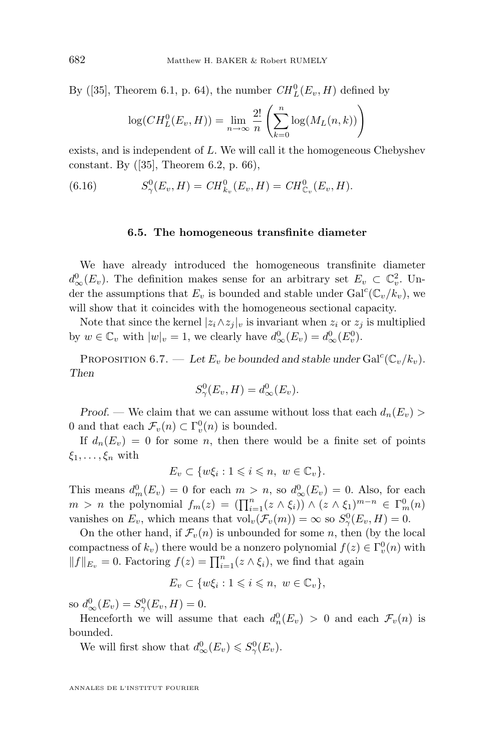By ([35], Theorem 6.1, p. 64), the number $CH^0_L(E_v, H)$ defined by

$$\log(CH^0_L(E_v, H)) = \lim_{n\to\infty} \frac{2!}{n} \left( \sum_{k=0}^{n} \log(M_L(n,k)) \right)$$

exists, and is independent of $L$. We will call it the homogeneous Chebyshev constant. By ([35], Theorem 6.2, p. 66),

$$S^0_\gamma(E_v, H) = CH^0_{k_v}(E_v, H) = CH^0_{\mathbb{C}_v}(E_v, H). \tag{6.16}$$

### 6.5. The homogeneous transfinite diameter

We have already introduced the homogeneous transfinite diameter $d^0_\infty(E_v)$. The definition makes sense for an arbitrary set $E_v \subset \mathbb{C}_v^2$. Under the assumptions that $E_v$ is bounded and stable under $\mathrm{Gal}^c(\mathbb{C}_v/k_v)$, we will show that it coincides with the homogeneous sectional capacity.

Note that since the kernel $|z_i \wedge z_j|_v$ is invariant when $z_i$ or $z_j$ is multiplied by $w \in \mathbb{C}_v$ with $|w|_v = 1$, we clearly have $d^0_\infty(E_v) = d^0_\infty(E^0_v)$.

Proposition 6.7. — *Let $E_v$ be bounded and stable under $\mathrm{Gal}^c(\mathbb{C}_v/k_v)$. Then*

$$S^0_\gamma(E_v, H) = d^0_\infty(E_v).$$

*Proof.* — We claim that we can assume without loss that each $d_n(E_v) > 0$ and that each $\mathcal{F}_v(n) \subset \Gamma^0_v(n)$ is bounded.

If $d_n(E_v) = 0$ for some $n$, then there would be a finite set of points $\xi_1, \dots, \xi_n$ with

$$E_v \subset \{w\xi_i : 1 \leqslant i \leqslant n,\ w \in \mathbb{C}_v\}.$$

This means $d^0_m(E_v) = 0$ for each $m > n$, so $d^0_\infty(E_v) = 0$. Also, for each $m > n$ the polynomial $f_m(z) = (\prod_{i=1}^n (z \wedge \xi_i)) \wedge (z \wedge \xi_1)^{m-n} \in \Gamma^0_m(n)$ vanishes on $E_v$, which means that $\mathrm{vol}_v(\mathcal{F}_v(m)) = \infty$ so $S^0_\gamma(E_v, H) = 0$.

On the other hand, if $\mathcal{F}_v(n)$ is unbounded for some $n$, then (by the local compactness of $k_v$) there would be a nonzero polynomial $f(z) \in \Gamma^0_v(n)$ with $\|f\|_{E_v} = 0$. Factoring $f(z) = \prod_{i=1}^n (z \wedge \xi_i)$, we find that again

$$E_v \subset \{w\xi_i : 1 \leqslant i \leqslant n,\ w \in \mathbb{C}_v\},$$

so $d^0_\infty(E_v) = S^0_\gamma(E_v, H) = 0$.

Henceforth we will assume that each $d^0_n(E_v) > 0$ and each $\mathcal{F}_v(n)$ is bounded.

We will first show that $d^0_\infty(E_v) \leqslant S^0_\gamma(E_v)$.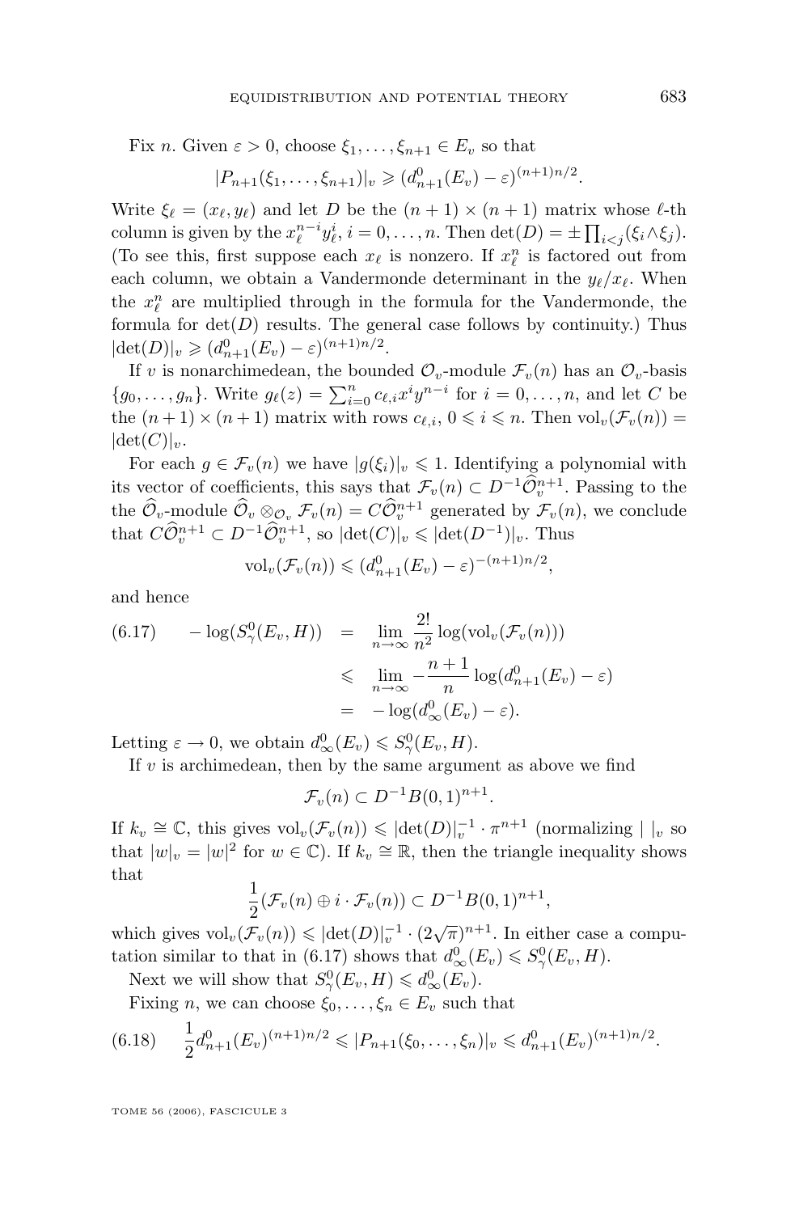Fix $n$. Given $\varepsilon > 0$, choose $\xi_1, \dots, \xi_{n+1} \in E_v$ so that

$$|P_{n+1}(\xi_1, \dots, \xi_{n+1})|_v \geqslant (d^0_{n+1}(E_v) - \varepsilon)^{(n+1)n/2}.$$

Write $\xi_\ell = (x_\ell, y_\ell)$ and let $D$ be the $(n+1) \times (n+1)$ matrix whose $\ell$-th column is given by the $x_\ell^{n-i} y_\ell^i$, $i = 0, \dots, n$. Then $\det(D) = \pm \prod_{i<j} (\xi_i \wedge \xi_j)$. (To see this, first suppose each $x_\ell$ is nonzero. If $x_\ell^n$ is factored out from each column, we obtain a Vandermonde determinant in the $y_\ell / x_\ell$. When the $x_\ell^n$ are multiplied through in the formula for the Vandermonde, the formula for $\det(D)$ results. The general case follows by continuity.) Thus $|\det(D)|_v \geqslant (d^0_{n+1}(E_v) - \varepsilon)^{(n+1)n/2}$.

If $v$ is nonarchimedean, the bounded $\mathcal{O}_v$-module $\mathcal{F}_v(n)$ has an $\mathcal{O}_v$-basis $\{g_0, \dots, g_n\}$. Write $g_\ell(z) = \sum_{i=0}^n c_{\ell,i} x^i y^{n-i}$ for $i = 0, \dots, n$, and let $C$ be the $(n+1) \times (n+1)$ matrix with rows $c_{\ell,i}$, $0 \leqslant i \leqslant n$. Then $\mathrm{vol}_v(\mathcal{F}_v(n)) = |\det(C)|_v$.

For each $g \in \mathcal{F}_v(n)$ we have $|g(\xi_i)|_v \leqslant 1$. Identifying a polynomial with its vector of coefficients, this says that $\mathcal{F}_v(n) \subset D^{-1} \widehat{\mathcal{O}}_v^{n+1}$. Passing to the the $\widehat{\mathcal{O}}_v$-module $\widehat{\mathcal{O}}_v \otimes_{\mathcal{O}_v} \mathcal{F}_v(n) = C \widehat{\mathcal{O}}_v^{n+1}$ generated by $\mathcal{F}_v(n)$, we conclude that $C \widehat{\mathcal{O}}_v^{n+1} \subset D^{-1} \widehat{\mathcal{O}}_v^{n+1}$, so $|\det(C)|_v \leqslant |\det(D^{-1})|_v$. Thus

$$\mathrm{vol}_v(\mathcal{F}_v(n)) \leqslant (d^0_{n+1}(E_v) - \varepsilon)^{-(n+1)n/2},$$

and hence

$$
\begin{aligned}
(6.17) \qquad -\log(S^0_\gamma(E_v, H)) \quad &= \quad \lim_{n \to \infty} \frac{2!}{n^2} \log(\mathrm{vol}_v(\mathcal{F}_v(n))) \\
&\leqslant \quad \lim_{n \to \infty} -\frac{n+1}{n} \log(d^0_{n+1}(E_v) - \varepsilon) \\
&= \quad -\log(d^0_\infty(E_v) - \varepsilon).
\end{aligned}
$$

Letting $\varepsilon \to 0$, we obtain $d^0_\infty(E_v) \leqslant S^0_\gamma(E_v, H)$.

If $v$ is archimedean, then by the same argument as above we find

$$\mathcal{F}_v(n) \subset D^{-1} B(0,1)^{n+1}.$$

If $k_v \cong \mathbb{C}$, this gives $\mathrm{vol}_v(\mathcal{F}_v(n)) \leqslant |\det(D)|_v^{-1} \cdot \pi^{n+1}$ (normalizing $|\ |_v$ so that $|w|_v = |w|^2$ for $w \in \mathbb{C}$). If $k_v \cong \mathbb{R}$, then the triangle inequality shows that

$$\frac{1}{2}(\mathcal{F}_v(n) \oplus i \cdot \mathcal{F}_v(n)) \subset D^{-1} B(0,1)^{n+1},$$

which gives $\mathrm{vol}_v(\mathcal{F}_v(n)) \leqslant |\det(D)|_v^{-1} \cdot (2\sqrt{\pi})^{n+1}$. In either case a computation similar to that in (6.17) shows that $d^0_\infty(E_v) \leqslant S^0_\gamma(E_v, H)$.

Next we will show that $S^0_\gamma(E_v, H) \leqslant d^0_\infty(E_v)$.

Fixing $n$, we can choose $\xi_0, \dots, \xi_n \in E_v$ such that

$$(6.18) \qquad \frac{1}{2} d^0_{n+1}(E_v)^{(n+1)n/2} \leqslant |P_{n+1}(\xi_0, \dots, \xi_n)|_v \leqslant d^0_{n+1}(E_v)^{(n+1)n/2}.$$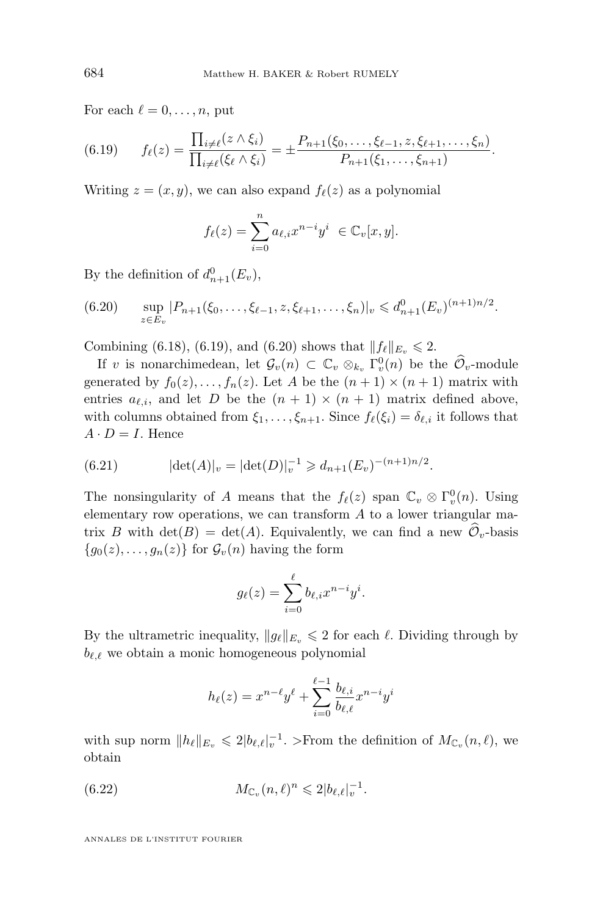For each $\ell = 0, \ldots, n$, put

$$f_\ell(z) = \frac{\prod_{i \neq \ell}(z \wedge \xi_i)}{\prod_{i \neq \ell}(\xi_\ell \wedge \xi_i)} = \pm \frac{P_{n+1}(\xi_0, \ldots, \xi_{\ell-1}, z, \xi_{\ell+1}, \ldots, \xi_n)}{P_{n+1}(\xi_1, \ldots, \xi_{n+1})}. \tag{6.19}$$

Writing $z = (x, y)$, we can also expand $f_\ell(z)$ as a polynomial

$$f_\ell(z) = \sum_{i=0}^{n} a_{\ell,i} x^{n-i} y^i \ \in \mathbb{C}_v[x, y].$$

By the definition of $d_{n+1}^0(E_v)$,

$$\sup_{z \in E_v} |P_{n+1}(\xi_0, \ldots, \xi_{\ell-1}, z, \xi_{\ell+1}, \ldots, \xi_n)|_v \leqslant d_{n+1}^0(E_v)^{(n+1)n/2}. \tag{6.20}$$

Combining (6.18), (6.19), and (6.20) shows that $\|f_\ell\|_{E_v} \leqslant 2$.

If $v$ is nonarchimedean, let $\mathcal{G}_v(n) \subset \mathbb{C}_v \otimes_{k_v} \Gamma_v^0(n)$ be the $\widehat{\mathcal{O}}_v$-module generated by $f_0(z), \ldots, f_n(z)$. Let $A$ be the $(n+1) \times (n+1)$ matrix with entries $a_{\ell,i}$, and let $D$ be the $(n+1) \times (n+1)$ matrix defined above, with columns obtained from $\xi_1, \ldots, \xi_{n+1}$. Since $f_\ell(\xi_i) = \delta_{\ell,i}$ it follows that $A \cdot D = I$. Hence

$$|\det(A)|_v = |\det(D)|_v^{-1} \geqslant d_{n+1}(E_v)^{-(n+1)n/2}. \tag{6.21}$$

The nonsingularity of $A$ means that the $f_\ell(z)$ span $\mathbb{C}_v \otimes \Gamma_v^0(n)$. Using elementary row operations, we can transform $A$ to a lower triangular matrix $B$ with $\det(B) = \det(A)$. Equivalently, we can find a new $\widehat{\mathcal{O}}_v$-basis $\{g_0(z), \ldots, g_n(z)\}$ for $\mathcal{G}_v(n)$ having the form

$$g_\ell(z) = \sum_{i=0}^{\ell} b_{\ell,i} x^{n-i} y^i.$$

By the ultrametric inequality, $\|g_\ell\|_{E_v} \leqslant 2$ for each $\ell$. Dividing through by $b_{\ell,\ell}$ we obtain a monic homogeneous polynomial

$$h_\ell(z) = x^{n-\ell} y^\ell + \sum_{i=0}^{\ell-1} \frac{b_{\ell,i}}{b_{\ell,\ell}} x^{n-i} y^i$$

with sup norm $\|h_\ell\|_{E_v} \leqslant 2|b_{\ell,\ell}|_v^{-1}$. >From the definition of $M_{\mathbb{C}_v}(n, \ell)$, we obtain

$$M_{\mathbb{C}_v}(n, \ell)^n \leqslant 2|b_{\ell,\ell}|_v^{-1}. \tag{6.22}$$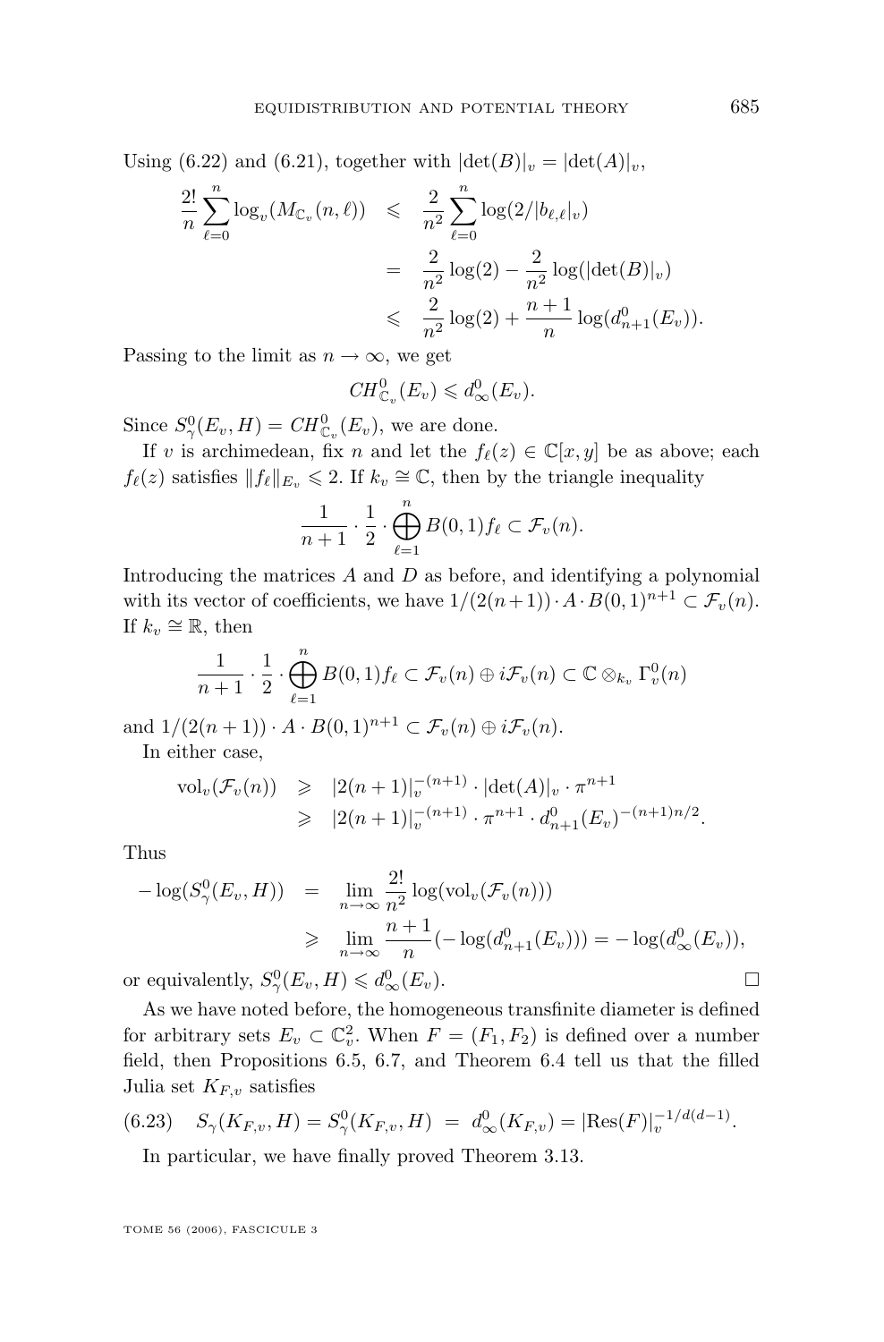Using (6.22) and (6.21), together with $|\det(B)|_v = |\det(A)|_v$,

$$\begin{aligned}
\frac{2!}{n}\sum_{\ell=0}^{n}\log_v(M_{\mathbb{C}_v}(n,\ell)) &\leqslant \frac{2}{n^2}\sum_{\ell=0}^{n}\log(2/|b_{\ell,\ell}|_v) \\
&= \frac{2}{n^2}\log(2) - \frac{2}{n^2}\log(|\det(B)|_v) \\
&\leqslant \frac{2}{n^2}\log(2) + \frac{n+1}{n}\log(d^0_{n+1}(E_v)).
\end{aligned}$$

Passing to the limit as $n \to \infty$, we get

$$CH^0_{\mathbb{C}_v}(E_v) \leqslant d^0_\infty(E_v).$$

Since $S^0_\gamma(E_v, H) = CH^0_{\mathbb{C}_v}(E_v)$, we are done.

If $v$ is archimedean, fix $n$ and let the $f_\ell(z) \in \mathbb{C}[x,y]$ be as above; each $f_\ell(z)$ satisfies $\|f_\ell\|_{E_v} \leqslant 2$. If $k_v \cong \mathbb{C}$, then by the triangle inequality

$$\frac{1}{n+1}\cdot\frac{1}{2}\cdot\bigoplus_{\ell=1}^{n} B(0,1)f_\ell \subset \mathcal{F}_v(n).$$

Introducing the matrices $A$ and $D$ as before, and identifying a polynomial with its vector of coefficients, we have $1/(2(n+1))\cdot A\cdot B(0,1)^{n+1} \subset \mathcal{F}_v(n)$. If $k_v \cong \mathbb{R}$, then

$$\frac{1}{n+1}\cdot\frac{1}{2}\cdot\bigoplus_{\ell=1}^{n} B(0,1)f_\ell \subset \mathcal{F}_v(n) \oplus i\mathcal{F}_v(n) \subset \mathbb{C}\otimes_{k_v}\Gamma^0_v(n)$$

and $1/(2(n+1))\cdot A\cdot B(0,1)^{n+1} \subset \mathcal{F}_v(n) \oplus i\mathcal{F}_v(n)$.

In either case,

$$\begin{aligned}
\mathrm{vol}_v(\mathcal{F}_v(n)) &\geqslant |2(n+1)|_v^{-(n+1)}\cdot|\det(A)|_v\cdot\pi^{n+1} \\
&\geqslant |2(n+1)|_v^{-(n+1)}\cdot\pi^{n+1}\cdot d^0_{n+1}(E_v)^{-(n+1)n/2}.
\end{aligned}$$

Thus

$$\begin{aligned}
-\log(S^0_\gamma(E_v,H)) &= \lim_{n\to\infty}\frac{2!}{n^2}\log(\mathrm{vol}_v(\mathcal{F}_v(n))) \\
&\geqslant \lim_{n\to\infty}\frac{n+1}{n}(-\log(d^0_{n+1}(E_v))) = -\log(d^0_\infty(E_v)),
\end{aligned}$$

or equivalently, $S^0_\gamma(E_v,H) \leqslant d^0_\infty(E_v)$. □

As we have noted before, the homogeneous transfinite diameter is defined for arbitrary sets $E_v \subset \mathbb{C}_v^2$. When $F = (F_1, F_2)$ is defined over a number field, then Propositions 6.5, 6.7, and Theorem 6.4 tell us that the filled Julia set $K_{F,v}$ satisfies

$$S_\gamma(K_{F,v},H) = S^0_\gamma(K_{F,v},H) \ = \ d^0_\infty(K_{F,v}) = |\mathrm{Res}(F)|_v^{-1/d(d-1)}. \tag{6.23}$$

In particular, we have finally proved Theorem 3.13.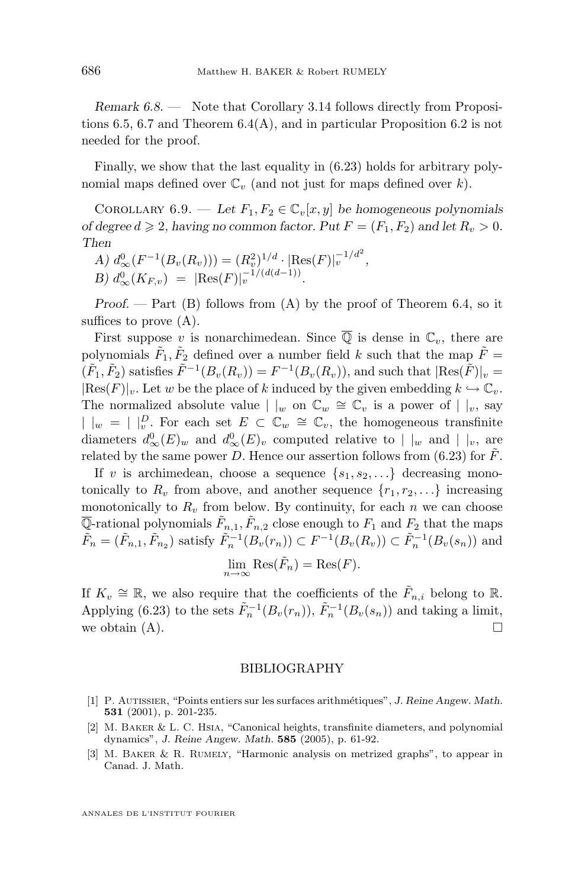*Remark 6.8.* — Note that Corollary 3.14 follows directly from Propositions 6.5, 6.7 and Theorem 6.4(A), and in particular Proposition 6.2 is not needed for the proof.

Finally, we show that the last equality in (6.23) holds for arbitrary polynomial maps defined over $\mathbb{C}_v$ (and not just for maps defined over $k$).

Corollary 6.9. — *Let $F_1, F_2 \in \mathbb{C}_v[x,y]$ be homogeneous polynomials of degree $d \geqslant 2$, having no common factor. Put $F = (F_1, F_2)$ and let $R_v > 0$. Then*

*A)* $d_\infty^0(F^{-1}(B_v(R_v))) = (R_v^2)^{1/d} \cdot |\mathrm{Res}(F)|_v^{-1/d^2}$,

*B)* $d_\infty^0(K_{F,v}) = |\mathrm{Res}(F)|_v^{-1/(d(d-1))}$.

*Proof.* — Part (B) follows from (A) by the proof of Theorem 6.4, so it suffices to prove (A).

First suppose $v$ is nonarchimedean. Since $\overline{\mathbb{Q}}$ is dense in $\mathbb{C}_v$, there are polynomials $\tilde{F}_1, \tilde{F}_2$ defined over a number field $k$ such that the map $\tilde{F} = (\tilde{F}_1, \tilde{F}_2)$ satisfies $\tilde{F}^{-1}(B_v(R_v)) = F^{-1}(B_v(R_v))$, and such that $|\mathrm{Res}(\tilde{F})|_v = |\mathrm{Res}(F)|_v$. Let $w$ be the place of $k$ induced by the given embedding $k \hookrightarrow \mathbb{C}_v$. The normalized absolute value $|\ |_w$ on $\mathbb{C}_w \cong \mathbb{C}_v$ is a power of $|\ |_v$, say $|\ |_w = |\ |_v^D$. For each set $E \subset \mathbb{C}_w \cong \mathbb{C}_v$, the homogeneous transfinite diameters $d_\infty^0(E)_w$ and $d_\infty^0(E)_v$ computed relative to $|\ |_w$ and $|\ |_v$, are related by the same power $D$. Hence our assertion follows from (6.23) for $\tilde{F}$.

If $v$ is archimedean, choose a sequence $\{s_1, s_2, \ldots\}$ decreasing monotonically to $R_v$ from above, and another sequence $\{r_1, r_2, \ldots\}$ increasing monotonically to $R_v$ from below. By continuity, for each $n$ we can choose $\overline{\mathbb{Q}}$-rational polynomials $\tilde{F}_{n,1}, \tilde{F}_{n,2}$ close enough to $F_1$ and $F_2$ that the maps $\tilde{F}_n = (\tilde{F}_{n,1}, \tilde{F}_{n_2})$ satisfy $\tilde{F}_n^{-1}(B_v(r_n)) \subset F^{-1}(B_v(R_v)) \subset \tilde{F}_n^{-1}(B_v(s_n))$ and

$$\lim_{n\to\infty} \mathrm{Res}(\tilde{F}_n) = \mathrm{Res}(F).$$

If $K_v \cong \mathbb{R}$, we also require that the coefficients of the $\tilde{F}_{n,i}$ belong to $\mathbb{R}$. Applying (6.23) to the sets $\tilde{F}_n^{-1}(B_v(r_n))$, $\tilde{F}_n^{-1}(B_v(s_n))$ and taking a limit, we obtain (A). $\square$

## BIBLIOGRAPHY

[1] P. Autissier, "Points entiers sur les surfaces arithmétiques", *J. Reine Angew. Math.* **531** (2001), p. 201-235.

[2] M. Baker & L. C. Hsia, "Canonical heights, transfinite diameters, and polynomial dynamics", *J. Reine Angew. Math.* **585** (2005), p. 61-92.

[3] M. Baker & R. Rumely, "Harmonic analysis on metrized graphs", to appear in Canad. J. Math.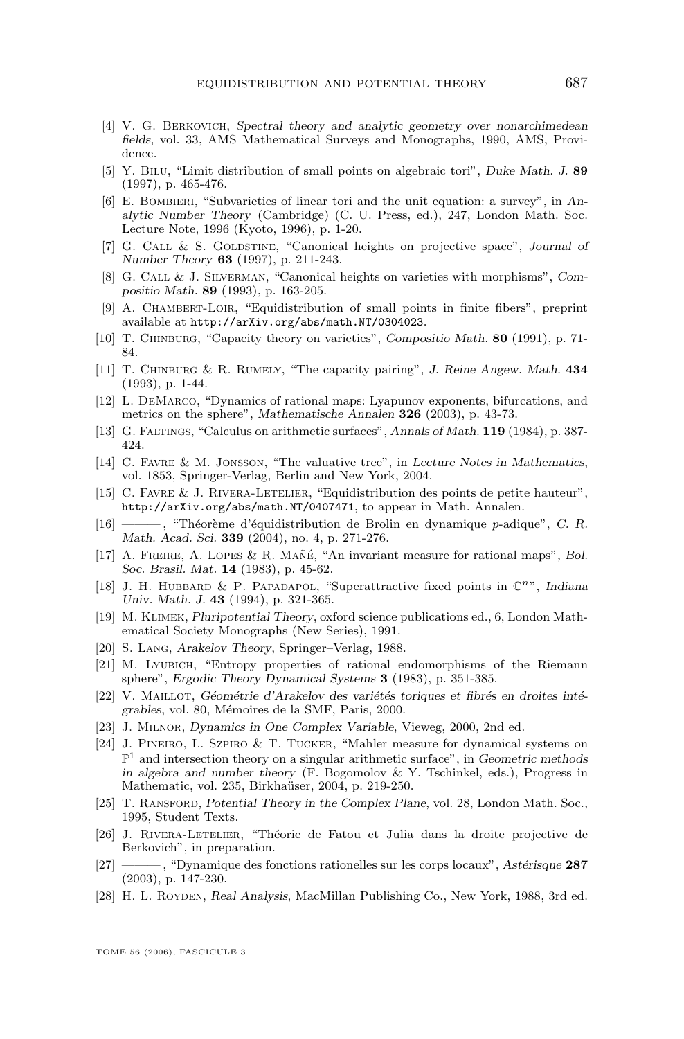[4] V. G. Berkovich, *Spectral theory and analytic geometry over nonarchimedean fields*, vol. 33, AMS Mathematical Surveys and Monographs, 1990, AMS, Providence.

[5] Y. Bilu, "Limit distribution of small points on algebraic tori", *Duke Math. J.* **89** (1997), p. 465-476.

[6] E. Bombieri, "Subvarieties of linear tori and the unit equation: a survey", in *Analytic Number Theory* (Cambridge) (C. U. Press, ed.), 247, London Math. Soc. Lecture Note, 1996 (Kyoto, 1996), p. 1-20.

[7] G. Call & S. Goldstine, "Canonical heights on projective space", *Journal of Number Theory* **63** (1997), p. 211-243.

[8] G. Call & J. Silverman, "Canonical heights on varieties with morphisms", *Compositio Math.* **89** (1993), p. 163-205.

[9] A. Chambert-Loir, "Equidistribution of small points in finite fibers", preprint available at `http://arXiv.org/abs/math.NT/0304023`.

[10] T. Chinburg, "Capacity theory on varieties", *Compositio Math.* **80** (1991), p. 71-84.

[11] T. Chinburg & R. Rumely, "The capacity pairing", *J. Reine Angew. Math.* **434** (1993), p. 1-44.

[12] L. DeMarco, "Dynamics of rational maps: Lyapunov exponents, bifurcations, and metrics on the sphere", *Mathematische Annalen* **326** (2003), p. 43-73.

[13] G. Faltings, "Calculus on arithmetic surfaces", *Annals of Math.* **119** (1984), p. 387-424.

[14] C. Favre & M. Jonsson, "The valuative tree", in *Lecture Notes in Mathematics*, vol. 1853, Springer-Verlag, Berlin and New York, 2004.

[15] C. Favre & J. Rivera-Letelier, "Equidistribution des points de petite hauteur", `http://arXiv.org/abs/math.NT/0407471`, to appear in Math. Annalen.

[16] ———, "Théorème d'équidistribution de Brolin en dynamique $p$-adique", *C. R. Math. Acad. Sci.* **339** (2004), no. 4, p. 271-276.

[17] A. Freire, A. Lopes & R. Mañé, "An invariant measure for rational maps", *Bol. Soc. Brasil. Mat.* **14** (1983), p. 45-62.

[18] J. H. Hubbard & P. Papadapol, "Superattractive fixed points in $\mathbb{C}^n$", *Indiana Univ. Math. J.* **43** (1994), p. 321-365.

[19] M. Klimek, *Pluripotential Theory*, oxford science publications ed., 6, London Mathematical Society Monographs (New Series), 1991.

[20] S. Lang, *Arakelov Theory*, Springer–Verlag, 1988.

[21] M. Lyubich, "Entropy properties of rational endomorphisms of the Riemann sphere", *Ergodic Theory Dynamical Systems* **3** (1983), p. 351-385.

[22] V. Maillot, *Géométrie d'Arakelov des variétés toriques et fibrés en droites intégrables*, vol. 80, Mémoires de la SMF, Paris, 2000.

[23] J. Milnor, *Dynamics in One Complex Variable*, Vieweg, 2000, 2nd ed.

[24] J. Pineiro, L. Szpiro & T. Tucker, "Mahler measure for dynamical systems on $\mathbb{P}^1$ and intersection theory on a singular arithmetic surface", in *Geometric methods in algebra and number theory* (F. Bogomolov & Y. Tschinkel, eds.), Progress in Mathematic, vol. 235, Birkhaüser, 2004, p. 219-250.

[25] T. Ransford, *Potential Theory in the Complex Plane*, vol. 28, London Math. Soc., 1995, Student Texts.

[26] J. Rivera-Letelier, "Théorie de Fatou et Julia dans la droite projective de Berkovich", in preparation.

[27] ———, "Dynamique des fonctions rationelles sur les corps locaux", *Astérisque* **287** (2003), p. 147-230.

[28] H. L. Royden, *Real Analysis*, MacMillan Publishing Co., New York, 1988, 3rd ed.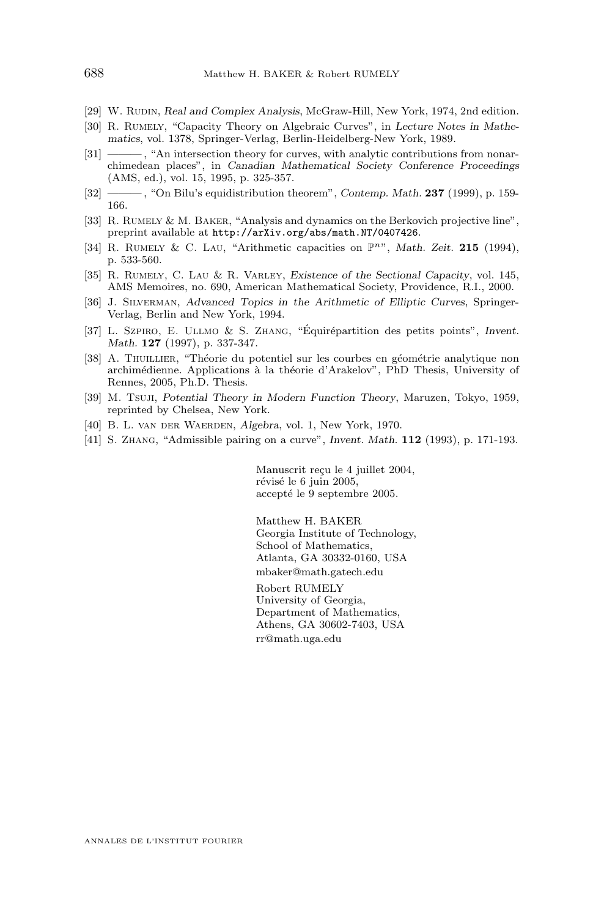[29] W. Rudin, *Real and Complex Analysis*, McGraw-Hill, New York, 1974, 2nd edition.

[30] R. Rumely, "Capacity Theory on Algebraic Curves", in *Lecture Notes in Mathematics*, vol. 1378, Springer-Verlag, Berlin-Heidelberg-New York, 1989.

[31] ———, "An intersection theory for curves, with analytic contributions from nonarchimedean places", in *Canadian Mathematical Society Conference Proceedings* (AMS, ed.), vol. 15, 1995, p. 325-357.

[32] ———, "On Bilu's equidistribution theorem", *Contemp. Math.* **237** (1999), p. 159-166.

[33] R. Rumely & M. Baker, "Analysis and dynamics on the Berkovich projective line", preprint available at `http://arXiv.org/abs/math.NT/0407426`.

[34] R. Rumely & C. Lau, "Arithmetic capacities on $\mathbb{P}^n$", *Math. Zeit.* **215** (1994), p. 533-560.

[35] R. Rumely, C. Lau & R. Varley, *Existence of the Sectional Capacity*, vol. 145, AMS Memoires, no. 690, American Mathematical Society, Providence, R.I., 2000.

[36] J. Silverman, *Advanced Topics in the Arithmetic of Elliptic Curves*, Springer-Verlag, Berlin and New York, 1994.

[37] L. Szpiro, E. Ullmo & S. Zhang, "Équirépartition des petits points", *Invent. Math.* **127** (1997), p. 337-347.

[38] A. Thuillier, "Théorie du potentiel sur les courbes en géométrie analytique non archimédienne. Applications à la théorie d'Arakelov", PhD Thesis, University of Rennes, 2005, Ph.D. Thesis.

[39] M. Tsuji, *Potential Theory in Modern Function Theory*, Maruzen, Tokyo, 1959, reprinted by Chelsea, New York.

[40] B. L. van der Waerden, *Algebra*, vol. 1, New York, 1970.

[41] S. Zhang, "Admissible pairing on a curve", *Invent. Math.* **112** (1993), p. 171-193.

Manuscrit reçu le 4 juillet 2004,
révisé le 6 juin 2005,
accepté le 9 septembre 2005.

Matthew H. BAKER
Georgia Institute of Technology,
School of Mathematics,
Atlanta, GA 30332-0160, USA
mbaker@math.gatech.edu

Robert RUMELY
University of Georgia,
Department of Mathematics,
Athens, GA 30602-7403, USA
rr@math.uga.edu